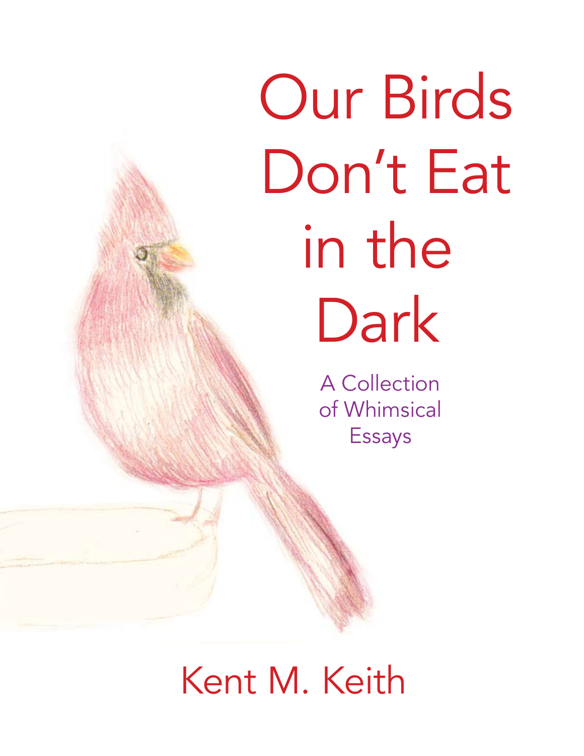# Our Birds Don't Eat in the Dark

## A Collection of Whimsical Essays

Kent M. Keith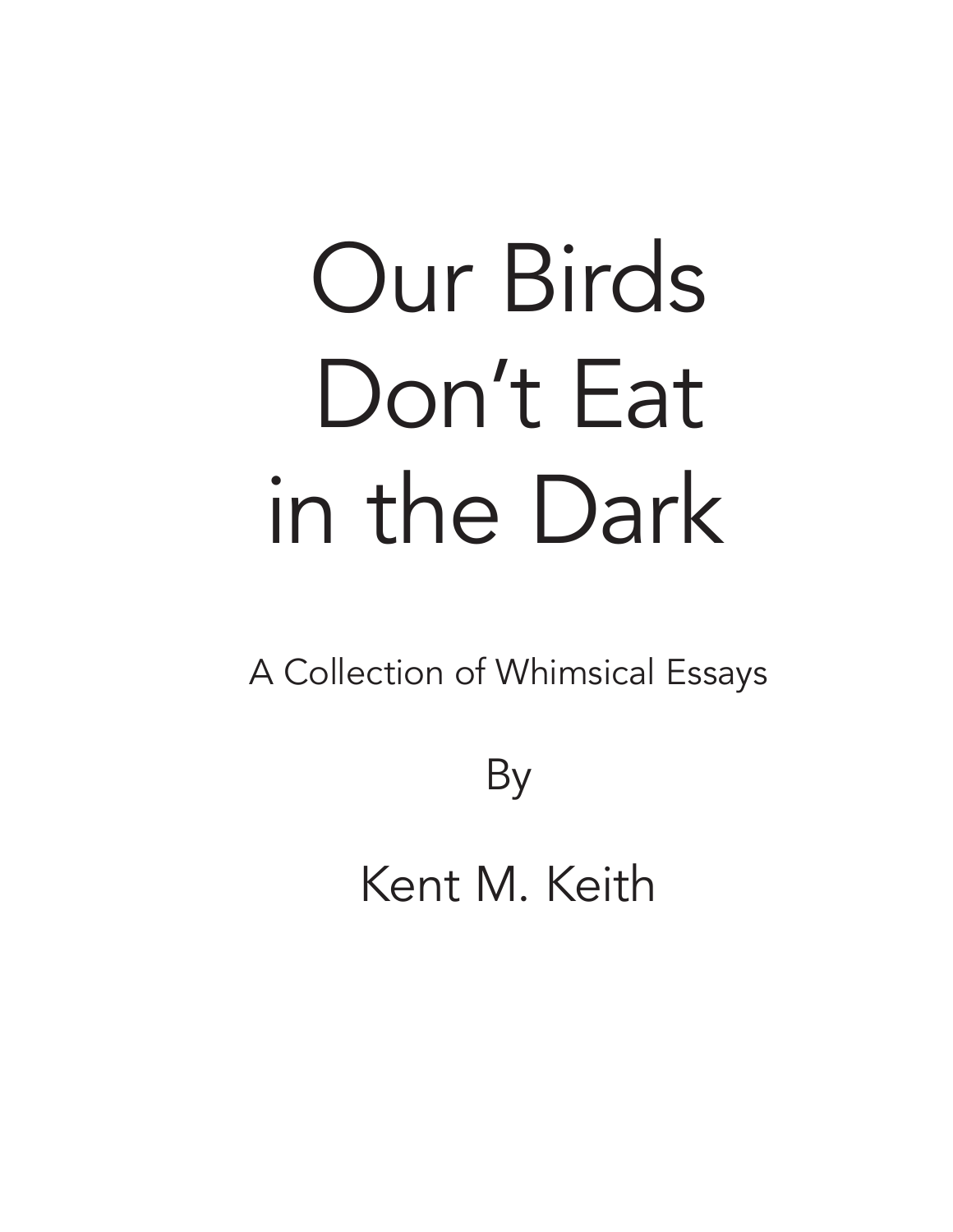# Our Birds Don't Eat in the Dark

A Collection of Whimsical Essays

By

Kent M. Keith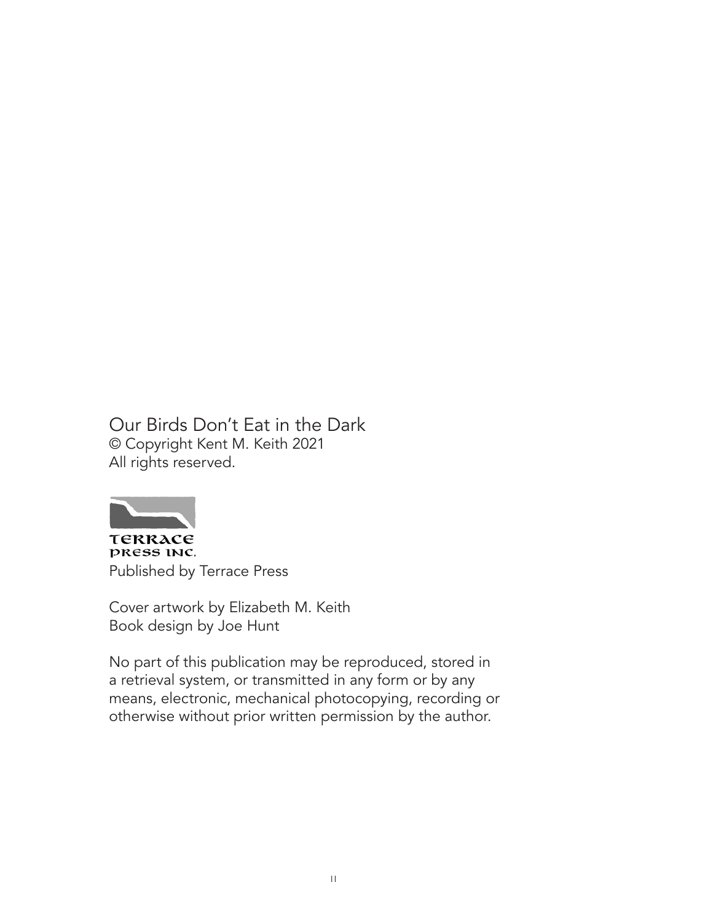Our Birds Don't Eat in the Dark
© Copyright Kent M. Keith 2021
All rights reserved.

TERRACE
PRESS INC.

Published by Terrace Press

Cover artwork by Elizabeth M. Keith
Book design by Joe Hunt

No part of this publication may be reproduced, stored in a retrieval system, or transmitted in any form or by any means, electronic, mechanical photocopying, recording or otherwise without prior written permission by the author.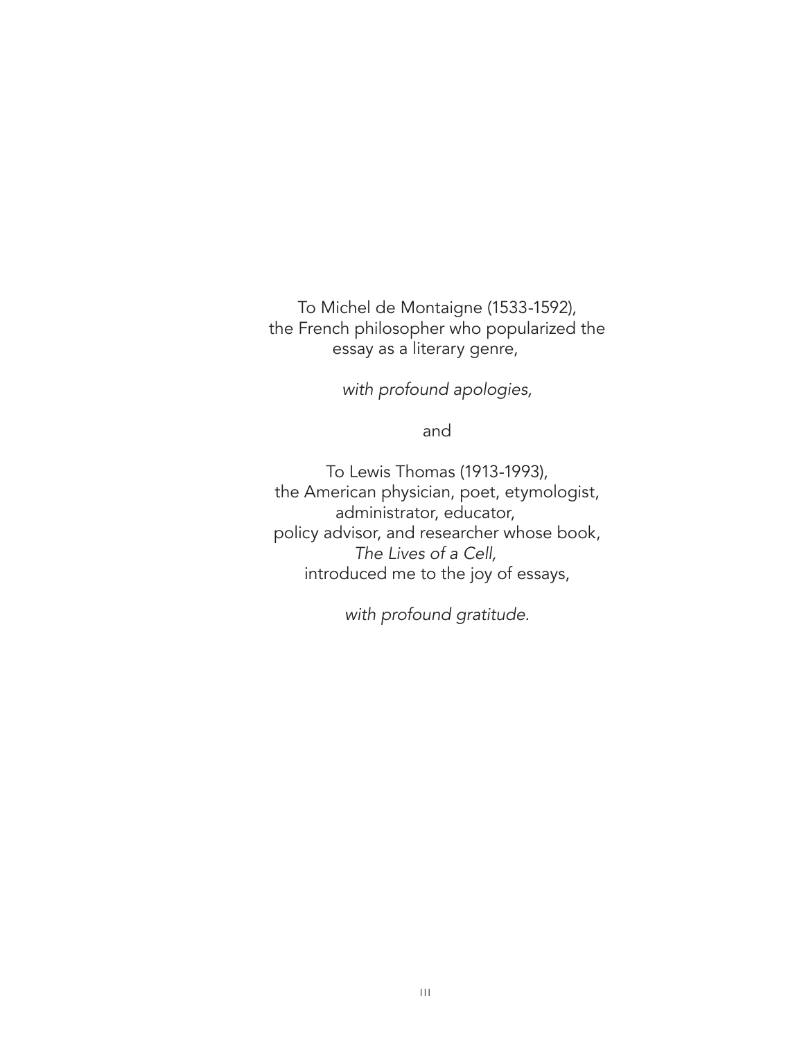To Michel de Montaigne (1533-1592),
the French philosopher who popularized the
essay as a literary genre,

*with profound apologies,*

and

To Lewis Thomas (1913-1993),
the American physician, poet, etymologist,
administrator, educator,
policy advisor, and researcher whose book,
*The Lives of a Cell,*
introduced me to the joy of essays,

*with profound gratitude.*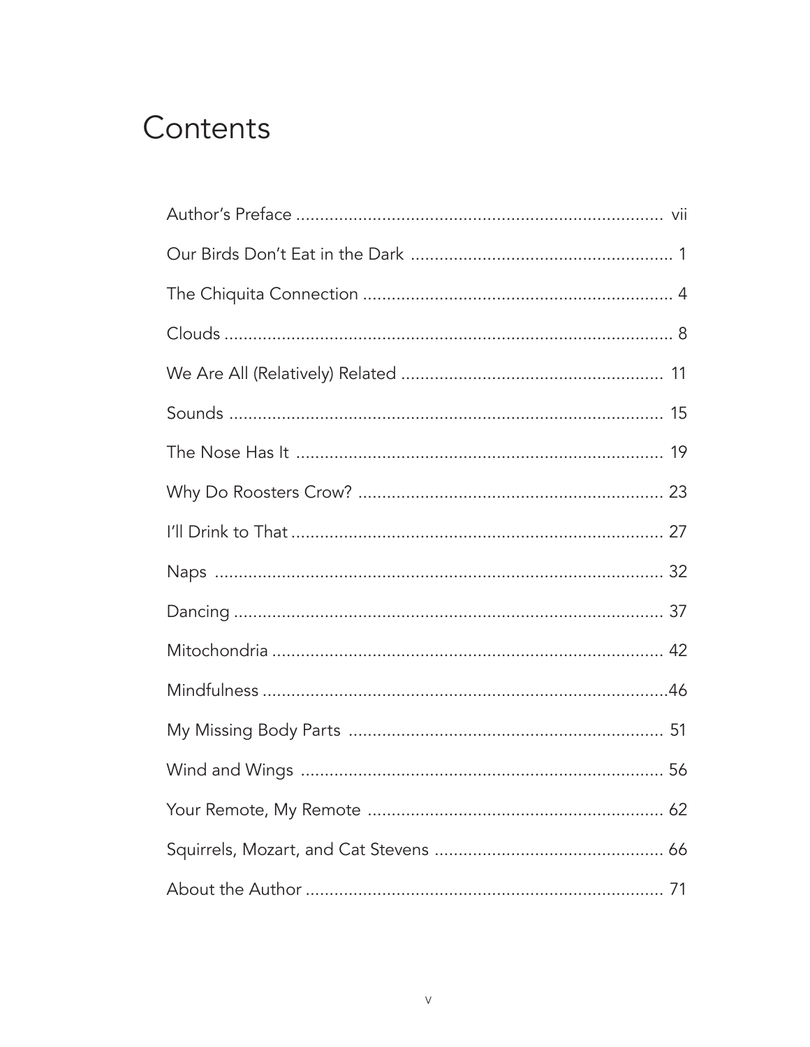# Contents

| | |
|---|---|
| Author's Preface | vii |
| Our Birds Don't Eat in the Dark | 1 |
| The Chiquita Connection | 4 |
| Clouds | 8 |
| We Are All (Relatively) Related | 11 |
| Sounds | 15 |
| The Nose Has It | 19 |
| Why Do Roosters Crow? | 23 |
| I'll Drink to That | 27 |
| Naps | 32 |
| Dancing | 37 |
| Mitochondria | 42 |
| Mindfulness | 46 |
| My Missing Body Parts | 51 |
| Wind and Wings | 56 |
| Your Remote, My Remote | 62 |
| Squirrels, Mozart, and Cat Stevens | 66 |
| About the Author | 71 |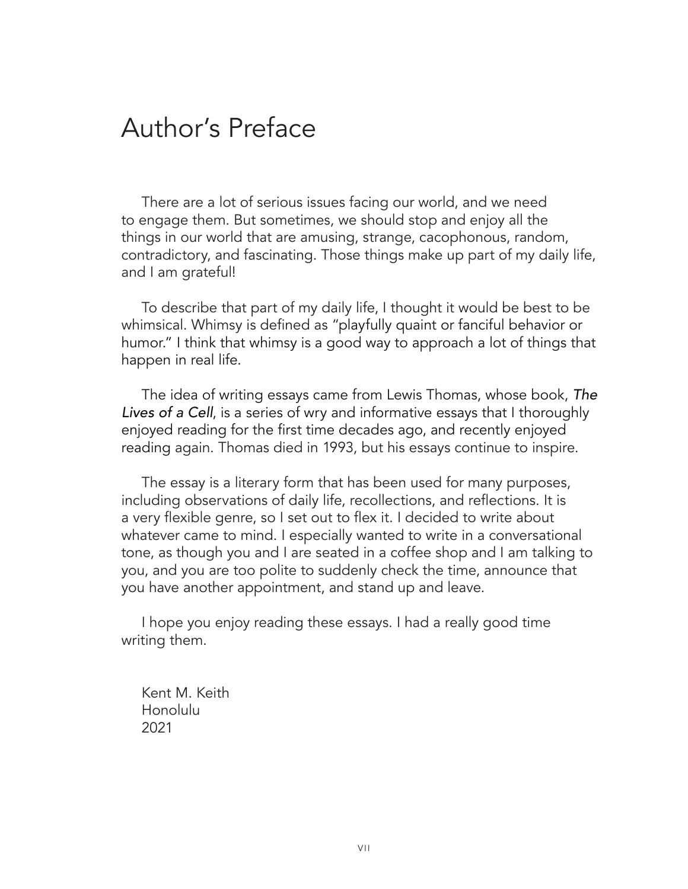# Author's Preface

There are a lot of serious issues facing our world, and we need to engage them. But sometimes, we should stop and enjoy all the things in our world that are amusing, strange, cacophonous, random, contradictory, and fascinating. Those things make up part of my daily life, and I am grateful!

To describe that part of my daily life, I thought it would be best to be whimsical. Whimsy is defined as "playfully quaint or fanciful behavior or humor." I think that whimsy is a good way to approach a lot of things that happen in real life.

The idea of writing essays came from Lewis Thomas, whose book, *The Lives of a Cell*, is a series of wry and informative essays that I thoroughly enjoyed reading for the first time decades ago, and recently enjoyed reading again. Thomas died in 1993, but his essays continue to inspire.

The essay is a literary form that has been used for many purposes, including observations of daily life, recollections, and reflections. It is a very flexible genre, so I set out to flex it. I decided to write about whatever came to mind. I especially wanted to write in a conversational tone, as though you and I are seated in a coffee shop and I am talking to you, and you are too polite to suddenly check the time, announce that you have another appointment, and stand up and leave.

I hope you enjoy reading these essays. I had a really good time writing them.

Kent M. Keith
Honolulu
2021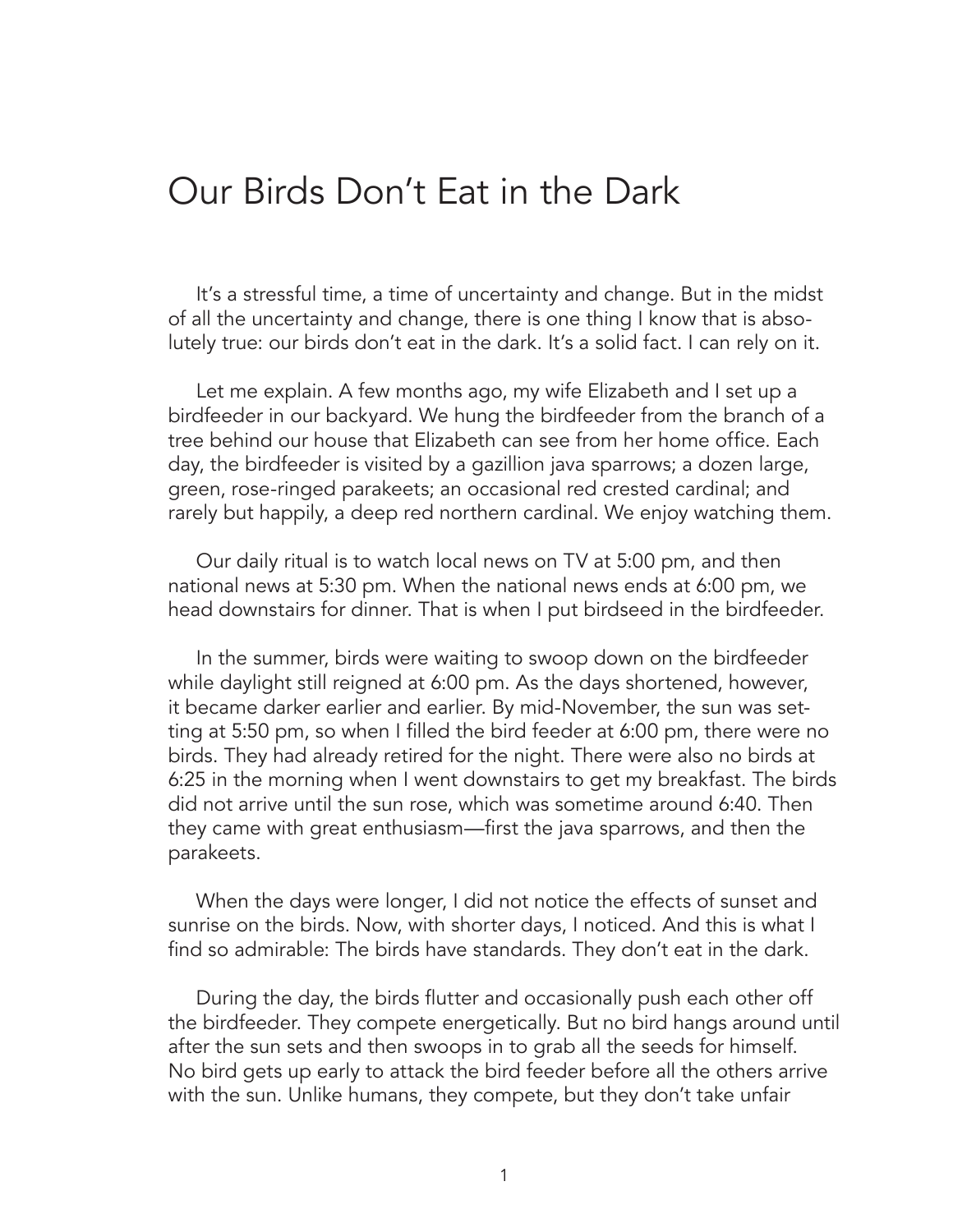# Our Birds Don't Eat in the Dark

It's a stressful time, a time of uncertainty and change. But in the midst of all the uncertainty and change, there is one thing I know that is absolutely true: our birds don't eat in the dark. It's a solid fact. I can rely on it.

Let me explain. A few months ago, my wife Elizabeth and I set up a birdfeeder in our backyard. We hung the birdfeeder from the branch of a tree behind our house that Elizabeth can see from her home office. Each day, the birdfeeder is visited by a gazillion java sparrows; a dozen large, green, rose-ringed parakeets; an occasional red crested cardinal; and rarely but happily, a deep red northern cardinal. We enjoy watching them.

Our daily ritual is to watch local news on TV at 5:00 pm, and then national news at 5:30 pm. When the national news ends at 6:00 pm, we head downstairs for dinner. That is when I put birdseed in the birdfeeder.

In the summer, birds were waiting to swoop down on the birdfeeder while daylight still reigned at 6:00 pm. As the days shortened, however, it became darker earlier and earlier. By mid-November, the sun was setting at 5:50 pm, so when I filled the bird feeder at 6:00 pm, there were no birds. They had already retired for the night. There were also no birds at 6:25 in the morning when I went downstairs to get my breakfast. The birds did not arrive until the sun rose, which was sometime around 6:40. Then they came with great enthusiasm—first the java sparrows, and then the parakeets.

When the days were longer, I did not notice the effects of sunset and sunrise on the birds. Now, with shorter days, I noticed. And this is what I find so admirable: The birds have standards. They don't eat in the dark.

During the day, the birds flutter and occasionally push each other off the birdfeeder. They compete energetically. But no bird hangs around until after the sun sets and then swoops in to grab all the seeds for himself. No bird gets up early to attack the bird feeder before all the others arrive with the sun. Unlike humans, they compete, but they don't take unfair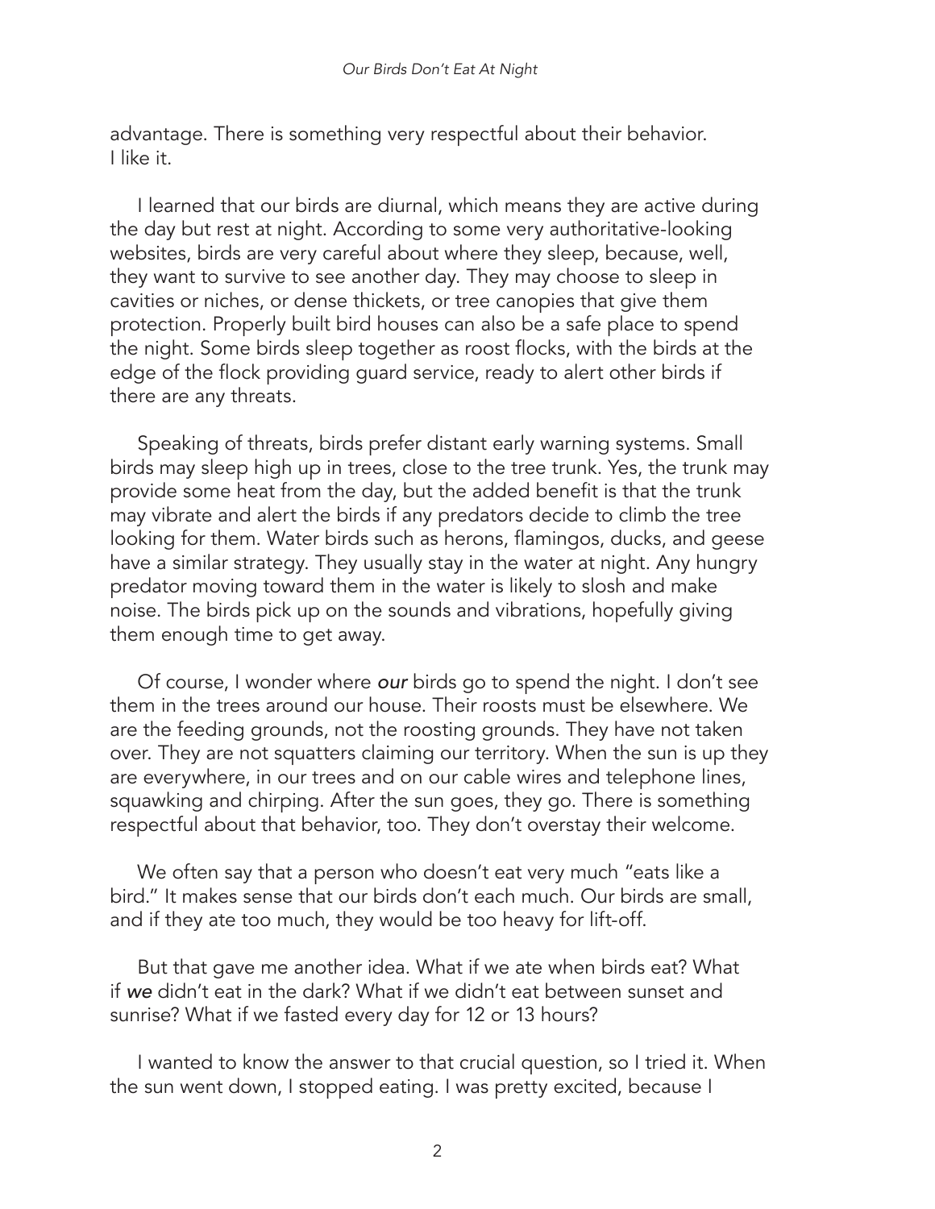advantage. There is something very respectful about their behavior. I like it.

I learned that our birds are diurnal, which means they are active during the day but rest at night. According to some very authoritative-looking websites, birds are very careful about where they sleep, because, well, they want to survive to see another day. They may choose to sleep in cavities or niches, or dense thickets, or tree canopies that give them protection. Properly built bird houses can also be a safe place to spend the night. Some birds sleep together as roost flocks, with the birds at the edge of the flock providing guard service, ready to alert other birds if there are any threats.

Speaking of threats, birds prefer distant early warning systems. Small birds may sleep high up in trees, close to the tree trunk. Yes, the trunk may provide some heat from the day, but the added benefit is that the trunk may vibrate and alert the birds if any predators decide to climb the tree looking for them. Water birds such as herons, flamingos, ducks, and geese have a similar strategy. They usually stay in the water at night. Any hungry predator moving toward them in the water is likely to slosh and make noise. The birds pick up on the sounds and vibrations, hopefully giving them enough time to get away.

Of course, I wonder where *our* birds go to spend the night. I don't see them in the trees around our house. Their roosts must be elsewhere. We are the feeding grounds, not the roosting grounds. They have not taken over. They are not squatters claiming our territory. When the sun is up they are everywhere, in our trees and on our cable wires and telephone lines, squawking and chirping. After the sun goes, they go. There is something respectful about that behavior, too. They don't overstay their welcome.

We often say that a person who doesn't eat very much "eats like a bird." It makes sense that our birds don't each much. Our birds are small, and if they ate too much, they would be too heavy for lift-off.

But that gave me another idea. What if we ate when birds eat? What if *we* didn't eat in the dark? What if we didn't eat between sunset and sunrise? What if we fasted every day for 12 or 13 hours?

I wanted to know the answer to that crucial question, so I tried it. When the sun went down, I stopped eating. I was pretty excited, because I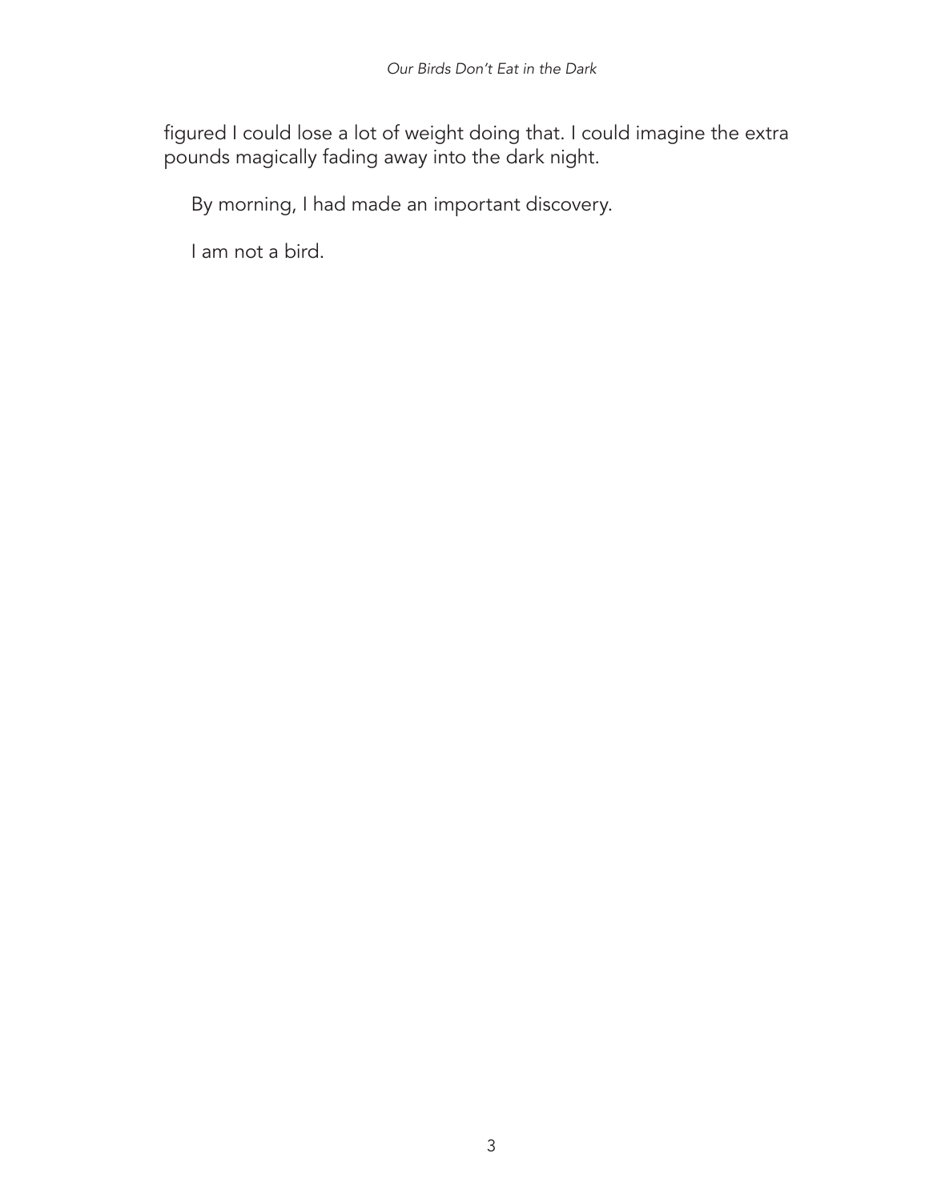figured I could lose a lot of weight doing that. I could imagine the extra pounds magically fading away into the dark night.

By morning, I had made an important discovery.

I am not a bird.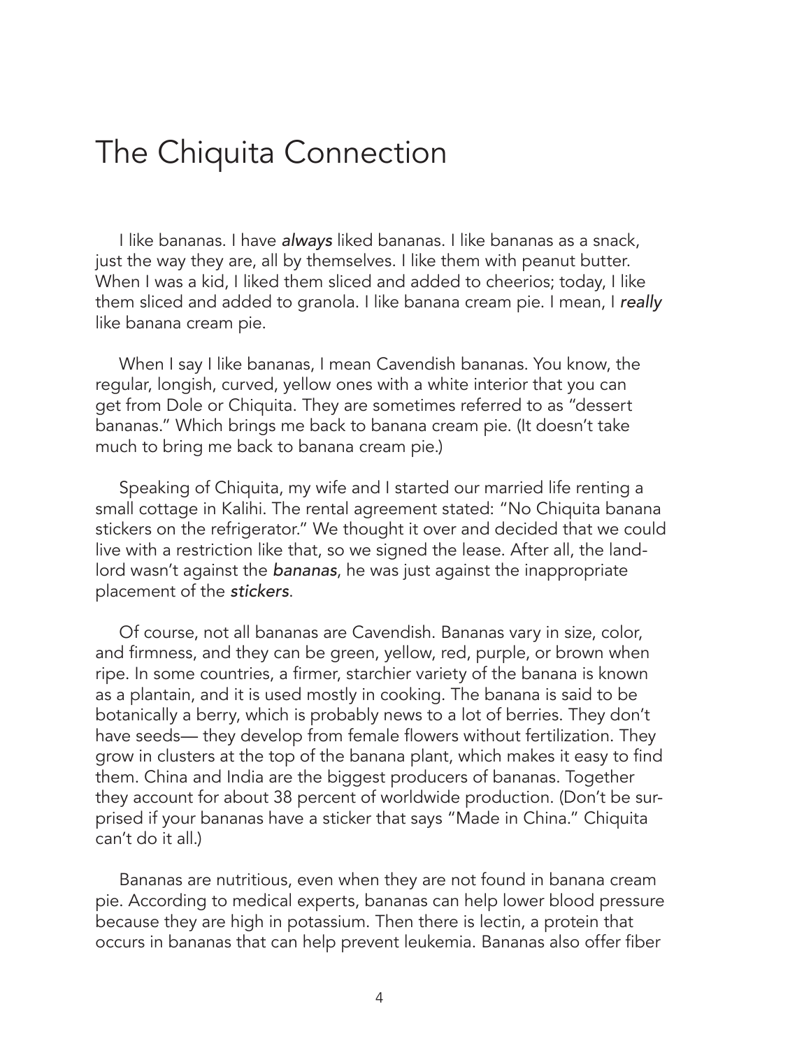# The Chiquita Connection

I like bananas. I have *always* liked bananas. I like bananas as a snack, just the way they are, all by themselves. I like them with peanut butter. When I was a kid, I liked them sliced and added to cheerios; today, I like them sliced and added to granola. I like banana cream pie. I mean, I *really* like banana cream pie.

When I say I like bananas, I mean Cavendish bananas. You know, the regular, longish, curved, yellow ones with a white interior that you can get from Dole or Chiquita. They are sometimes referred to as "dessert bananas." Which brings me back to banana cream pie. (It doesn't take much to bring me back to banana cream pie.)

Speaking of Chiquita, my wife and I started our married life renting a small cottage in Kalihi. The rental agreement stated: "No Chiquita banana stickers on the refrigerator." We thought it over and decided that we could live with a restriction like that, so we signed the lease. After all, the landlord wasn't against the *bananas*, he was just against the inappropriate placement of the *stickers*.

Of course, not all bananas are Cavendish. Bananas vary in size, color, and firmness, and they can be green, yellow, red, purple, or brown when ripe. In some countries, a firmer, starchier variety of the banana is known as a plantain, and it is used mostly in cooking. The banana is said to be botanically a berry, which is probably news to a lot of berries. They don't have seeds— they develop from female flowers without fertilization. They grow in clusters at the top of the banana plant, which makes it easy to find them. China and India are the biggest producers of bananas. Together they account for about 38 percent of worldwide production. (Don't be surprised if your bananas have a sticker that says "Made in China." Chiquita can't do it all.)

Bananas are nutritious, even when they are not found in banana cream pie. According to medical experts, bananas can help lower blood pressure because they are high in potassium. Then there is lectin, a protein that occurs in bananas that can help prevent leukemia. Bananas also offer fiber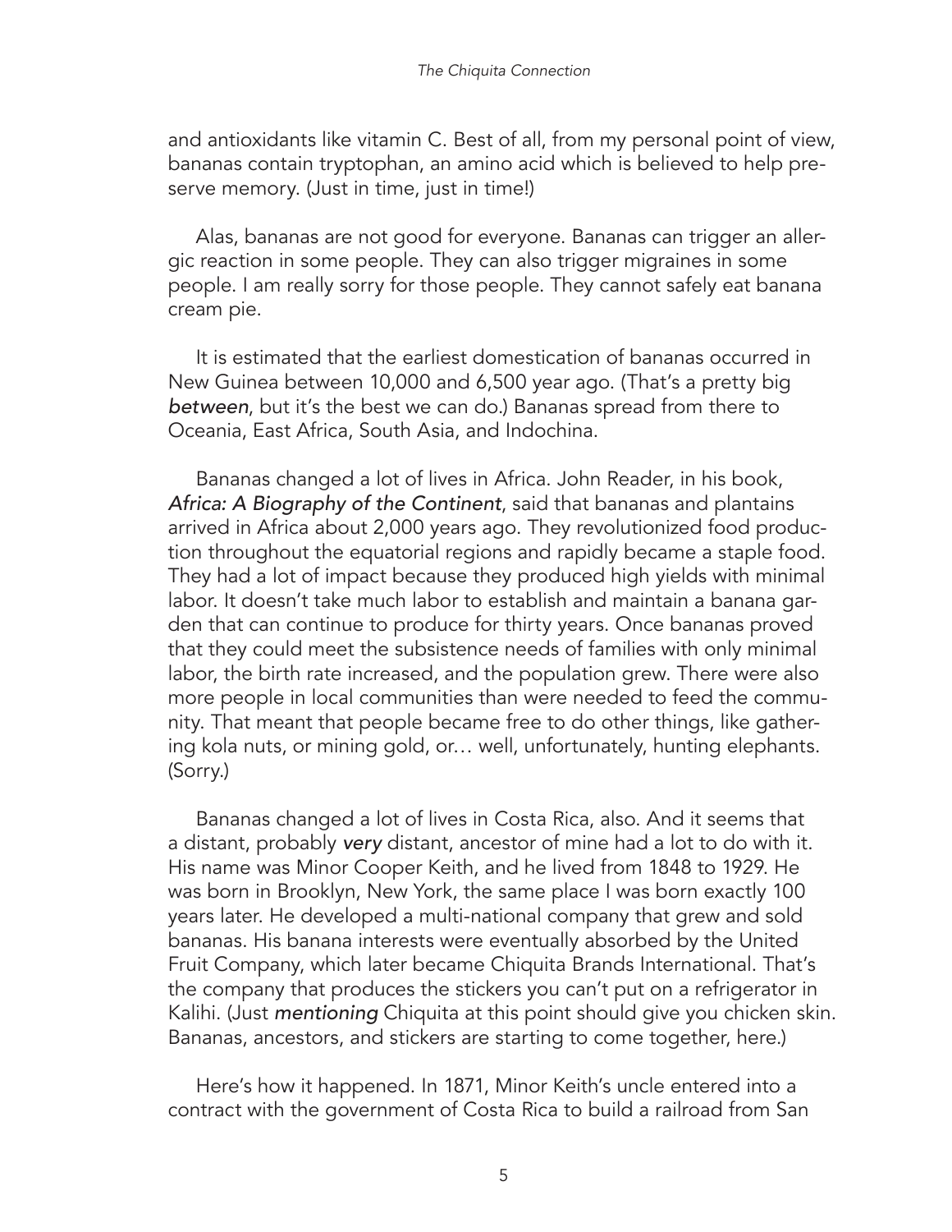and antioxidants like vitamin C. Best of all, from my personal point of view, bananas contain tryptophan, an amino acid which is believed to help preserve memory. (Just in time, just in time!)

Alas, bananas are not good for everyone. Bananas can trigger an allergic reaction in some people. They can also trigger migraines in some people. I am really sorry for those people. They cannot safely eat banana cream pie.

It is estimated that the earliest domestication of bananas occurred in New Guinea between 10,000 and 6,500 year ago. (That's a pretty big *between*, but it's the best we can do.) Bananas spread from there to Oceania, East Africa, South Asia, and Indochina.

Bananas changed a lot of lives in Africa. John Reader, in his book, *Africa: A Biography of the Continent*, said that bananas and plantains arrived in Africa about 2,000 years ago. They revolutionized food production throughout the equatorial regions and rapidly became a staple food. They had a lot of impact because they produced high yields with minimal labor. It doesn't take much labor to establish and maintain a banana garden that can continue to produce for thirty years. Once bananas proved that they could meet the subsistence needs of families with only minimal labor, the birth rate increased, and the population grew. There were also more people in local communities than were needed to feed the community. That meant that people became free to do other things, like gathering kola nuts, or mining gold, or… well, unfortunately, hunting elephants. (Sorry.)

Bananas changed a lot of lives in Costa Rica, also. And it seems that a distant, probably *very* distant, ancestor of mine had a lot to do with it. His name was Minor Cooper Keith, and he lived from 1848 to 1929. He was born in Brooklyn, New York, the same place I was born exactly 100 years later. He developed a multi-national company that grew and sold bananas. His banana interests were eventually absorbed by the United Fruit Company, which later became Chiquita Brands International. That's the company that produces the stickers you can't put on a refrigerator in Kalihi. (Just *mentioning* Chiquita at this point should give you chicken skin. Bananas, ancestors, and stickers are starting to come together, here.)

Here's how it happened. In 1871, Minor Keith's uncle entered into a contract with the government of Costa Rica to build a railroad from San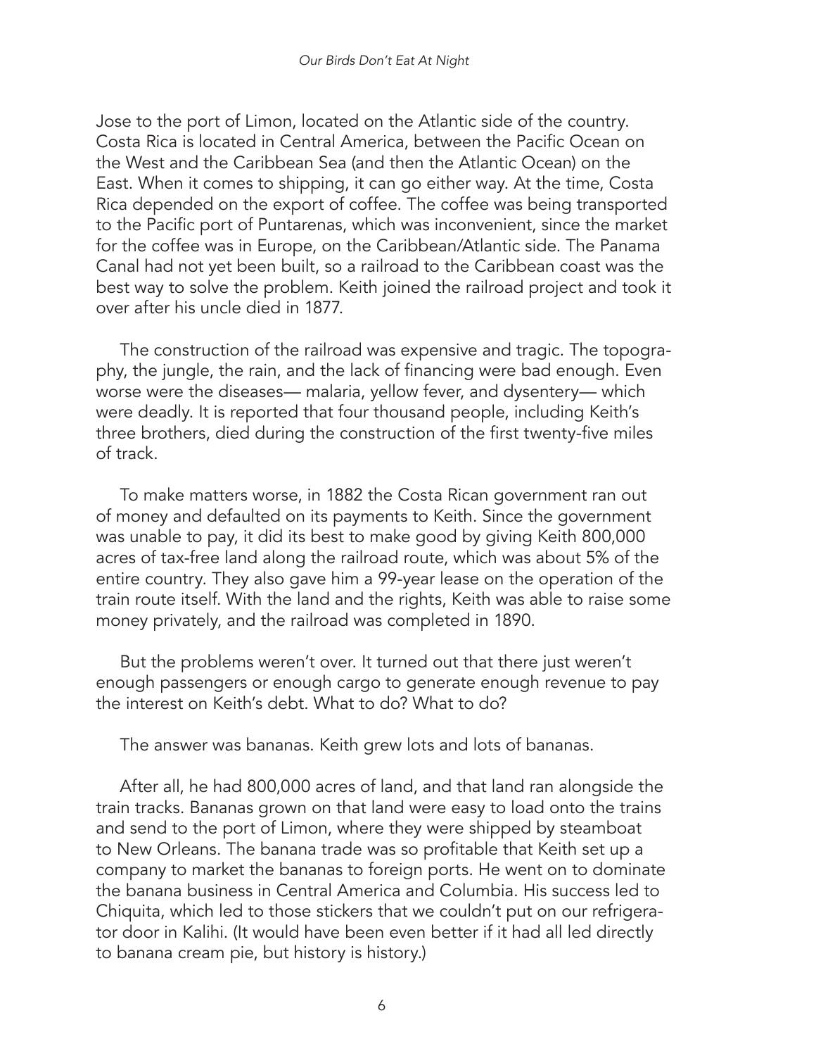Jose to the port of Limon, located on the Atlantic side of the country. Costa Rica is located in Central America, between the Pacific Ocean on the West and the Caribbean Sea (and then the Atlantic Ocean) on the East. When it comes to shipping, it can go either way. At the time, Costa Rica depended on the export of coffee. The coffee was being transported to the Pacific port of Puntarenas, which was inconvenient, since the market for the coffee was in Europe, on the Caribbean/Atlantic side. The Panama Canal had not yet been built, so a railroad to the Caribbean coast was the best way to solve the problem. Keith joined the railroad project and took it over after his uncle died in 1877.

The construction of the railroad was expensive and tragic. The topography, the jungle, the rain, and the lack of financing were bad enough. Even worse were the diseases— malaria, yellow fever, and dysentery— which were deadly. It is reported that four thousand people, including Keith's three brothers, died during the construction of the first twenty-five miles of track.

To make matters worse, in 1882 the Costa Rican government ran out of money and defaulted on its payments to Keith. Since the government was unable to pay, it did its best to make good by giving Keith 800,000 acres of tax-free land along the railroad route, which was about 5% of the entire country. They also gave him a 99-year lease on the operation of the train route itself. With the land and the rights, Keith was able to raise some money privately, and the railroad was completed in 1890.

But the problems weren't over. It turned out that there just weren't enough passengers or enough cargo to generate enough revenue to pay the interest on Keith's debt. What to do? What to do?

The answer was bananas. Keith grew lots and lots of bananas.

After all, he had 800,000 acres of land, and that land ran alongside the train tracks. Bananas grown on that land were easy to load onto the trains and send to the port of Limon, where they were shipped by steamboat to New Orleans. The banana trade was so profitable that Keith set up a company to market the bananas to foreign ports. He went on to dominate the banana business in Central America and Columbia. His success led to Chiquita, which led to those stickers that we couldn't put on our refrigerator door in Kalihi. (It would have been even better if it had all led directly to banana cream pie, but history is history.)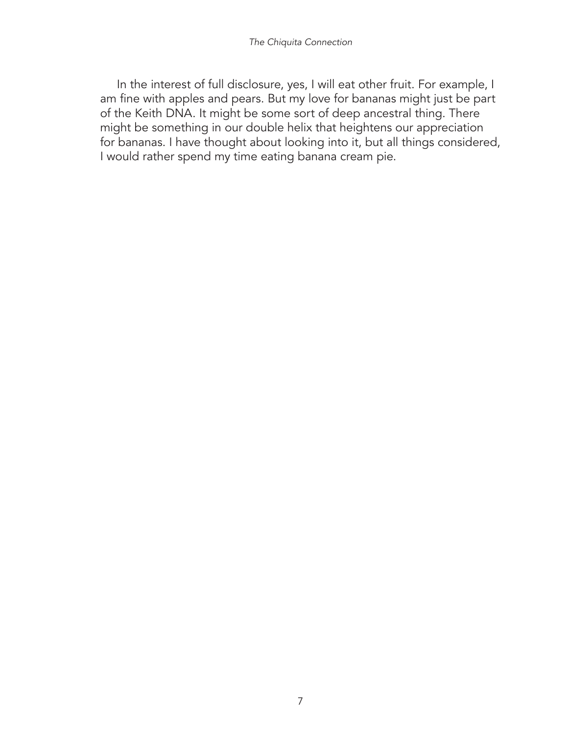In the interest of full disclosure, yes, I will eat other fruit. For example, I am fine with apples and pears. But my love for bananas might just be part of the Keith DNA. It might be some sort of deep ancestral thing. There might be something in our double helix that heightens our appreciation for bananas. I have thought about looking into it, but all things considered, I would rather spend my time eating banana cream pie.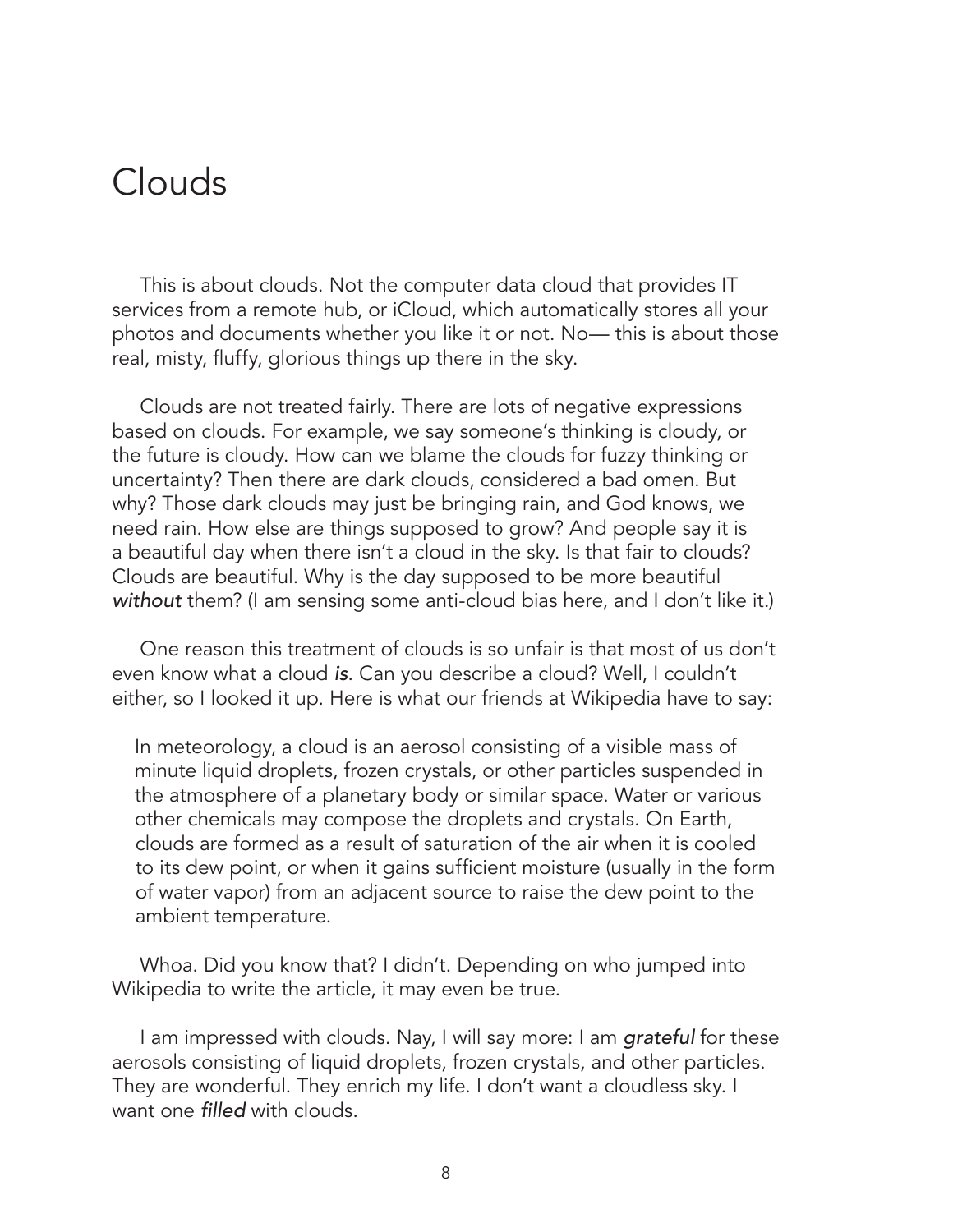# Clouds

This is about clouds. Not the computer data cloud that provides IT services from a remote hub, or iCloud, which automatically stores all your photos and documents whether you like it or not. No— this is about those real, misty, fluffy, glorious things up there in the sky.

Clouds are not treated fairly. There are lots of negative expressions based on clouds. For example, we say someone's thinking is cloudy, or the future is cloudy. How can we blame the clouds for fuzzy thinking or uncertainty? Then there are dark clouds, considered a bad omen. But why? Those dark clouds may just be bringing rain, and God knows, we need rain. How else are things supposed to grow? And people say it is a beautiful day when there isn't a cloud in the sky. Is that fair to clouds? Clouds are beautiful. Why is the day supposed to be more beautiful *without* them? (I am sensing some anti-cloud bias here, and I don't like it.)

One reason this treatment of clouds is so unfair is that most of us don't even know what a cloud *is*. Can you describe a cloud? Well, I couldn't either, so I looked it up. Here is what our friends at Wikipedia have to say:

> In meteorology, a cloud is an aerosol consisting of a visible mass of minute liquid droplets, frozen crystals, or other particles suspended in the atmosphere of a planetary body or similar space. Water or various other chemicals may compose the droplets and crystals. On Earth, clouds are formed as a result of saturation of the air when it is cooled to its dew point, or when it gains sufficient moisture (usually in the form of water vapor) from an adjacent source to raise the dew point to the ambient temperature.

Whoa. Did you know that? I didn't. Depending on who jumped into Wikipedia to write the article, it may even be true.

I am impressed with clouds. Nay, I will say more: I am *grateful* for these aerosols consisting of liquid droplets, frozen crystals, and other particles. They are wonderful. They enrich my life. I don't want a cloudless sky. I want one *filled* with clouds.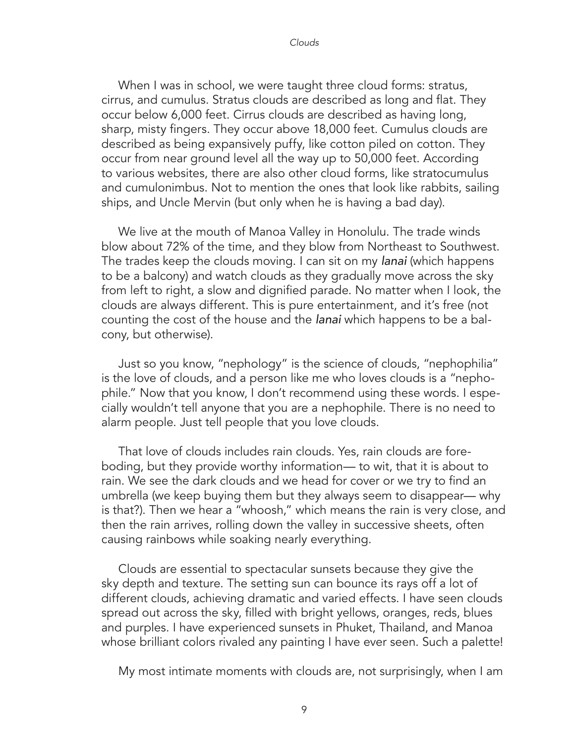When I was in school, we were taught three cloud forms: stratus, cirrus, and cumulus. Stratus clouds are described as long and flat. They occur below 6,000 feet. Cirrus clouds are described as having long, sharp, misty fingers. They occur above 18,000 feet. Cumulus clouds are described as being expansively puffy, like cotton piled on cotton. They occur from near ground level all the way up to 50,000 feet. According to various websites, there are also other cloud forms, like stratocumulus and cumulonimbus. Not to mention the ones that look like rabbits, sailing ships, and Uncle Mervin (but only when he is having a bad day).

We live at the mouth of Manoa Valley in Honolulu. The trade winds blow about 72% of the time, and they blow from Northeast to Southwest. The trades keep the clouds moving. I can sit on my *lanai* (which happens to be a balcony) and watch clouds as they gradually move across the sky from left to right, a slow and dignified parade. No matter when I look, the clouds are always different. This is pure entertainment, and it's free (not counting the cost of the house and the *lanai* which happens to be a balcony, but otherwise).

Just so you know, "nephology" is the science of clouds, "nephophilia" is the love of clouds, and a person like me who loves clouds is a "nephophile." Now that you know, I don't recommend using these words. I especially wouldn't tell anyone that you are a nephophile. There is no need to alarm people. Just tell people that you love clouds.

That love of clouds includes rain clouds. Yes, rain clouds are foreboding, but they provide worthy information— to wit, that it is about to rain. We see the dark clouds and we head for cover or we try to find an umbrella (we keep buying them but they always seem to disappear— why is that?). Then we hear a "whoosh," which means the rain is very close, and then the rain arrives, rolling down the valley in successive sheets, often causing rainbows while soaking nearly everything.

Clouds are essential to spectacular sunsets because they give the sky depth and texture. The setting sun can bounce its rays off a lot of different clouds, achieving dramatic and varied effects. I have seen clouds spread out across the sky, filled with bright yellows, oranges, reds, blues and purples. I have experienced sunsets in Phuket, Thailand, and Manoa whose brilliant colors rivaled any painting I have ever seen. Such a palette!

My most intimate moments with clouds are, not surprisingly, when I am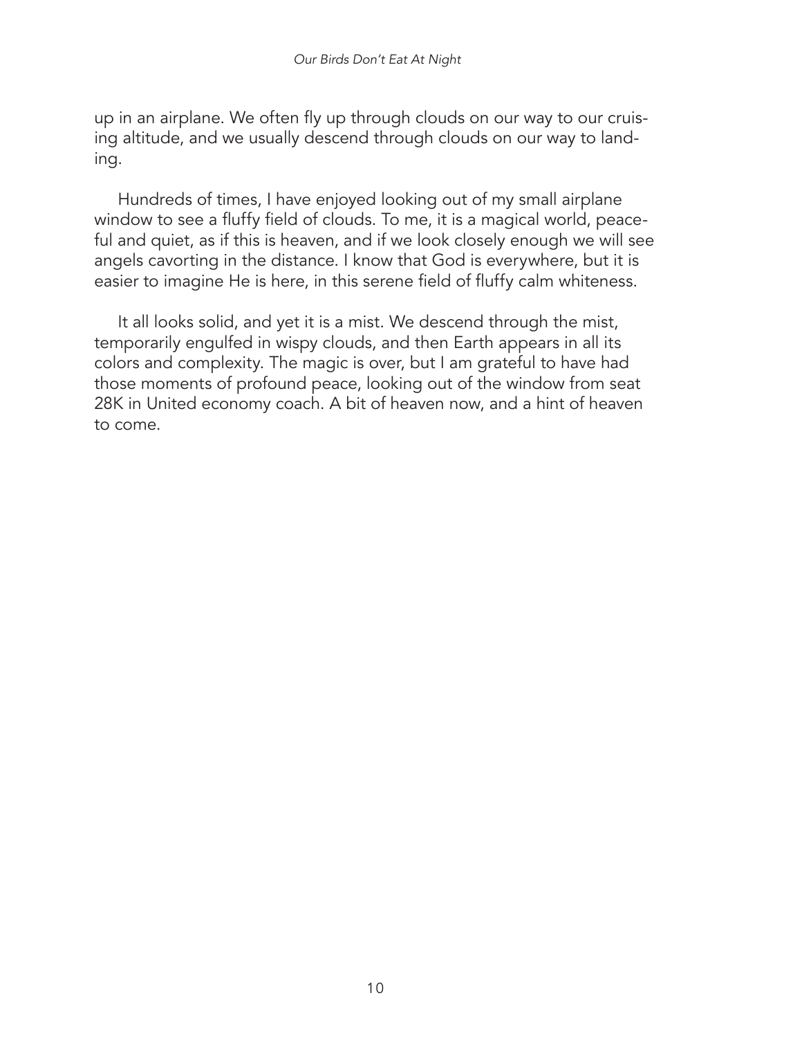up in an airplane. We often fly up through clouds on our way to our cruising altitude, and we usually descend through clouds on our way to landing.

Hundreds of times, I have enjoyed looking out of my small airplane window to see a fluffy field of clouds. To me, it is a magical world, peaceful and quiet, as if this is heaven, and if we look closely enough we will see angels cavorting in the distance. I know that God is everywhere, but it is easier to imagine He is here, in this serene field of fluffy calm whiteness.

It all looks solid, and yet it is a mist. We descend through the mist, temporarily engulfed in wispy clouds, and then Earth appears in all its colors and complexity. The magic is over, but I am grateful to have had those moments of profound peace, looking out of the window from seat 28K in United economy coach. A bit of heaven now, and a hint of heaven to come.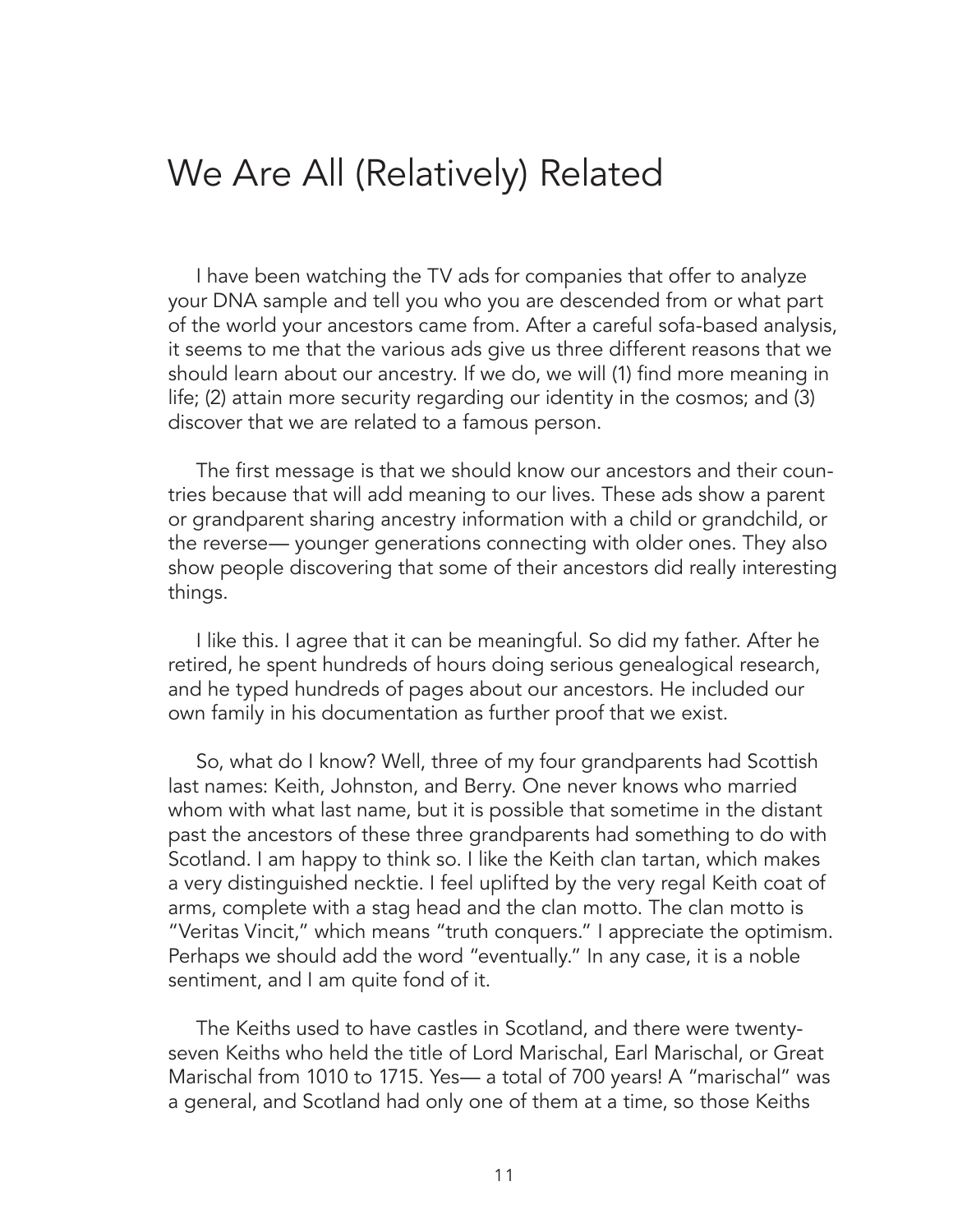# We Are All (Relatively) Related

I have been watching the TV ads for companies that offer to analyze your DNA sample and tell you who you are descended from or what part of the world your ancestors came from. After a careful sofa-based analysis, it seems to me that the various ads give us three different reasons that we should learn about our ancestry. If we do, we will (1) find more meaning in life; (2) attain more security regarding our identity in the cosmos; and (3) discover that we are related to a famous person.

The first message is that we should know our ancestors and their countries because that will add meaning to our lives. These ads show a parent or grandparent sharing ancestry information with a child or grandchild, or the reverse— younger generations connecting with older ones. They also show people discovering that some of their ancestors did really interesting things.

I like this. I agree that it can be meaningful. So did my father. After he retired, he spent hundreds of hours doing serious genealogical research, and he typed hundreds of pages about our ancestors. He included our own family in his documentation as further proof that we exist.

So, what do I know? Well, three of my four grandparents had Scottish last names: Keith, Johnston, and Berry. One never knows who married whom with what last name, but it is possible that sometime in the distant past the ancestors of these three grandparents had something to do with Scotland. I am happy to think so. I like the Keith clan tartan, which makes a very distinguished necktie. I feel uplifted by the very regal Keith coat of arms, complete with a stag head and the clan motto. The clan motto is "Veritas Vincit," which means "truth conquers." I appreciate the optimism. Perhaps we should add the word "eventually." In any case, it is a noble sentiment, and I am quite fond of it.

The Keiths used to have castles in Scotland, and there were twenty-seven Keiths who held the title of Lord Marischal, Earl Marischal, or Great Marischal from 1010 to 1715. Yes— a total of 700 years! A "marischal" was a general, and Scotland had only one of them at a time, so those Keiths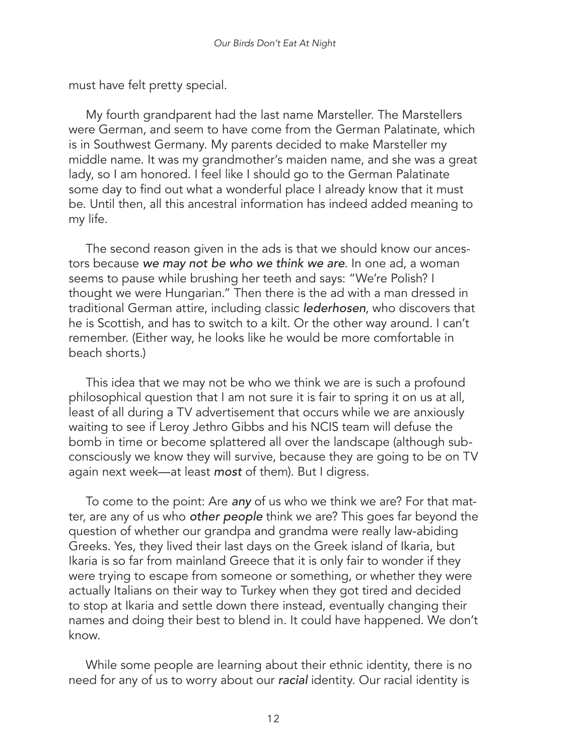must have felt pretty special.

My fourth grandparent had the last name Marsteller. The Marstellers were German, and seem to have come from the German Palatinate, which is in Southwest Germany. My parents decided to make Marsteller my middle name. It was my grandmother's maiden name, and she was a great lady, so I am honored. I feel like I should go to the German Palatinate some day to find out what a wonderful place I already know that it must be. Until then, all this ancestral information has indeed added meaning to my life.

The second reason given in the ads is that we should know our ancestors because *we may not be who we think we are*. In one ad, a woman seems to pause while brushing her teeth and says: "We're Polish? I thought we were Hungarian." Then there is the ad with a man dressed in traditional German attire, including classic *lederhosen*, who discovers that he is Scottish, and has to switch to a kilt. Or the other way around. I can't remember. (Either way, he looks like he would be more comfortable in beach shorts.)

This idea that we may not be who we think we are is such a profound philosophical question that I am not sure it is fair to spring it on us at all, least of all during a TV advertisement that occurs while we are anxiously waiting to see if Leroy Jethro Gibbs and his NCIS team will defuse the bomb in time or become splattered all over the landscape (although subconsciously we know they will survive, because they are going to be on TV again next week—at least *most* of them). But I digress.

To come to the point: Are *any* of us who we think we are? For that matter, are any of us who *other people* think we are? This goes far beyond the question of whether our grandpa and grandma were really law-abiding Greeks. Yes, they lived their last days on the Greek island of Ikaria, but Ikaria is so far from mainland Greece that it is only fair to wonder if they were trying to escape from someone or something, or whether they were actually Italians on their way to Turkey when they got tired and decided to stop at Ikaria and settle down there instead, eventually changing their names and doing their best to blend in. It could have happened. We don't know.

While some people are learning about their ethnic identity, there is no need for any of us to worry about our *racial* identity. Our racial identity is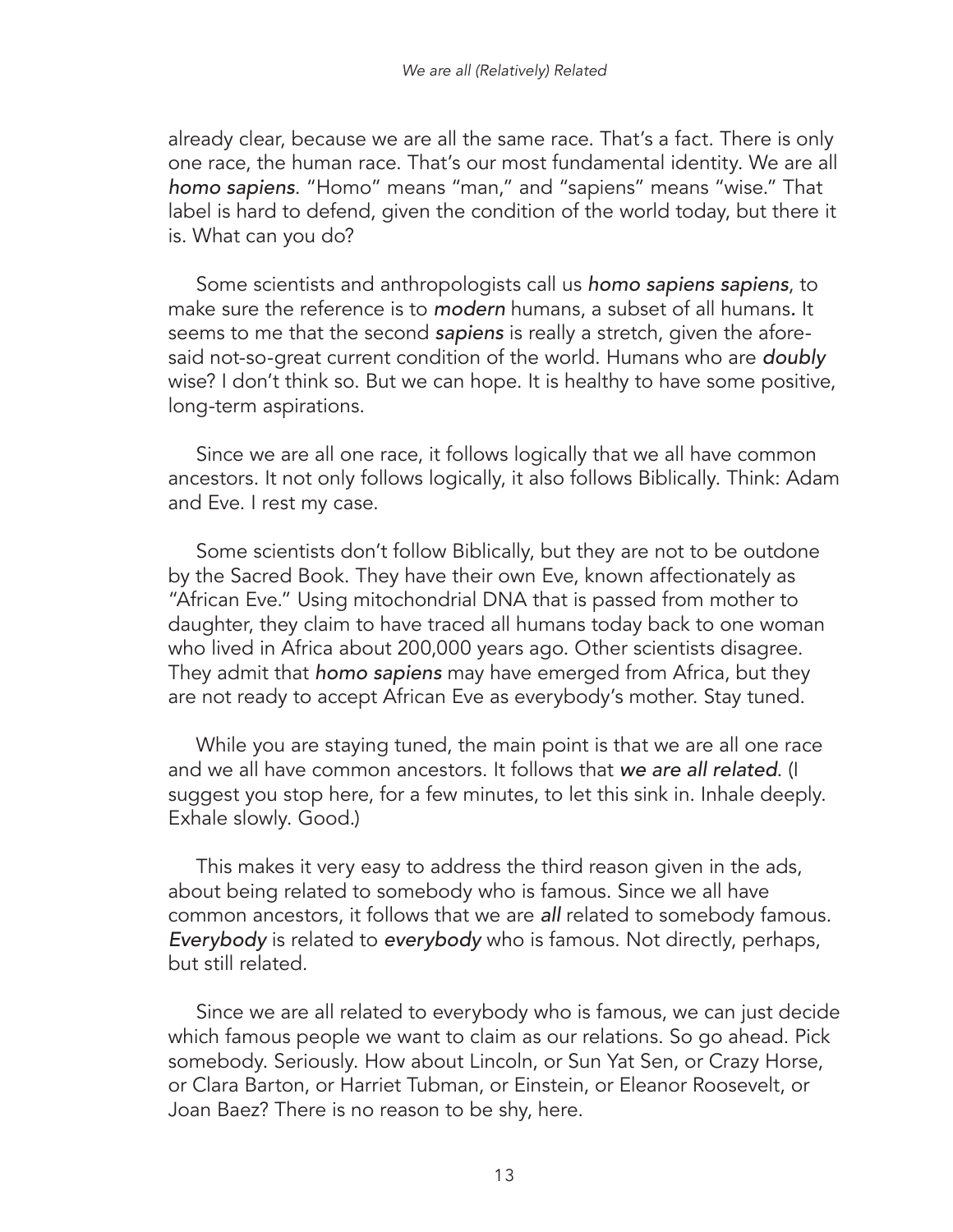already clear, because we are all the same race. That's a fact. There is only one race, the human race. That's our most fundamental identity. We are all *homo sapiens*. "Homo" means "man," and "sapiens" means "wise." That label is hard to defend, given the condition of the world today, but there it is. What can you do?

Some scientists and anthropologists call us *homo sapiens sapiens*, to make sure the reference is to *modern* humans, a subset of all humans. It seems to me that the second *sapiens* is really a stretch, given the aforesaid not-so-great current condition of the world. Humans who are *doubly* wise? I don't think so. But we can hope. It is healthy to have some positive, long-term aspirations.

Since we are all one race, it follows logically that we all have common ancestors. It not only follows logically, it also follows Biblically. Think: Adam and Eve. I rest my case.

Some scientists don't follow Biblically, but they are not to be outdone by the Sacred Book. They have their own Eve, known affectionately as "African Eve." Using mitochondrial DNA that is passed from mother to daughter, they claim to have traced all humans today back to one woman who lived in Africa about 200,000 years ago. Other scientists disagree. They admit that *homo sapiens* may have emerged from Africa, but they are not ready to accept African Eve as everybody's mother. Stay tuned.

While you are staying tuned, the main point is that we are all one race and we all have common ancestors. It follows that *we are all related*. (I suggest you stop here, for a few minutes, to let this sink in. Inhale deeply. Exhale slowly. Good.)

This makes it very easy to address the third reason given in the ads, about being related to somebody who is famous. Since we all have common ancestors, it follows that we are *all* related to somebody famous. *Everybody* is related to *everybody* who is famous. Not directly, perhaps, but still related.

Since we are all related to everybody who is famous, we can just decide which famous people we want to claim as our relations. So go ahead. Pick somebody. Seriously. How about Lincoln, or Sun Yat Sen, or Crazy Horse, or Clara Barton, or Harriet Tubman, or Einstein, or Eleanor Roosevelt, or Joan Baez? There is no reason to be shy, here.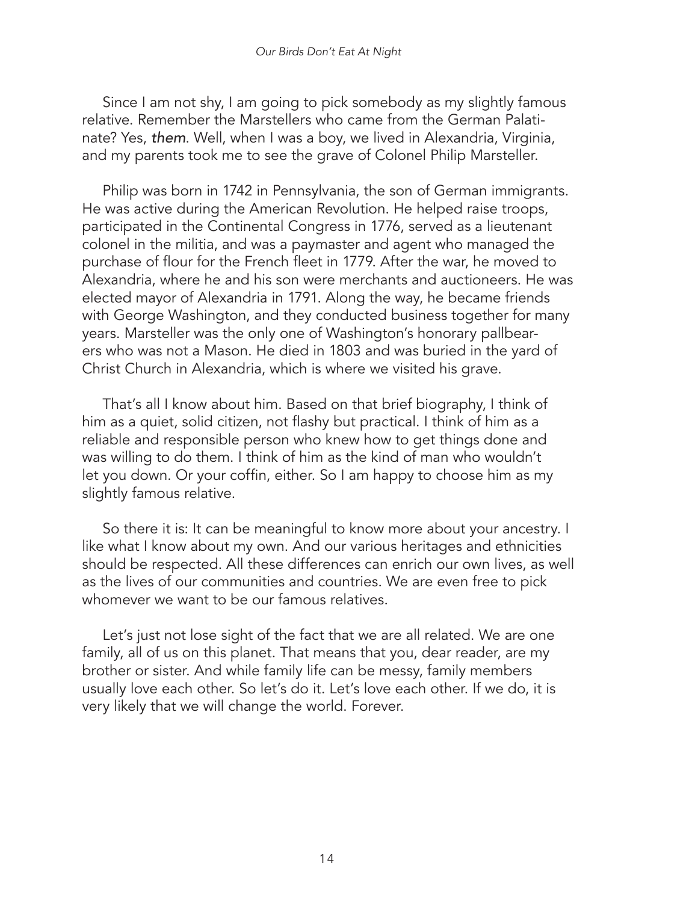Since I am not shy, I am going to pick somebody as my slightly famous relative. Remember the Marstellers who came from the German Palatinate? Yes, *them*. Well, when I was a boy, we lived in Alexandria, Virginia, and my parents took me to see the grave of Colonel Philip Marsteller.

Philip was born in 1742 in Pennsylvania, the son of German immigrants. He was active during the American Revolution. He helped raise troops, participated in the Continental Congress in 1776, served as a lieutenant colonel in the militia, and was a paymaster and agent who managed the purchase of flour for the French fleet in 1779. After the war, he moved to Alexandria, where he and his son were merchants and auctioneers. He was elected mayor of Alexandria in 1791. Along the way, he became friends with George Washington, and they conducted business together for many years. Marsteller was the only one of Washington's honorary pallbearers who was not a Mason. He died in 1803 and was buried in the yard of Christ Church in Alexandria, which is where we visited his grave.

That's all I know about him. Based on that brief biography, I think of him as a quiet, solid citizen, not flashy but practical. I think of him as a reliable and responsible person who knew how to get things done and was willing to do them. I think of him as the kind of man who wouldn't let you down. Or your coffin, either. So I am happy to choose him as my slightly famous relative.

So there it is: It can be meaningful to know more about your ancestry. I like what I know about my own. And our various heritages and ethnicities should be respected. All these differences can enrich our own lives, as well as the lives of our communities and countries. We are even free to pick whomever we want to be our famous relatives.

Let's just not lose sight of the fact that we are all related. We are one family, all of us on this planet. That means that you, dear reader, are my brother or sister. And while family life can be messy, family members usually love each other. So let's do it. Let's love each other. If we do, it is very likely that we will change the world. Forever.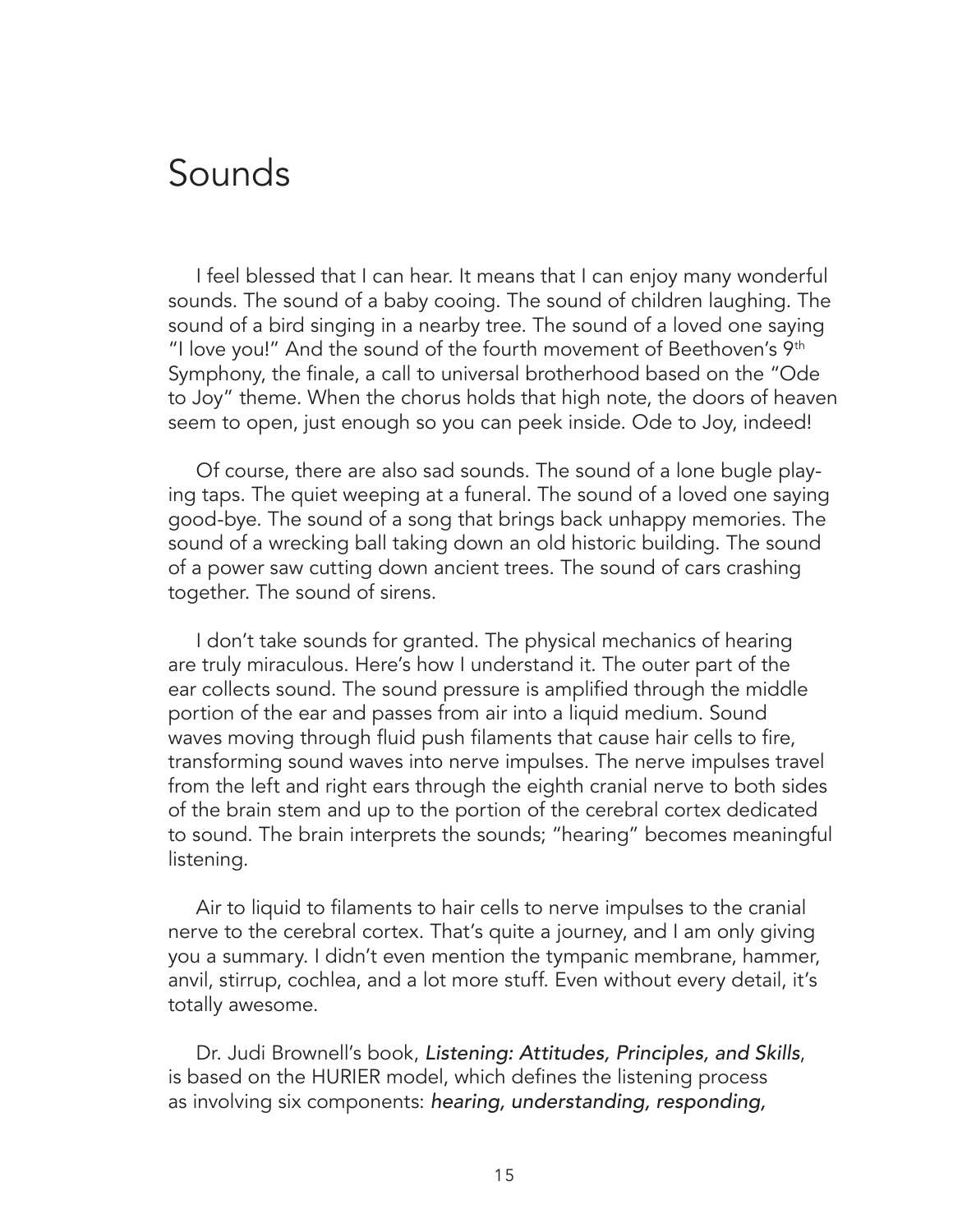# Sounds

I feel blessed that I can hear. It means that I can enjoy many wonderful sounds. The sound of a baby cooing. The sound of children laughing. The sound of a bird singing in a nearby tree. The sound of a loved one saying "I love you!" And the sound of the fourth movement of Beethoven's 9th Symphony, the finale, a call to universal brotherhood based on the "Ode to Joy" theme. When the chorus holds that high note, the doors of heaven seem to open, just enough so you can peek inside. Ode to Joy, indeed!

Of course, there are also sad sounds. The sound of a lone bugle playing taps. The quiet weeping at a funeral. The sound of a loved one saying good-bye. The sound of a song that brings back unhappy memories. The sound of a wrecking ball taking down an old historic building. The sound of a power saw cutting down ancient trees. The sound of cars crashing together. The sound of sirens.

I don't take sounds for granted. The physical mechanics of hearing are truly miraculous. Here's how I understand it. The outer part of the ear collects sound. The sound pressure is amplified through the middle portion of the ear and passes from air into a liquid medium. Sound waves moving through fluid push filaments that cause hair cells to fire, transforming sound waves into nerve impulses. The nerve impulses travel from the left and right ears through the eighth cranial nerve to both sides of the brain stem and up to the portion of the cerebral cortex dedicated to sound. The brain interprets the sounds; "hearing" becomes meaningful listening.

Air to liquid to filaments to hair cells to nerve impulses to the cranial nerve to the cerebral cortex. That's quite a journey, and I am only giving you a summary. I didn't even mention the tympanic membrane, hammer, anvil, stirrup, cochlea, and a lot more stuff. Even without every detail, it's totally awesome.

Dr. Judi Brownell's book, *Listening: Attitudes, Principles, and Skills*, is based on the HURIER model, which defines the listening process as involving six components: *hearing, understanding, responding,*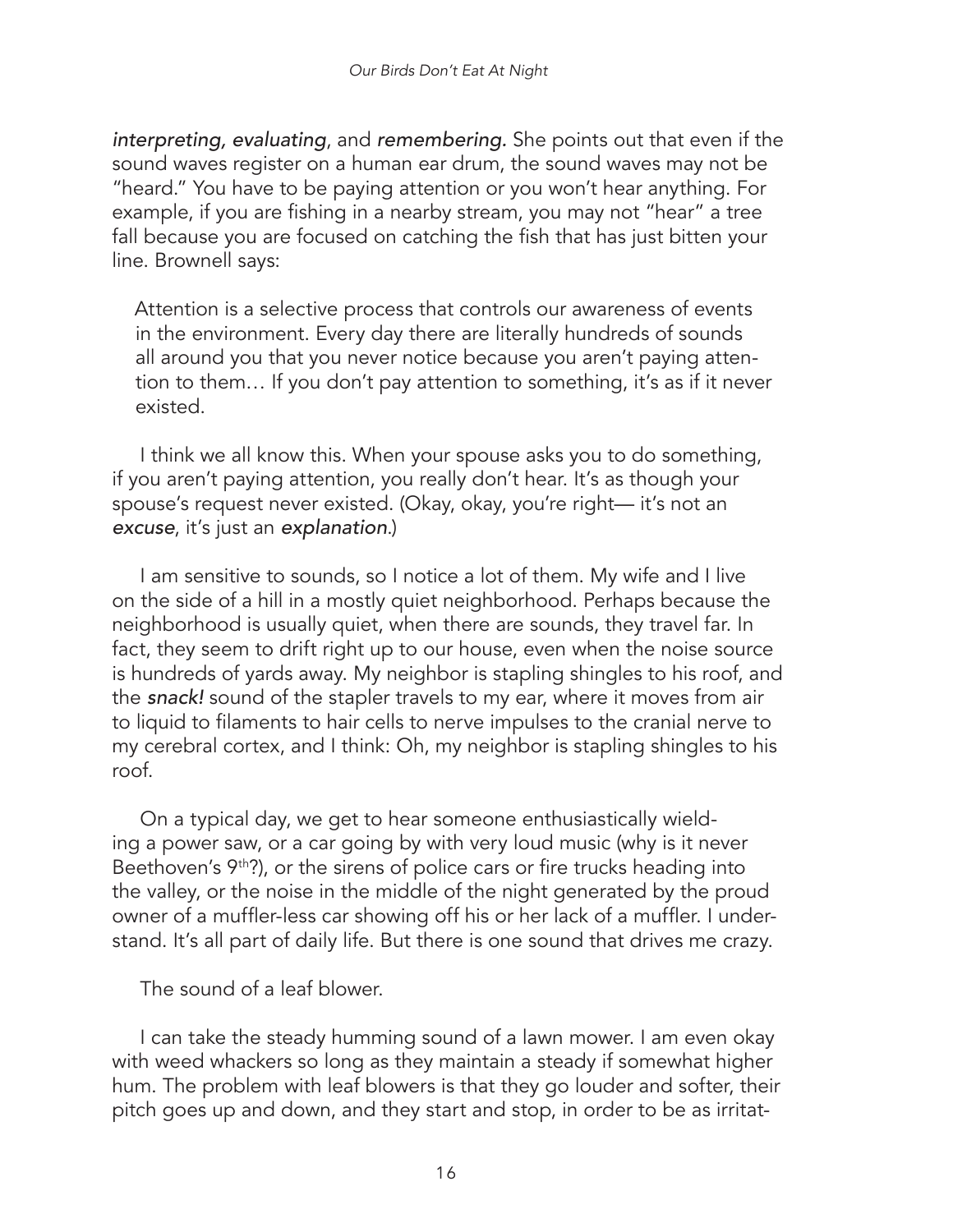*interpreting, evaluating*, and *remembering.* She points out that even if the sound waves register on a human ear drum, the sound waves may not be "heard." You have to be paying attention or you won't hear anything. For example, if you are fishing in a nearby stream, you may not "hear" a tree fall because you are focused on catching the fish that has just bitten your line. Brownell says:

> Attention is a selective process that controls our awareness of events in the environment. Every day there are literally hundreds of sounds all around you that you never notice because you aren't paying attention to them… If you don't pay attention to something, it's as if it never existed.

I think we all know this. When your spouse asks you to do something, if you aren't paying attention, you really don't hear. It's as though your spouse's request never existed. (Okay, okay, you're right— it's not an *excuse*, it's just an *explanation*.)

I am sensitive to sounds, so I notice a lot of them. My wife and I live on the side of a hill in a mostly quiet neighborhood. Perhaps because the neighborhood is usually quiet, when there are sounds, they travel far. In fact, they seem to drift right up to our house, even when the noise source is hundreds of yards away. My neighbor is stapling shingles to his roof, and the ***snack!*** sound of the stapler travels to my ear, where it moves from air to liquid to filaments to hair cells to nerve impulses to the cranial nerve to my cerebral cortex, and I think: Oh, my neighbor is stapling shingles to his roof.

On a typical day, we get to hear someone enthusiastically wielding a power saw, or a car going by with very loud music (why is it never Beethoven's 9th?), or the sirens of police cars or fire trucks heading into the valley, or the noise in the middle of the night generated by the proud owner of a muffler-less car showing off his or her lack of a muffler. I understand. It's all part of daily life. But there is one sound that drives me crazy.

The sound of a leaf blower.

I can take the steady humming sound of a lawn mower. I am even okay with weed whackers so long as they maintain a steady if somewhat higher hum. The problem with leaf blowers is that they go louder and softer, their pitch goes up and down, and they start and stop, in order to be as irritat-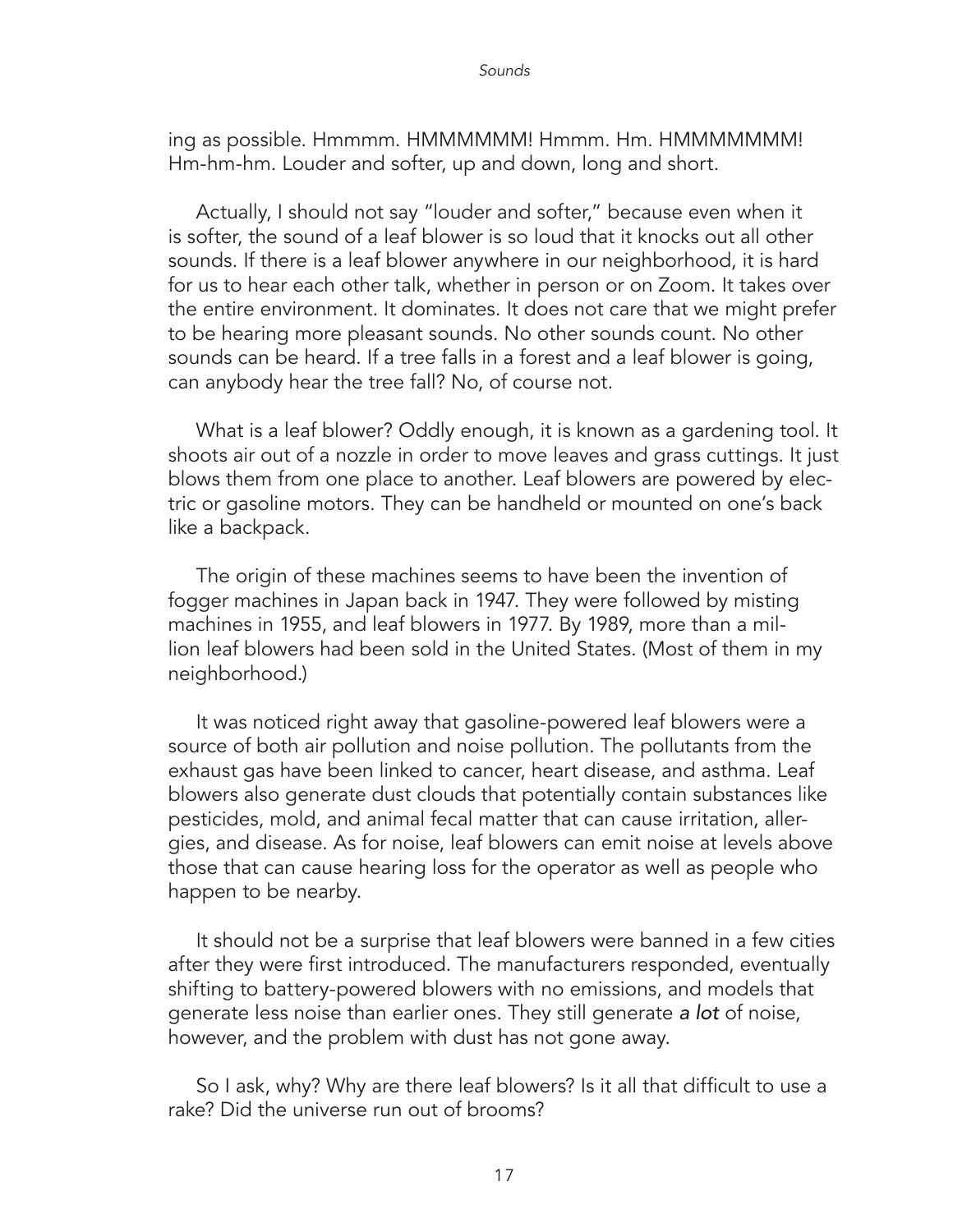ing as possible. Hmmmm. HMMMMMM! Hmmm. Hm. HMMMMMMM! Hm-hm-hm. Louder and softer, up and down, long and short.

Actually, I should not say "louder and softer," because even when it is softer, the sound of a leaf blower is so loud that it knocks out all other sounds. If there is a leaf blower anywhere in our neighborhood, it is hard for us to hear each other talk, whether in person or on Zoom. It takes over the entire environment. It dominates. It does not care that we might prefer to be hearing more pleasant sounds. No other sounds count. No other sounds can be heard. If a tree falls in a forest and a leaf blower is going, can anybody hear the tree fall? No, of course not.

What is a leaf blower? Oddly enough, it is known as a gardening tool. It shoots air out of a nozzle in order to move leaves and grass cuttings. It just blows them from one place to another. Leaf blowers are powered by electric or gasoline motors. They can be handheld or mounted on one's back like a backpack.

The origin of these machines seems to have been the invention of fogger machines in Japan back in 1947. They were followed by misting machines in 1955, and leaf blowers in 1977. By 1989, more than a million leaf blowers had been sold in the United States. (Most of them in my neighborhood.)

It was noticed right away that gasoline-powered leaf blowers were a source of both air pollution and noise pollution. The pollutants from the exhaust gas have been linked to cancer, heart disease, and asthma. Leaf blowers also generate dust clouds that potentially contain substances like pesticides, mold, and animal fecal matter that can cause irritation, allergies, and disease. As for noise, leaf blowers can emit noise at levels above those that can cause hearing loss for the operator as well as people who happen to be nearby.

It should not be a surprise that leaf blowers were banned in a few cities after they were first introduced. The manufacturers responded, eventually shifting to battery-powered blowers with no emissions, and models that generate less noise than earlier ones. They still generate *a lot* of noise, however, and the problem with dust has not gone away.

So I ask, why? Why are there leaf blowers? Is it all that difficult to use a rake? Did the universe run out of brooms?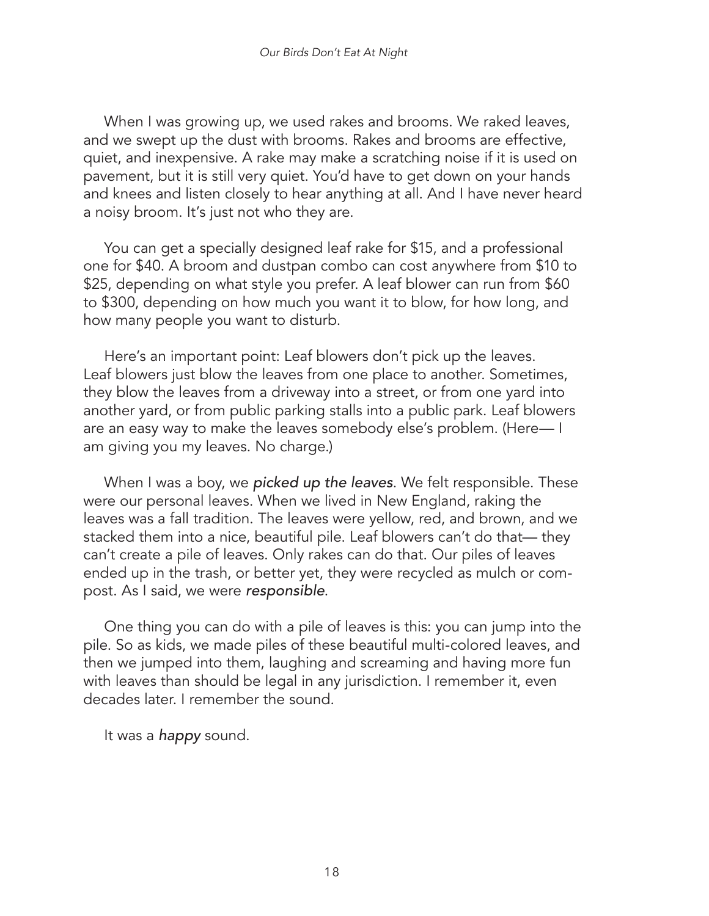When I was growing up, we used rakes and brooms. We raked leaves, and we swept up the dust with brooms. Rakes and brooms are effective, quiet, and inexpensive. A rake may make a scratching noise if it is used on pavement, but it is still very quiet. You'd have to get down on your hands and knees and listen closely to hear anything at all. And I have never heard a noisy broom. It's just not who they are.

You can get a specially designed leaf rake for $15, and a professional one for $40. A broom and dustpan combo can cost anywhere from $10 to $25, depending on what style you prefer. A leaf blower can run from $60 to $300, depending on how much you want it to blow, for how long, and how many people you want to disturb.

Here's an important point: Leaf blowers don't pick up the leaves. Leaf blowers just blow the leaves from one place to another. Sometimes, they blow the leaves from a driveway into a street, or from one yard into another yard, or from public parking stalls into a public park. Leaf blowers are an easy way to make the leaves somebody else's problem. (Here— I am giving you my leaves. No charge.)

When I was a boy, we *picked up the leaves*. We felt responsible. These were our personal leaves. When we lived in New England, raking the leaves was a fall tradition. The leaves were yellow, red, and brown, and we stacked them into a nice, beautiful pile. Leaf blowers can't do that— they can't create a pile of leaves. Only rakes can do that. Our piles of leaves ended up in the trash, or better yet, they were recycled as mulch or compost. As I said, we were *responsible*.

One thing you can do with a pile of leaves is this: you can jump into the pile. So as kids, we made piles of these beautiful multi-colored leaves, and then we jumped into them, laughing and screaming and having more fun with leaves than should be legal in any jurisdiction. I remember it, even decades later. I remember the sound.

It was a *happy* sound.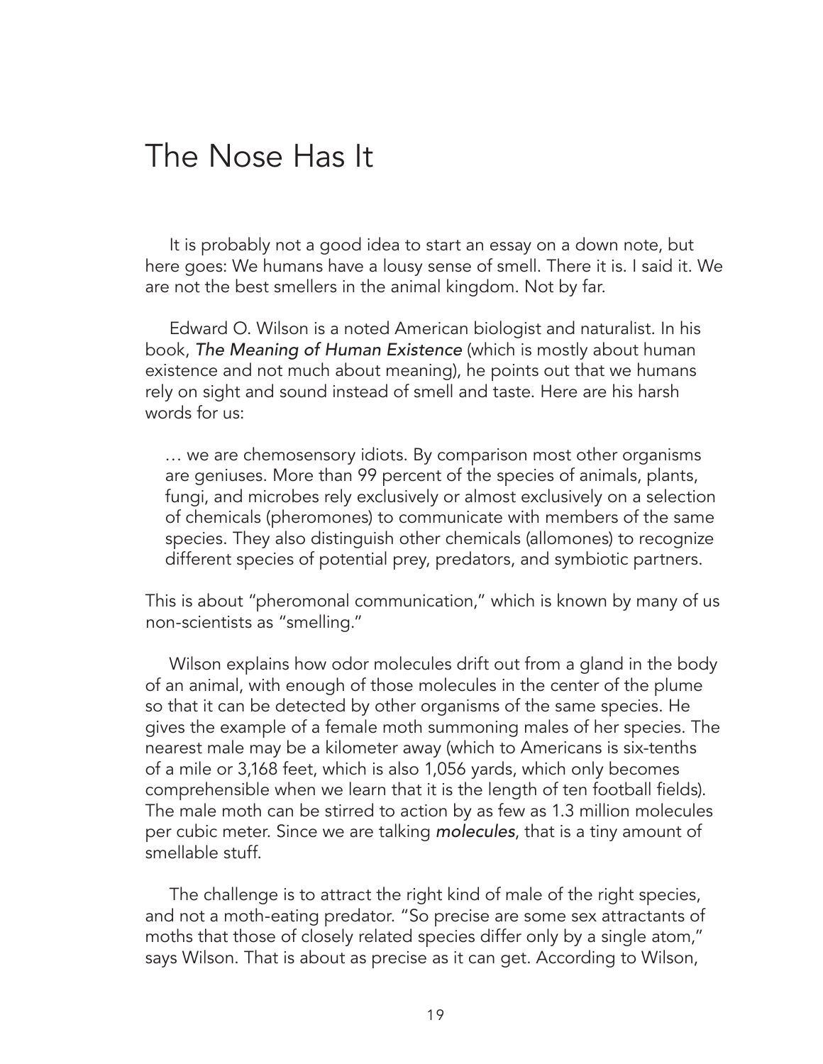# The Nose Has It

It is probably not a good idea to start an essay on a down note, but here goes: We humans have a lousy sense of smell. There it is. I said it. We are not the best smellers in the animal kingdom. Not by far.

Edward O. Wilson is a noted American biologist and naturalist. In his book, *The Meaning of Human Existence* (which is mostly about human existence and not much about meaning), he points out that we humans rely on sight and sound instead of smell and taste. Here are his harsh words for us:

> … we are chemosensory idiots. By comparison most other organisms are geniuses. More than 99 percent of the species of animals, plants, fungi, and microbes rely exclusively or almost exclusively on a selection of chemicals (pheromones) to communicate with members of the same species. They also distinguish other chemicals (allomones) to recognize different species of potential prey, predators, and symbiotic partners.

This is about "pheromonal communication," which is known by many of us non-scientists as "smelling."

Wilson explains how odor molecules drift out from a gland in the body of an animal, with enough of those molecules in the center of the plume so that it can be detected by other organisms of the same species. He gives the example of a female moth summoning males of her species. The nearest male may be a kilometer away (which to Americans is six-tenths of a mile or 3,168 feet, which is also 1,056 yards, which only becomes comprehensible when we learn that it is the length of ten football fields). The male moth can be stirred to action by as few as 1.3 million molecules per cubic meter. Since we are talking *molecules*, that is a tiny amount of smellable stuff.

The challenge is to attract the right kind of male of the right species, and not a moth-eating predator. "So precise are some sex attractants of moths that those of closely related species differ only by a single atom," says Wilson. That is about as precise as it can get. According to Wilson,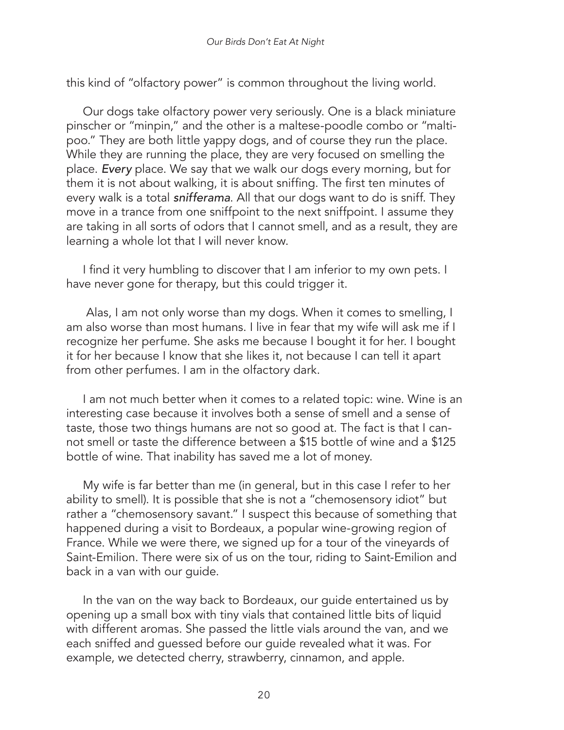this kind of "olfactory power" is common throughout the living world.

Our dogs take olfactory power very seriously. One is a black miniature pinscher or "minpin," and the other is a maltese-poodle combo or "maltipoo." They are both little yappy dogs, and of course they run the place. While they are running the place, they are very focused on smelling the place. *Every* place. We say that we walk our dogs every morning, but for them it is not about walking, it is about sniffing. The first ten minutes of every walk is a total ***snifferama***. All that our dogs want to do is sniff. They move in a trance from one sniffpoint to the next sniffpoint. I assume they are taking in all sorts of odors that I cannot smell, and as a result, they are learning a whole lot that I will never know.

I find it very humbling to discover that I am inferior to my own pets. I have never gone for therapy, but this could trigger it.

Alas, I am not only worse than my dogs. When it comes to smelling, I am also worse than most humans. I live in fear that my wife will ask me if I recognize her perfume. She asks me because I bought it for her. I bought it for her because I know that she likes it, not because I can tell it apart from other perfumes. I am in the olfactory dark.

I am not much better when it comes to a related topic: wine. Wine is an interesting case because it involves both a sense of smell and a sense of taste, those two things humans are not so good at. The fact is that I cannot smell or taste the difference between a $15 bottle of wine and a $125 bottle of wine. That inability has saved me a lot of money.

My wife is far better than me (in general, but in this case I refer to her ability to smell). It is possible that she is not a "chemosensory idiot" but rather a "chemosensory savant." I suspect this because of something that happened during a visit to Bordeaux, a popular wine-growing region of France. While we were there, we signed up for a tour of the vineyards of Saint-Emilion. There were six of us on the tour, riding to Saint-Emilion and back in a van with our guide.

In the van on the way back to Bordeaux, our guide entertained us by opening up a small box with tiny vials that contained little bits of liquid with different aromas. She passed the little vials around the van, and we each sniffed and guessed before our guide revealed what it was. For example, we detected cherry, strawberry, cinnamon, and apple.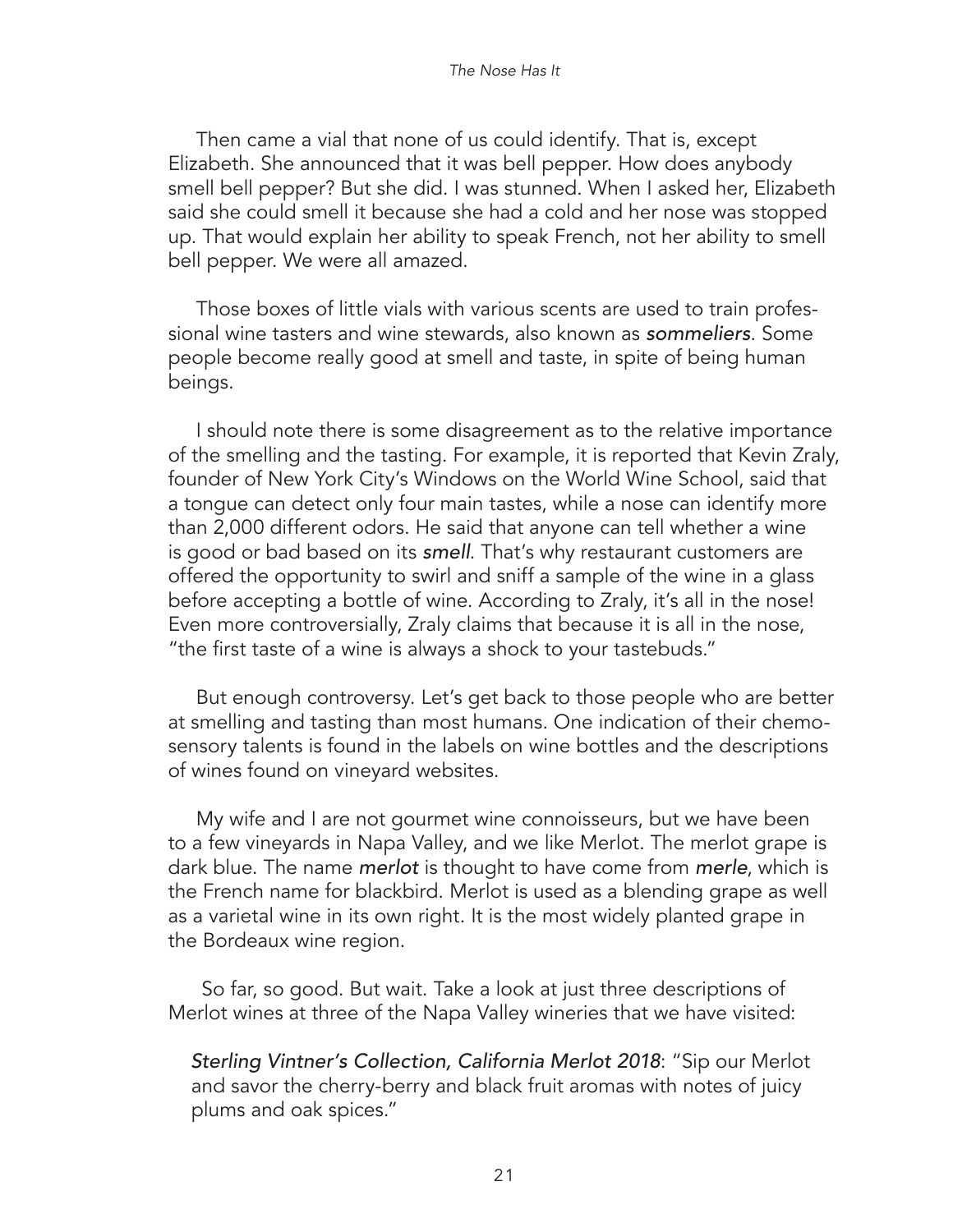Then came a vial that none of us could identify. That is, except Elizabeth. She announced that it was bell pepper. How does anybody smell bell pepper? But she did. I was stunned. When I asked her, Elizabeth said she could smell it because she had a cold and her nose was stopped up. That would explain her ability to speak French, not her ability to smell bell pepper. We were all amazed.

Those boxes of little vials with various scents are used to train professional wine tasters and wine stewards, also known as ***sommeliers***. Some people become really good at smell and taste, in spite of being human beings.

I should note there is some disagreement as to the relative importance of the smelling and the tasting. For example, it is reported that Kevin Zraly, founder of New York City's Windows on the World Wine School, said that a tongue can detect only four main tastes, while a nose can identify more than 2,000 different odors. He said that anyone can tell whether a wine is good or bad based on its ***smell***. That's why restaurant customers are offered the opportunity to swirl and sniff a sample of the wine in a glass before accepting a bottle of wine. According to Zraly, it's all in the nose! Even more controversially, Zraly claims that because it is all in the nose, "the first taste of a wine is always a shock to your tastebuds."

But enough controversy. Let's get back to those people who are better at smelling and tasting than most humans. One indication of their chemosensory talents is found in the labels on wine bottles and the descriptions of wines found on vineyard websites.

My wife and I are not gourmet wine connoisseurs, but we have been to a few vineyards in Napa Valley, and we like Merlot. The merlot grape is dark blue. The name ***merlot*** is thought to have come from ***merle***, which is the French name for blackbird. Merlot is used as a blending grape as well as a varietal wine in its own right. It is the most widely planted grape in the Bordeaux wine region.

So far, so good. But wait. Take a look at just three descriptions of Merlot wines at three of the Napa Valley wineries that we have visited:

> *Sterling Vintner's Collection, California Merlot 2018*: "Sip our Merlot and savor the cherry-berry and black fruit aromas with notes of juicy plums and oak spices."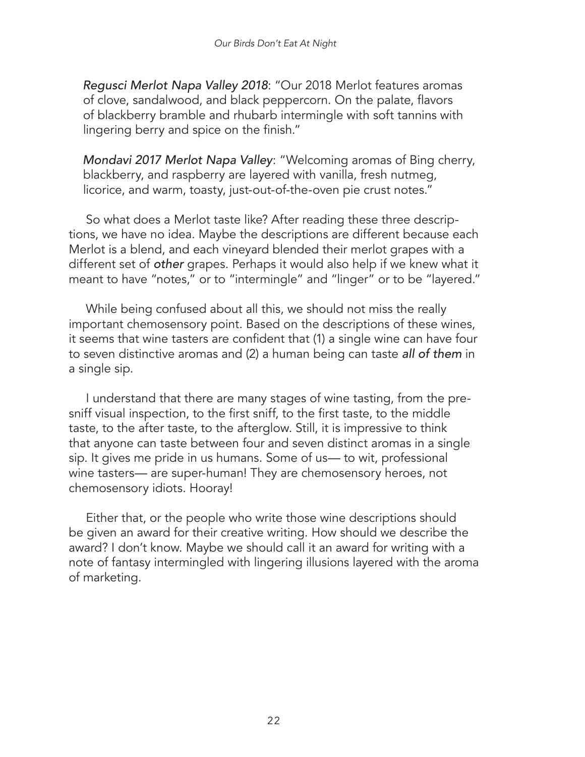*Regusci Merlot Napa Valley 2018*: "Our 2018 Merlot features aromas of clove, sandalwood, and black peppercorn. On the palate, flavors of blackberry bramble and rhubarb intermingle with soft tannins with lingering berry and spice on the finish."

*Mondavi 2017 Merlot Napa Valley*: "Welcoming aromas of Bing cherry, blackberry, and raspberry are layered with vanilla, fresh nutmeg, licorice, and warm, toasty, just-out-of-the-oven pie crust notes."

So what does a Merlot taste like? After reading these three descriptions, we have no idea. Maybe the descriptions are different because each Merlot is a blend, and each vineyard blended their merlot grapes with a different set of *other* grapes. Perhaps it would also help if we knew what it meant to have "notes," or to "intermingle" and "linger" or to be "layered."

While being confused about all this, we should not miss the really important chemosensory point. Based on the descriptions of these wines, it seems that wine tasters are confident that (1) a single wine can have four to seven distinctive aromas and (2) a human being can taste *all of them* in a single sip.

I understand that there are many stages of wine tasting, from the pre-sniff visual inspection, to the first sniff, to the first taste, to the middle taste, to the after taste, to the afterglow. Still, it is impressive to think that anyone can taste between four and seven distinct aromas in a single sip. It gives me pride in us humans. Some of us— to wit, professional wine tasters— are super-human! They are chemosensory heroes, not chemosensory idiots. Hooray!

Either that, or the people who write those wine descriptions should be given an award for their creative writing. How should we describe the award? I don't know. Maybe we should call it an award for writing with a note of fantasy intermingled with lingering illusions layered with the aroma of marketing.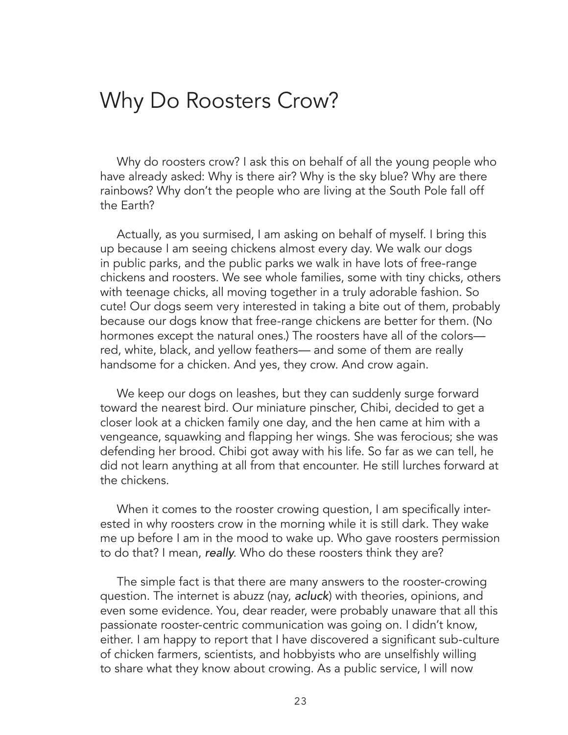# Why Do Roosters Crow?

Why do roosters crow? I ask this on behalf of all the young people who have already asked: Why is there air? Why is the sky blue? Why are there rainbows? Why don't the people who are living at the South Pole fall off the Earth?

Actually, as you surmised, I am asking on behalf of myself. I bring this up because I am seeing chickens almost every day. We walk our dogs in public parks, and the public parks we walk in have lots of free-range chickens and roosters. We see whole families, some with tiny chicks, others with teenage chicks, all moving together in a truly adorable fashion. So cute! Our dogs seem very interested in taking a bite out of them, probably because our dogs know that free-range chickens are better for them. (No hormones except the natural ones.) The roosters have all of the colors— red, white, black, and yellow feathers— and some of them are really handsome for a chicken. And yes, they crow. And crow again.

We keep our dogs on leashes, but they can suddenly surge forward toward the nearest bird. Our miniature pinscher, Chibi, decided to get a closer look at a chicken family one day, and the hen came at him with a vengeance, squawking and flapping her wings. She was ferocious; she was defending her brood. Chibi got away with his life. So far as we can tell, he did not learn anything at all from that encounter. He still lurches forward at the chickens.

When it comes to the rooster crowing question, I am specifically interested in why roosters crow in the morning while it is still dark. They wake me up before I am in the mood to wake up. Who gave roosters permission to do that? I mean, *really*. Who do these roosters think they are?

The simple fact is that there are many answers to the rooster-crowing question. The internet is abuzz (nay, *acluck*) with theories, opinions, and even some evidence. You, dear reader, were probably unaware that all this passionate rooster-centric communication was going on. I didn't know, either. I am happy to report that I have discovered a significant sub-culture of chicken farmers, scientists, and hobbyists who are unselfishly willing to share what they know about crowing. As a public service, I will now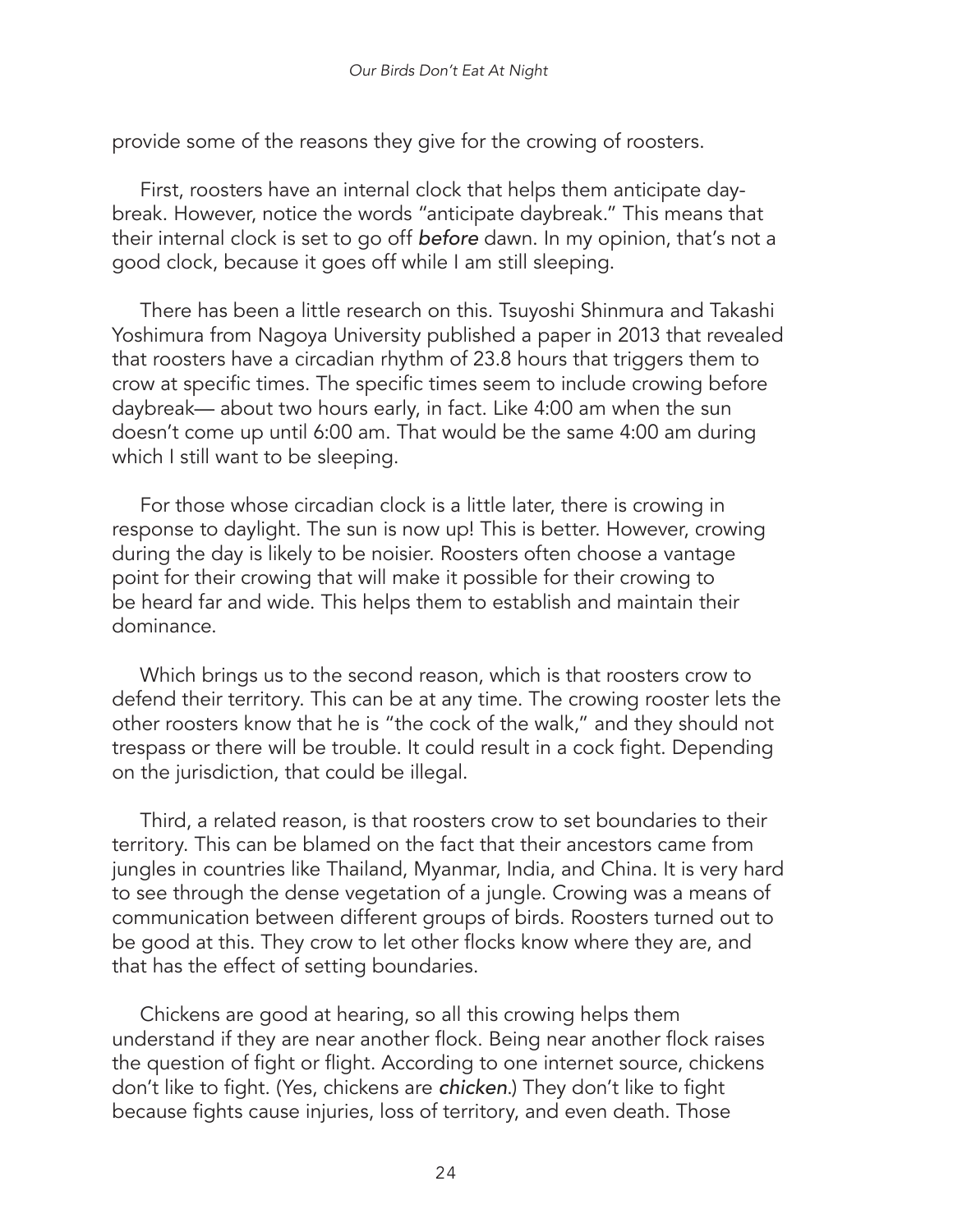provide some of the reasons they give for the crowing of roosters.

First, roosters have an internal clock that helps them anticipate daybreak. However, notice the words "anticipate daybreak." This means that their internal clock is set to go off *before* dawn. In my opinion, that's not a good clock, because it goes off while I am still sleeping.

There has been a little research on this. Tsuyoshi Shinmura and Takashi Yoshimura from Nagoya University published a paper in 2013 that revealed that roosters have a circadian rhythm of 23.8 hours that triggers them to crow at specific times. The specific times seem to include crowing before daybreak— about two hours early, in fact. Like 4:00 am when the sun doesn't come up until 6:00 am. That would be the same 4:00 am during which I still want to be sleeping.

For those whose circadian clock is a little later, there is crowing in response to daylight. The sun is now up! This is better. However, crowing during the day is likely to be noisier. Roosters often choose a vantage point for their crowing that will make it possible for their crowing to be heard far and wide. This helps them to establish and maintain their dominance.

Which brings us to the second reason, which is that roosters crow to defend their territory. This can be at any time. The crowing rooster lets the other roosters know that he is "the cock of the walk," and they should not trespass or there will be trouble. It could result in a cock fight. Depending on the jurisdiction, that could be illegal.

Third, a related reason, is that roosters crow to set boundaries to their territory. This can be blamed on the fact that their ancestors came from jungles in countries like Thailand, Myanmar, India, and China. It is very hard to see through the dense vegetation of a jungle. Crowing was a means of communication between different groups of birds. Roosters turned out to be good at this. They crow to let other flocks know where they are, and that has the effect of setting boundaries.

Chickens are good at hearing, so all this crowing helps them understand if they are near another flock. Being near another flock raises the question of fight or flight. According to one internet source, chickens don't like to fight. (Yes, chickens are *chicken*.) They don't like to fight because fights cause injuries, loss of territory, and even death. Those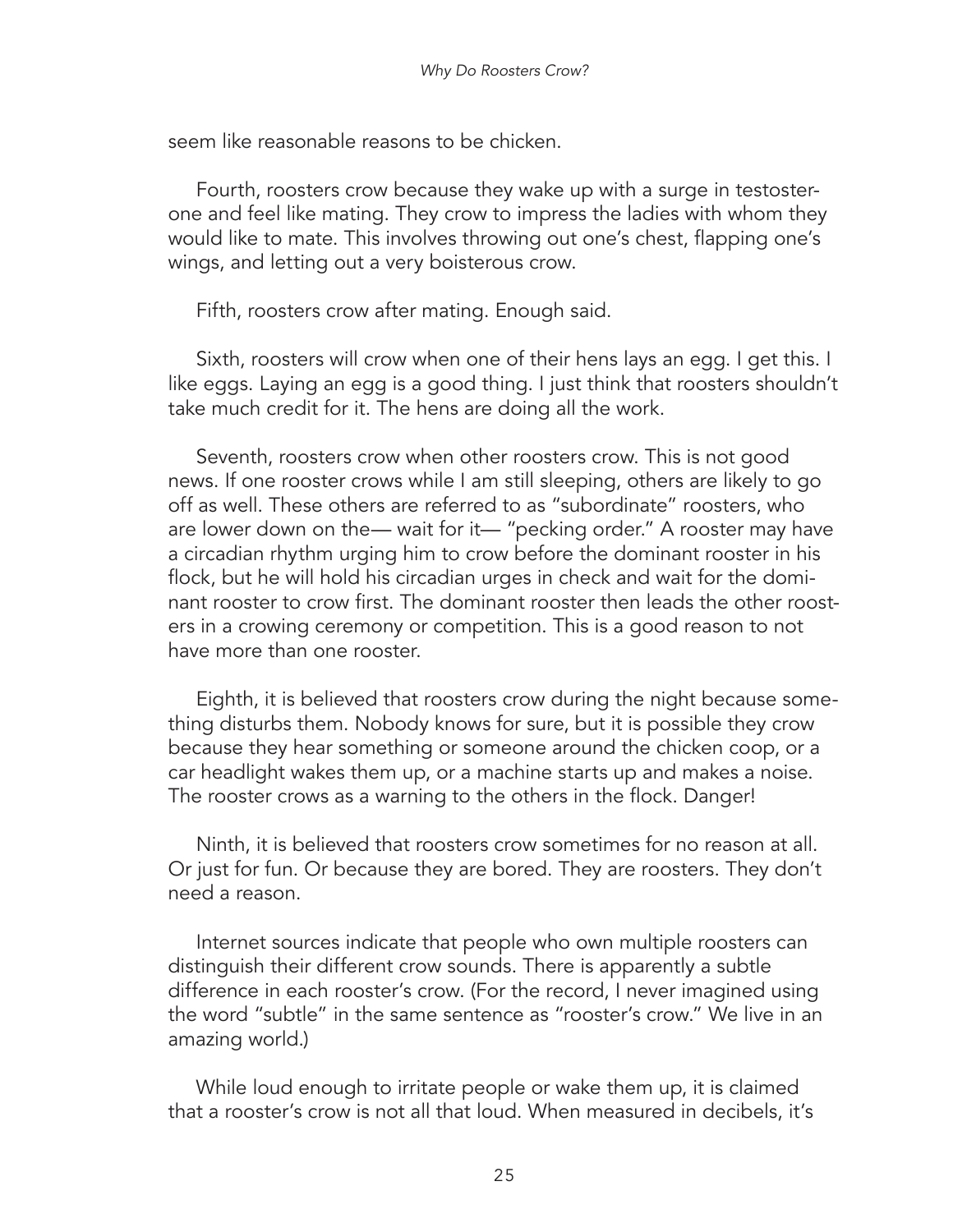seem like reasonable reasons to be chicken.

Fourth, roosters crow because they wake up with a surge in testosterone and feel like mating. They crow to impress the ladies with whom they would like to mate. This involves throwing out one's chest, flapping one's wings, and letting out a very boisterous crow.

Fifth, roosters crow after mating. Enough said.

Sixth, roosters will crow when one of their hens lays an egg. I get this. I like eggs. Laying an egg is a good thing. I just think that roosters shouldn't take much credit for it. The hens are doing all the work.

Seventh, roosters crow when other roosters crow. This is not good news. If one rooster crows while I am still sleeping, others are likely to go off as well. These others are referred to as "subordinate" roosters, who are lower down on the— wait for it— "pecking order." A rooster may have a circadian rhythm urging him to crow before the dominant rooster in his flock, but he will hold his circadian urges in check and wait for the dominant rooster to crow first. The dominant rooster then leads the other roosters in a crowing ceremony or competition. This is a good reason to not have more than one rooster.

Eighth, it is believed that roosters crow during the night because something disturbs them. Nobody knows for sure, but it is possible they crow because they hear something or someone around the chicken coop, or a car headlight wakes them up, or a machine starts up and makes a noise. The rooster crows as a warning to the others in the flock. Danger!

Ninth, it is believed that roosters crow sometimes for no reason at all. Or just for fun. Or because they are bored. They are roosters. They don't need a reason.

Internet sources indicate that people who own multiple roosters can distinguish their different crow sounds. There is apparently a subtle difference in each rooster's crow. (For the record, I never imagined using the word "subtle" in the same sentence as "rooster's crow." We live in an amazing world.)

While loud enough to irritate people or wake them up, it is claimed that a rooster's crow is not all that loud. When measured in decibels, it's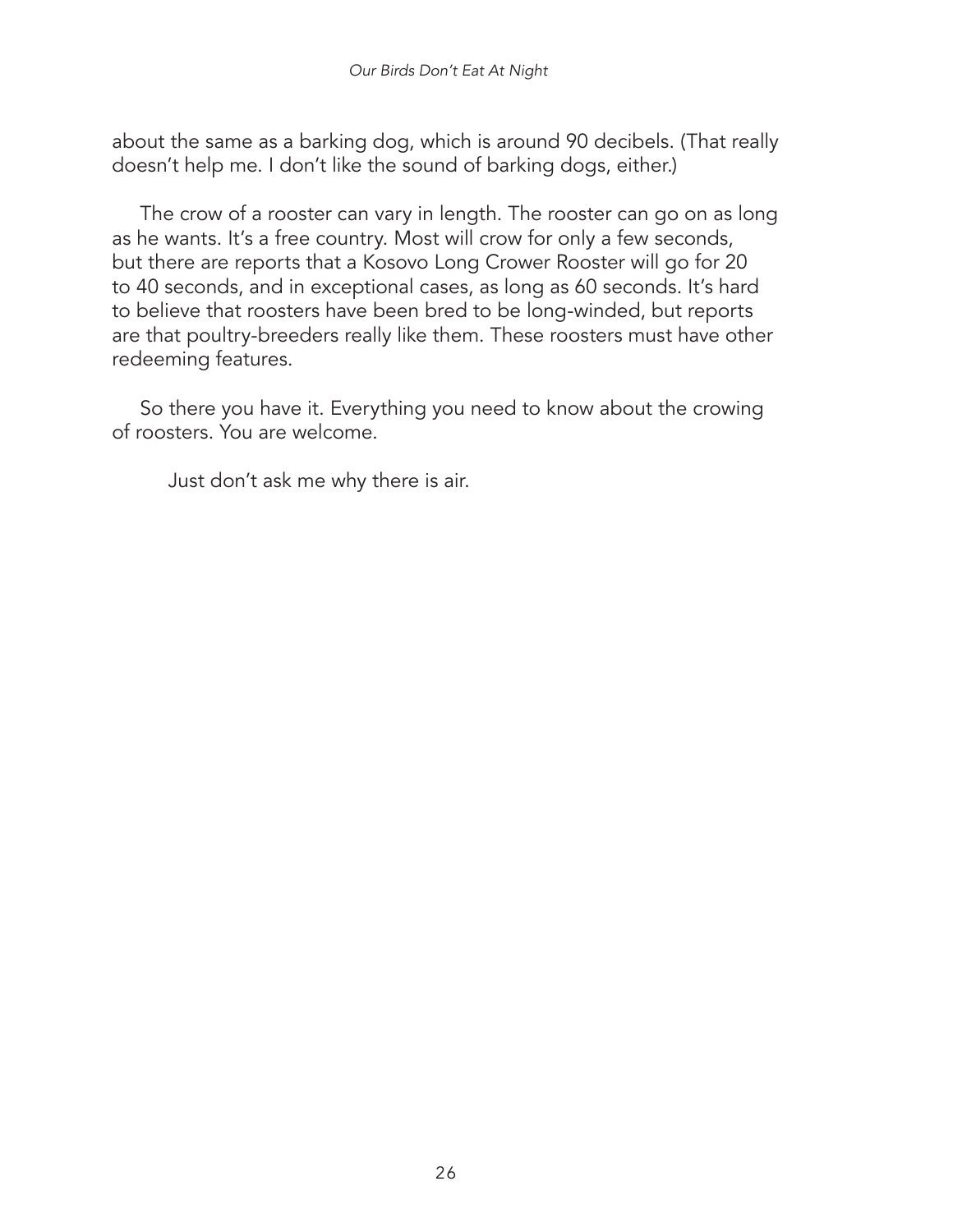about the same as a barking dog, which is around 90 decibels. (That really doesn't help me. I don't like the sound of barking dogs, either.)

The crow of a rooster can vary in length. The rooster can go on as long as he wants. It's a free country. Most will crow for only a few seconds, but there are reports that a Kosovo Long Crower Rooster will go for 20 to 40 seconds, and in exceptional cases, as long as 60 seconds. It's hard to believe that roosters have been bred to be long-winded, but reports are that poultry-breeders really like them. These roosters must have other redeeming features.

So there you have it. Everything you need to know about the crowing of roosters. You are welcome.

Just don't ask me why there is air.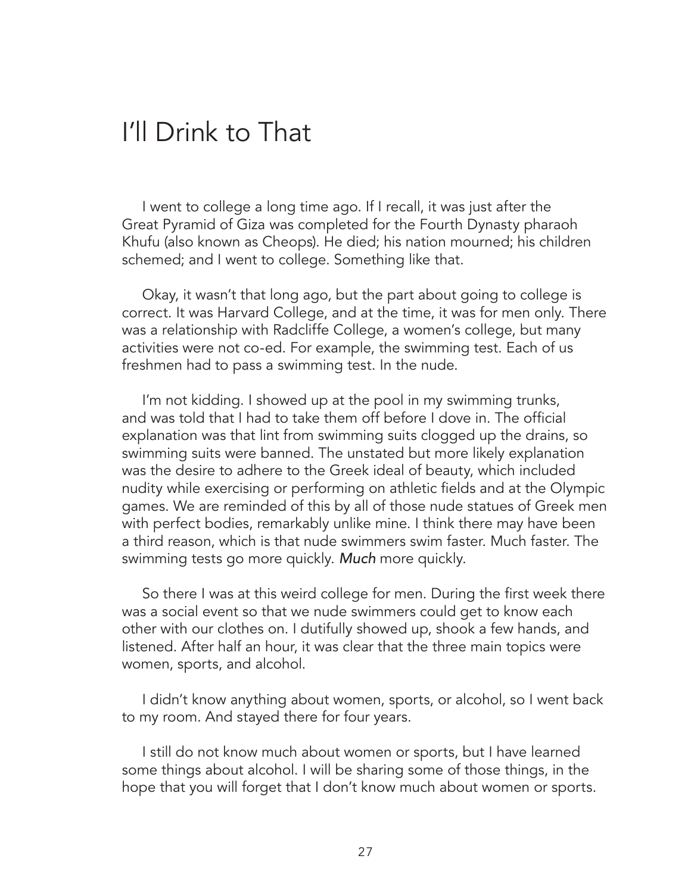# I'll Drink to That

I went to college a long time ago. If I recall, it was just after the Great Pyramid of Giza was completed for the Fourth Dynasty pharaoh Khufu (also known as Cheops). He died; his nation mourned; his children schemed; and I went to college. Something like that.

Okay, it wasn't that long ago, but the part about going to college is correct. It was Harvard College, and at the time, it was for men only. There was a relationship with Radcliffe College, a women's college, but many activities were not co-ed. For example, the swimming test. Each of us freshmen had to pass a swimming test. In the nude.

I'm not kidding. I showed up at the pool in my swimming trunks, and was told that I had to take them off before I dove in. The official explanation was that lint from swimming suits clogged up the drains, so swimming suits were banned. The unstated but more likely explanation was the desire to adhere to the Greek ideal of beauty, which included nudity while exercising or performing on athletic fields and at the Olympic games. We are reminded of this by all of those nude statues of Greek men with perfect bodies, remarkably unlike mine. I think there may have been a third reason, which is that nude swimmers swim faster. Much faster. The swimming tests go more quickly. ***Much*** more quickly.

So there I was at this weird college for men. During the first week there was a social event so that we nude swimmers could get to know each other with our clothes on. I dutifully showed up, shook a few hands, and listened. After half an hour, it was clear that the three main topics were women, sports, and alcohol.

I didn't know anything about women, sports, or alcohol, so I went back to my room. And stayed there for four years.

I still do not know much about women or sports, but I have learned some things about alcohol. I will be sharing some of those things, in the hope that you will forget that I don't know much about women or sports.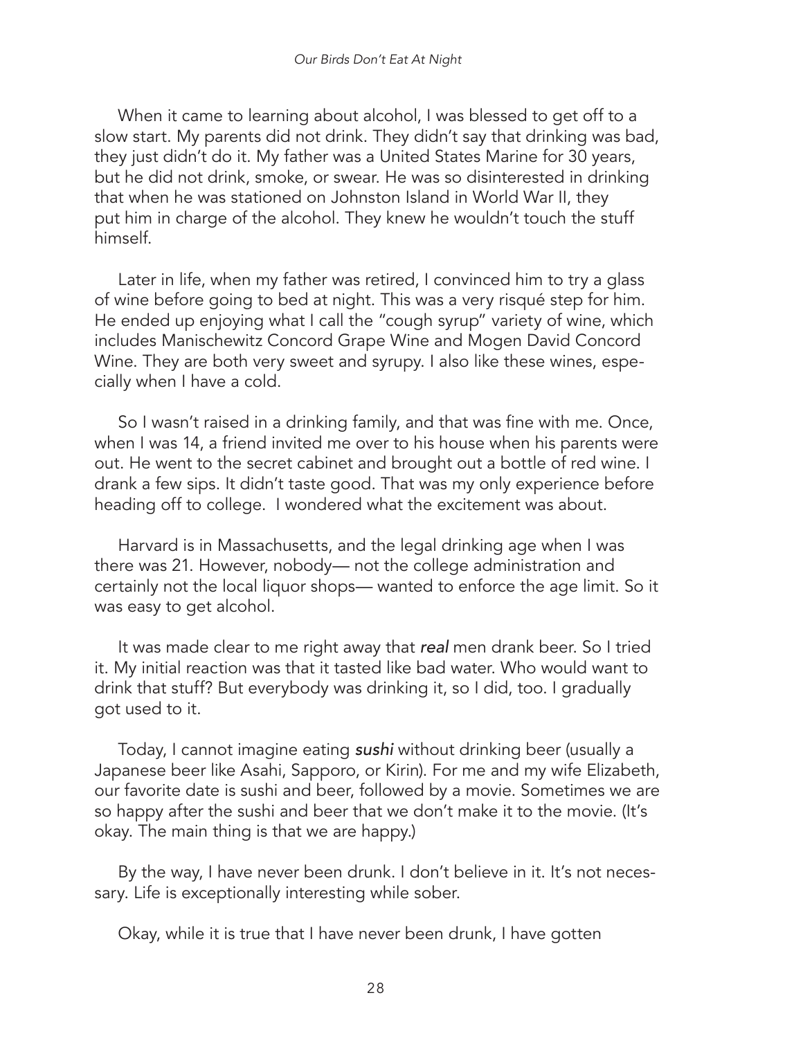When it came to learning about alcohol, I was blessed to get off to a slow start. My parents did not drink. They didn't say that drinking was bad, they just didn't do it. My father was a United States Marine for 30 years, but he did not drink, smoke, or swear. He was so disinterested in drinking that when he was stationed on Johnston Island in World War II, they put him in charge of the alcohol. They knew he wouldn't touch the stuff himself.

Later in life, when my father was retired, I convinced him to try a glass of wine before going to bed at night. This was a very risqué step for him. He ended up enjoying what I call the "cough syrup" variety of wine, which includes Manischewitz Concord Grape Wine and Mogen David Concord Wine. They are both very sweet and syrupy. I also like these wines, especially when I have a cold.

So I wasn't raised in a drinking family, and that was fine with me. Once, when I was 14, a friend invited me over to his house when his parents were out. He went to the secret cabinet and brought out a bottle of red wine. I drank a few sips. It didn't taste good. That was my only experience before heading off to college. I wondered what the excitement was about.

Harvard is in Massachusetts, and the legal drinking age when I was there was 21. However, nobody— not the college administration and certainly not the local liquor shops— wanted to enforce the age limit. So it was easy to get alcohol.

It was made clear to me right away that ***real*** men drank beer. So I tried it. My initial reaction was that it tasted like bad water. Who would want to drink that stuff? But everybody was drinking it, so I did, too. I gradually got used to it.

Today, I cannot imagine eating ***sushi*** without drinking beer (usually a Japanese beer like Asahi, Sapporo, or Kirin). For me and my wife Elizabeth, our favorite date is sushi and beer, followed by a movie. Sometimes we are so happy after the sushi and beer that we don't make it to the movie. (It's okay. The main thing is that we are happy.)

By the way, I have never been drunk. I don't believe in it. It's not necessary. Life is exceptionally interesting while sober.

Okay, while it is true that I have never been drunk, I have gotten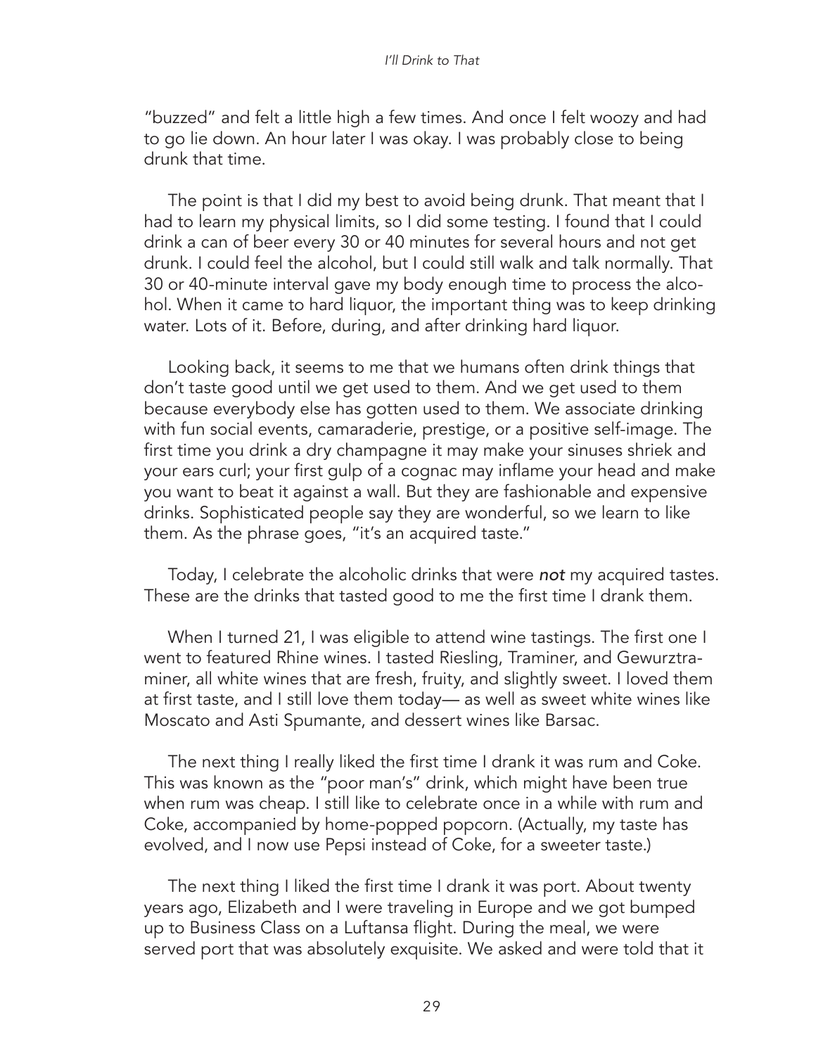"buzzed" and felt a little high a few times. And once I felt woozy and had to go lie down. An hour later I was okay. I was probably close to being drunk that time.

The point is that I did my best to avoid being drunk. That meant that I had to learn my physical limits, so I did some testing. I found that I could drink a can of beer every 30 or 40 minutes for several hours and not get drunk. I could feel the alcohol, but I could still walk and talk normally. That 30 or 40-minute interval gave my body enough time to process the alcohol. When it came to hard liquor, the important thing was to keep drinking water. Lots of it. Before, during, and after drinking hard liquor.

Looking back, it seems to me that we humans often drink things that don't taste good until we get used to them. And we get used to them because everybody else has gotten used to them. We associate drinking with fun social events, camaraderie, prestige, or a positive self-image. The first time you drink a dry champagne it may make your sinuses shriek and your ears curl; your first gulp of a cognac may inflame your head and make you want to beat it against a wall. But they are fashionable and expensive drinks. Sophisticated people say they are wonderful, so we learn to like them. As the phrase goes, "it's an acquired taste."

Today, I celebrate the alcoholic drinks that were ***not*** my acquired tastes. These are the drinks that tasted good to me the first time I drank them.

When I turned 21, I was eligible to attend wine tastings. The first one I went to featured Rhine wines. I tasted Riesling, Traminer, and Gewurztraminer, all white wines that are fresh, fruity, and slightly sweet. I loved them at first taste, and I still love them today— as well as sweet white wines like Moscato and Asti Spumante, and dessert wines like Barsac.

The next thing I really liked the first time I drank it was rum and Coke. This was known as the "poor man's" drink, which might have been true when rum was cheap. I still like to celebrate once in a while with rum and Coke, accompanied by home-popped popcorn. (Actually, my taste has evolved, and I now use Pepsi instead of Coke, for a sweeter taste.)

The next thing I liked the first time I drank it was port. About twenty years ago, Elizabeth and I were traveling in Europe and we got bumped up to Business Class on a Luftansa flight. During the meal, we were served port that was absolutely exquisite. We asked and were told that it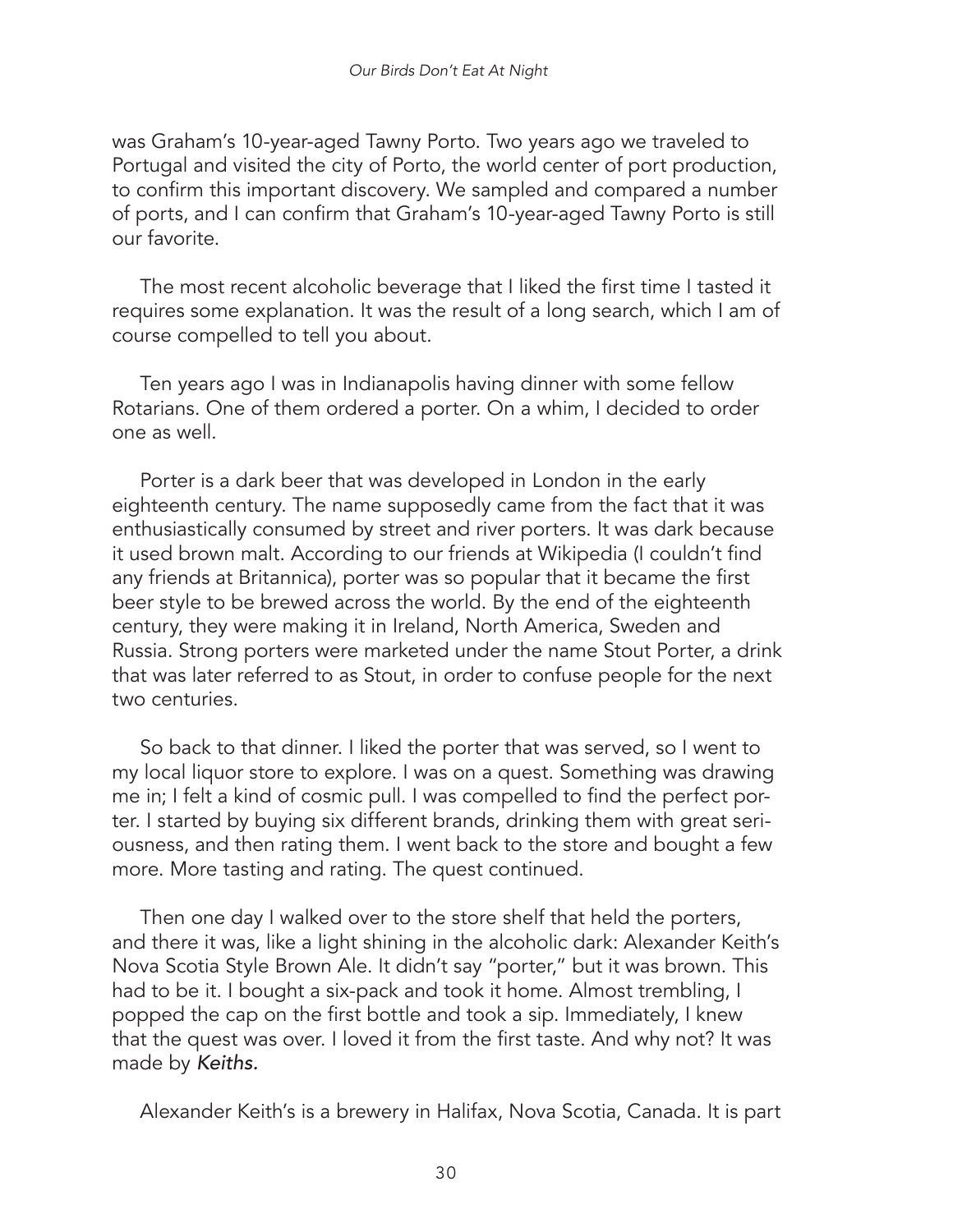was Graham's 10-year-aged Tawny Porto. Two years ago we traveled to Portugal and visited the city of Porto, the world center of port production, to confirm this important discovery. We sampled and compared a number of ports, and I can confirm that Graham's 10-year-aged Tawny Porto is still our favorite.

The most recent alcoholic beverage that I liked the first time I tasted it requires some explanation. It was the result of a long search, which I am of course compelled to tell you about.

Ten years ago I was in Indianapolis having dinner with some fellow Rotarians. One of them ordered a porter. On a whim, I decided to order one as well.

Porter is a dark beer that was developed in London in the early eighteenth century. The name supposedly came from the fact that it was enthusiastically consumed by street and river porters. It was dark because it used brown malt. According to our friends at Wikipedia (I couldn't find any friends at Britannica), porter was so popular that it became the first beer style to be brewed across the world. By the end of the eighteenth century, they were making it in Ireland, North America, Sweden and Russia. Strong porters were marketed under the name Stout Porter, a drink that was later referred to as Stout, in order to confuse people for the next two centuries.

So back to that dinner. I liked the porter that was served, so I went to my local liquor store to explore. I was on a quest. Something was drawing me in; I felt a kind of cosmic pull. I was compelled to find the perfect porter. I started by buying six different brands, drinking them with great seriousness, and then rating them. I went back to the store and bought a few more. More tasting and rating. The quest continued.

Then one day I walked over to the store shelf that held the porters, and there it was, like a light shining in the alcoholic dark: Alexander Keith's Nova Scotia Style Brown Ale. It didn't say "porter," but it was brown. This had to be it. I bought a six-pack and took it home. Almost trembling, I popped the cap on the first bottle and took a sip. Immediately, I knew that the quest was over. I loved it from the first taste. And why not? It was made by *Keiths.*

Alexander Keith's is a brewery in Halifax, Nova Scotia, Canada. It is part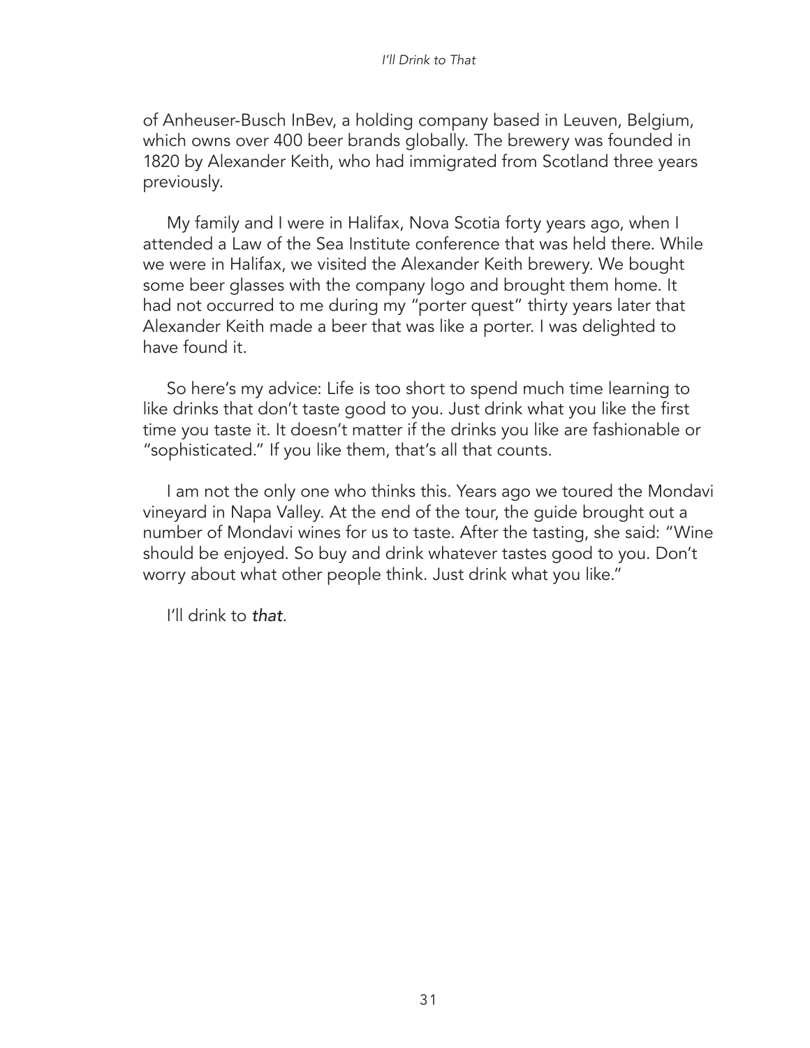of Anheuser-Busch InBev, a holding company based in Leuven, Belgium, which owns over 400 beer brands globally. The brewery was founded in 1820 by Alexander Keith, who had immigrated from Scotland three years previously.

My family and I were in Halifax, Nova Scotia forty years ago, when I attended a Law of the Sea Institute conference that was held there. While we were in Halifax, we visited the Alexander Keith brewery. We bought some beer glasses with the company logo and brought them home. It had not occurred to me during my "porter quest" thirty years later that Alexander Keith made a beer that was like a porter. I was delighted to have found it.

So here's my advice: Life is too short to spend much time learning to like drinks that don't taste good to you. Just drink what you like the first time you taste it. It doesn't matter if the drinks you like are fashionable or "sophisticated." If you like them, that's all that counts.

I am not the only one who thinks this. Years ago we toured the Mondavi vineyard in Napa Valley. At the end of the tour, the guide brought out a number of Mondavi wines for us to taste. After the tasting, she said: "Wine should be enjoyed. So buy and drink whatever tastes good to you. Don't worry about what other people think. Just drink what you like."

I'll drink to *that*.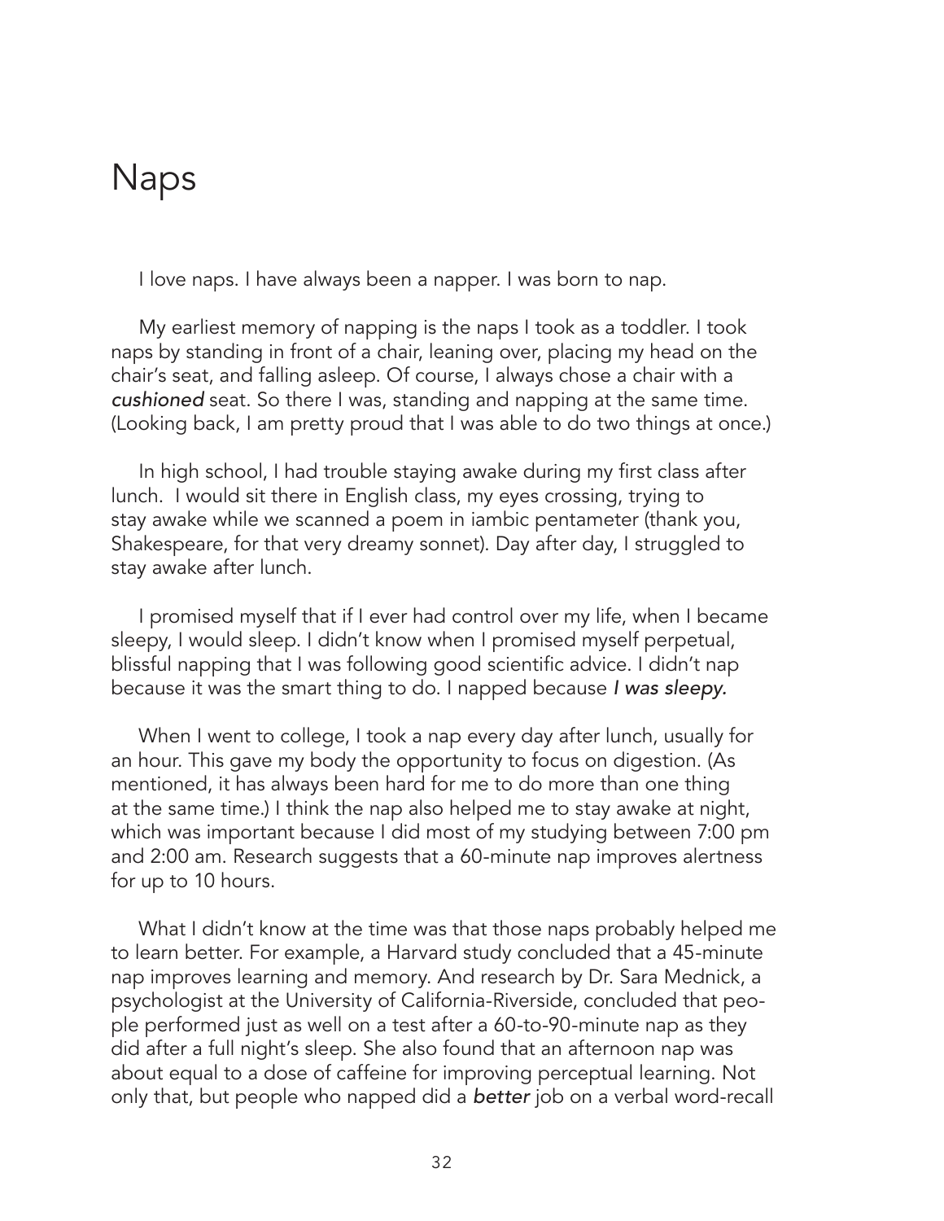# Naps

I love naps. I have always been a napper. I was born to nap.

My earliest memory of napping is the naps I took as a toddler. I took naps by standing in front of a chair, leaning over, placing my head on the chair's seat, and falling asleep. Of course, I always chose a chair with a *cushioned* seat. So there I was, standing and napping at the same time. (Looking back, I am pretty proud that I was able to do two things at once.)

In high school, I had trouble staying awake during my first class after lunch. I would sit there in English class, my eyes crossing, trying to stay awake while we scanned a poem in iambic pentameter (thank you, Shakespeare, for that very dreamy sonnet). Day after day, I struggled to stay awake after lunch.

I promised myself that if I ever had control over my life, when I became sleepy, I would sleep. I didn't know when I promised myself perpetual, blissful napping that I was following good scientific advice. I didn't nap because it was the smart thing to do. I napped because *I was sleepy.*

When I went to college, I took a nap every day after lunch, usually for an hour. This gave my body the opportunity to focus on digestion. (As mentioned, it has always been hard for me to do more than one thing at the same time.) I think the nap also helped me to stay awake at night, which was important because I did most of my studying between 7:00 pm and 2:00 am. Research suggests that a 60-minute nap improves alertness for up to 10 hours.

What I didn't know at the time was that those naps probably helped me to learn better. For example, a Harvard study concluded that a 45-minute nap improves learning and memory. And research by Dr. Sara Mednick, a psychologist at the University of California-Riverside, concluded that people performed just as well on a test after a 60-to-90-minute nap as they did after a full night's sleep. She also found that an afternoon nap was about equal to a dose of caffeine for improving perceptual learning. Not only that, but people who napped did a *better* job on a verbal word-recall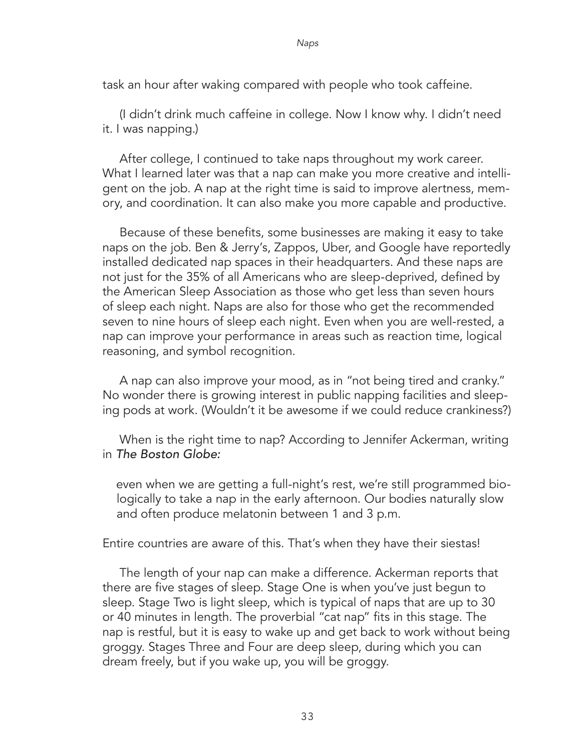task an hour after waking compared with people who took caffeine.

(I didn't drink much caffeine in college. Now I know why. I didn't need it. I was napping.)

After college, I continued to take naps throughout my work career. What I learned later was that a nap can make you more creative and intelligent on the job. A nap at the right time is said to improve alertness, memory, and coordination. It can also make you more capable and productive.

Because of these benefits, some businesses are making it easy to take naps on the job. Ben & Jerry's, Zappos, Uber, and Google have reportedly installed dedicated nap spaces in their headquarters. And these naps are not just for the 35% of all Americans who are sleep-deprived, defined by the American Sleep Association as those who get less than seven hours of sleep each night. Naps are also for those who get the recommended seven to nine hours of sleep each night. Even when you are well-rested, a nap can improve your performance in areas such as reaction time, logical reasoning, and symbol recognition.

A nap can also improve your mood, as in "not being tired and cranky." No wonder there is growing interest in public napping facilities and sleeping pods at work. (Wouldn't it be awesome if we could reduce crankiness?)

When is the right time to nap? According to Jennifer Ackerman, writing in *The Boston Globe:*

> even when we are getting a full-night's rest, we're still programmed biologically to take a nap in the early afternoon. Our bodies naturally slow and often produce melatonin between 1 and 3 p.m.

Entire countries are aware of this. That's when they have their siestas!

The length of your nap can make a difference. Ackerman reports that there are five stages of sleep. Stage One is when you've just begun to sleep. Stage Two is light sleep, which is typical of naps that are up to 30 or 40 minutes in length. The proverbial "cat nap" fits in this stage. The nap is restful, but it is easy to wake up and get back to work without being groggy. Stages Three and Four are deep sleep, during which you can dream freely, but if you wake up, you will be groggy.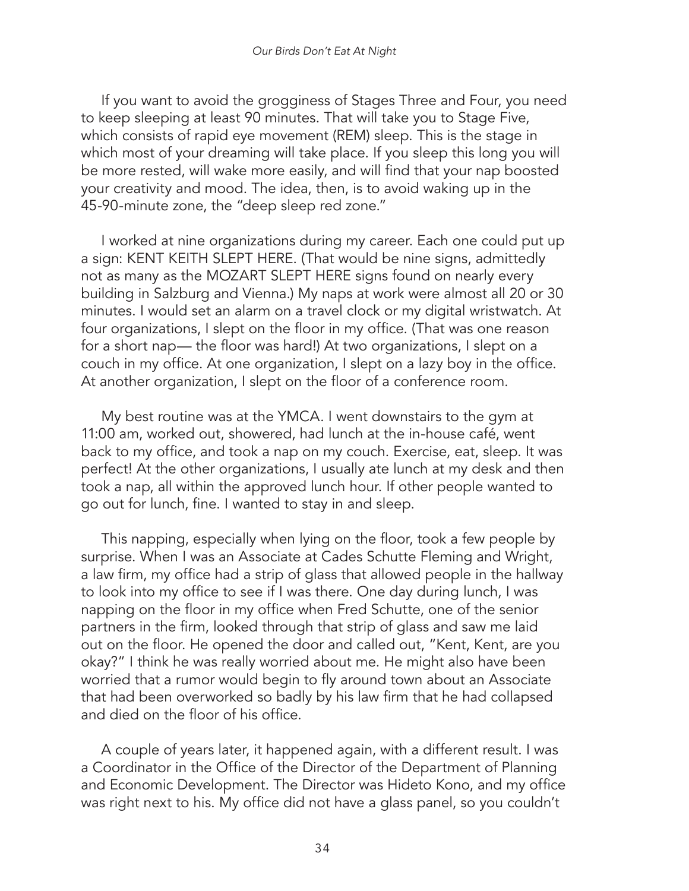If you want to avoid the grogginess of Stages Three and Four, you need to keep sleeping at least 90 minutes. That will take you to Stage Five, which consists of rapid eye movement (REM) sleep. This is the stage in which most of your dreaming will take place. If you sleep this long you will be more rested, will wake more easily, and will find that your nap boosted your creativity and mood. The idea, then, is to avoid waking up in the 45-90-minute zone, the "deep sleep red zone."

I worked at nine organizations during my career. Each one could put up a sign: KENT KEITH SLEPT HERE. (That would be nine signs, admittedly not as many as the MOZART SLEPT HERE signs found on nearly every building in Salzburg and Vienna.) My naps at work were almost all 20 or 30 minutes. I would set an alarm on a travel clock or my digital wristwatch. At four organizations, I slept on the floor in my office. (That was one reason for a short nap— the floor was hard!) At two organizations, I slept on a couch in my office. At one organization, I slept on a lazy boy in the office. At another organization, I slept on the floor of a conference room.

My best routine was at the YMCA. I went downstairs to the gym at 11:00 am, worked out, showered, had lunch at the in-house café, went back to my office, and took a nap on my couch. Exercise, eat, sleep. It was perfect! At the other organizations, I usually ate lunch at my desk and then took a nap, all within the approved lunch hour. If other people wanted to go out for lunch, fine. I wanted to stay in and sleep.

This napping, especially when lying on the floor, took a few people by surprise. When I was an Associate at Cades Schutte Fleming and Wright, a law firm, my office had a strip of glass that allowed people in the hallway to look into my office to see if I was there. One day during lunch, I was napping on the floor in my office when Fred Schutte, one of the senior partners in the firm, looked through that strip of glass and saw me laid out on the floor. He opened the door and called out, "Kent, Kent, are you okay?" I think he was really worried about me. He might also have been worried that a rumor would begin to fly around town about an Associate that had been overworked so badly by his law firm that he had collapsed and died on the floor of his office.

A couple of years later, it happened again, with a different result. I was a Coordinator in the Office of the Director of the Department of Planning and Economic Development. The Director was Hideto Kono, and my office was right next to his. My office did not have a glass panel, so you couldn't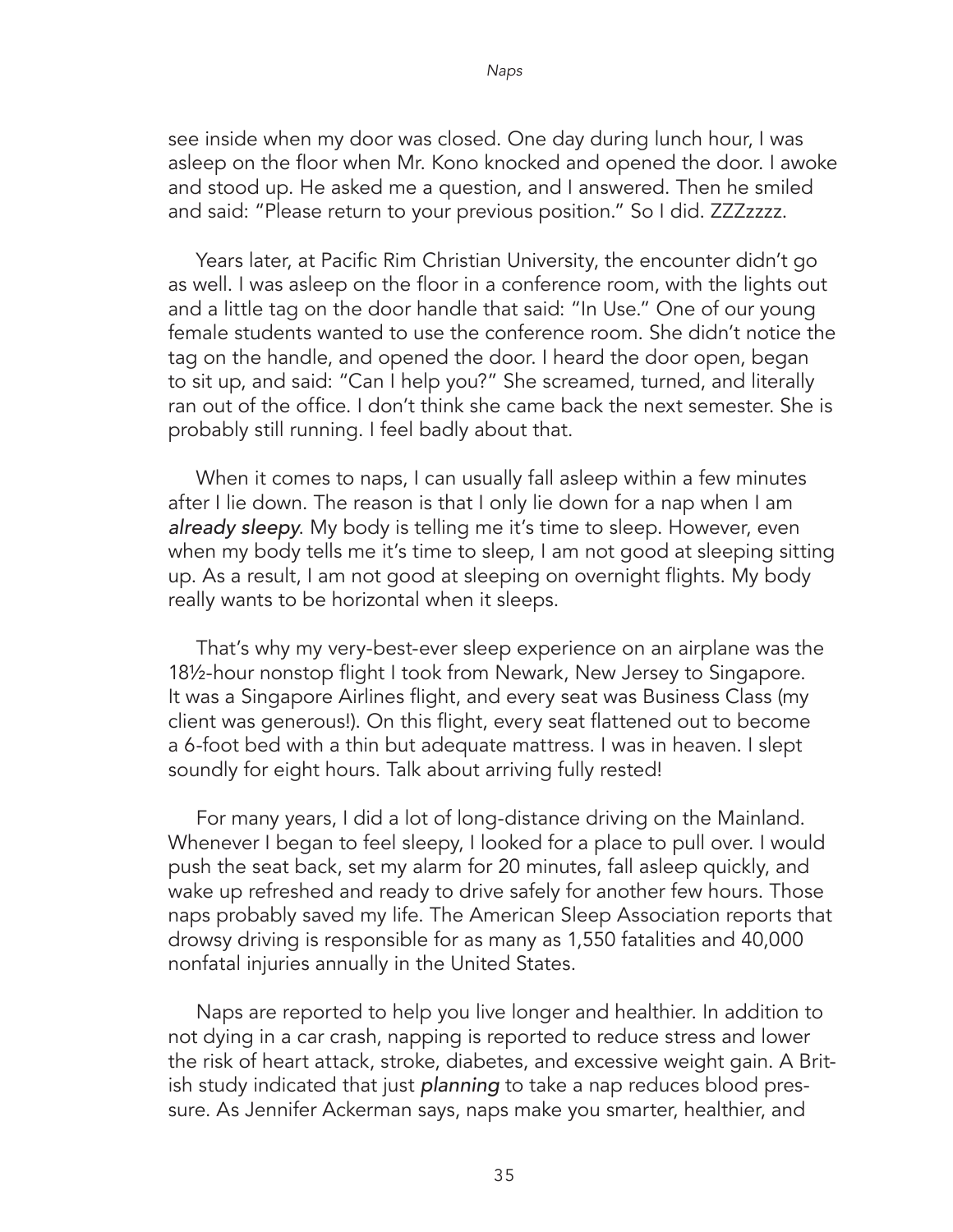see inside when my door was closed. One day during lunch hour, I was asleep on the floor when Mr. Kono knocked and opened the door. I awoke and stood up. He asked me a question, and I answered. Then he smiled and said: "Please return to your previous position." So I did. ZZZzzzz.

Years later, at Pacific Rim Christian University, the encounter didn't go as well. I was asleep on the floor in a conference room, with the lights out and a little tag on the door handle that said: "In Use." One of our young female students wanted to use the conference room. She didn't notice the tag on the handle, and opened the door. I heard the door open, began to sit up, and said: "Can I help you?" She screamed, turned, and literally ran out of the office. I don't think she came back the next semester. She is probably still running. I feel badly about that.

When it comes to naps, I can usually fall asleep within a few minutes after I lie down. The reason is that I only lie down for a nap when I am *already sleepy*. My body is telling me it's time to sleep. However, even when my body tells me it's time to sleep, I am not good at sleeping sitting up. As a result, I am not good at sleeping on overnight flights. My body really wants to be horizontal when it sleeps.

That's why my very-best-ever sleep experience on an airplane was the 18½-hour nonstop flight I took from Newark, New Jersey to Singapore. It was a Singapore Airlines flight, and every seat was Business Class (my client was generous!). On this flight, every seat flattened out to become a 6-foot bed with a thin but adequate mattress. I was in heaven. I slept soundly for eight hours. Talk about arriving fully rested!

For many years, I did a lot of long-distance driving on the Mainland. Whenever I began to feel sleepy, I looked for a place to pull over. I would push the seat back, set my alarm for 20 minutes, fall asleep quickly, and wake up refreshed and ready to drive safely for another few hours. Those naps probably saved my life. The American Sleep Association reports that drowsy driving is responsible for as many as 1,550 fatalities and 40,000 nonfatal injuries annually in the United States.

Naps are reported to help you live longer and healthier. In addition to not dying in a car crash, napping is reported to reduce stress and lower the risk of heart attack, stroke, diabetes, and excessive weight gain. A British study indicated that just *planning* to take a nap reduces blood pressure. As Jennifer Ackerman says, naps make you smarter, healthier, and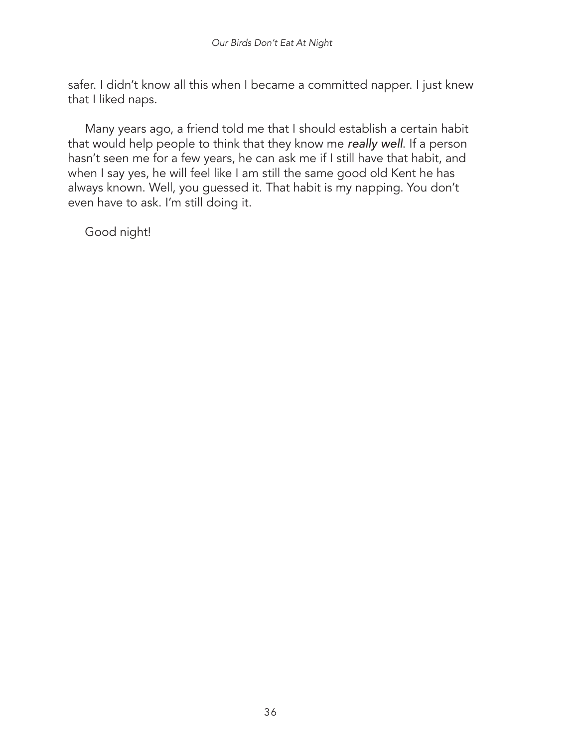safer. I didn't know all this when I became a committed napper. I just knew that I liked naps.

Many years ago, a friend told me that I should establish a certain habit that would help people to think that they know me *really well*. If a person hasn't seen me for a few years, he can ask me if I still have that habit, and when I say yes, he will feel like I am still the same good old Kent he has always known. Well, you guessed it. That habit is my napping. You don't even have to ask. I'm still doing it.

Good night!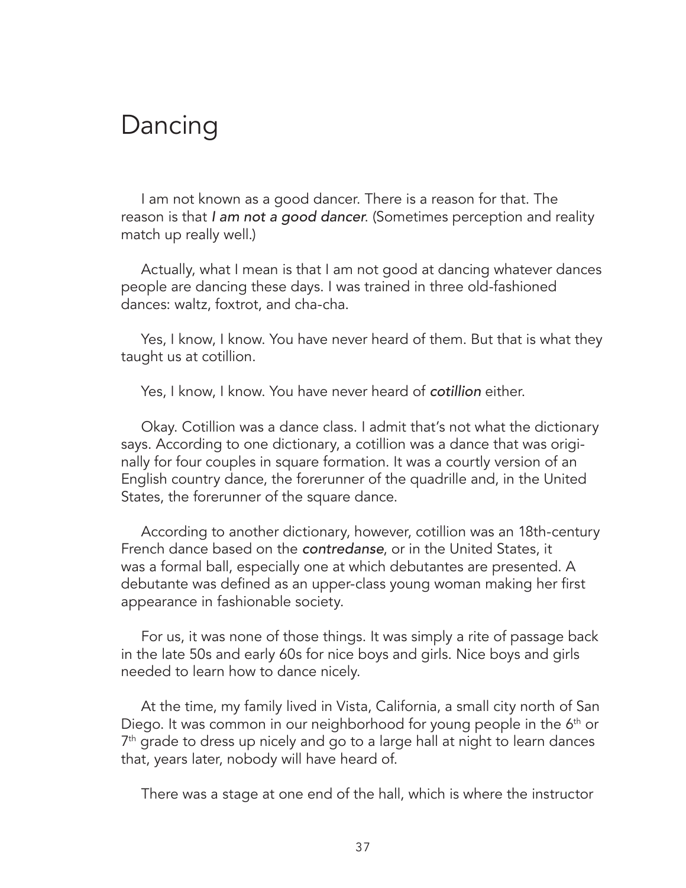# Dancing

I am not known as a good dancer. There is a reason for that. The reason is that *I am not a good dancer.* (Sometimes perception and reality match up really well.)

Actually, what I mean is that I am not good at dancing whatever dances people are dancing these days. I was trained in three old-fashioned dances: waltz, foxtrot, and cha-cha.

Yes, I know, I know. You have never heard of them. But that is what they taught us at cotillion.

Yes, I know, I know. You have never heard of *cotillion* either.

Okay. Cotillion was a dance class. I admit that's not what the dictionary says. According to one dictionary, a cotillion was a dance that was originally for four couples in square formation. It was a courtly version of an English country dance, the forerunner of the quadrille and, in the United States, the forerunner of the square dance.

According to another dictionary, however, cotillion was an 18th-century French dance based on the *contredanse*, or in the United States, it was a formal ball, especially one at which debutantes are presented. A debutante was defined as an upper-class young woman making her first appearance in fashionable society.

For us, it was none of those things. It was simply a rite of passage back in the late 50s and early 60s for nice boys and girls. Nice boys and girls needed to learn how to dance nicely.

At the time, my family lived in Vista, California, a small city north of San Diego. It was common in our neighborhood for young people in the 6th or 7th grade to dress up nicely and go to a large hall at night to learn dances that, years later, nobody will have heard of.

There was a stage at one end of the hall, which is where the instructor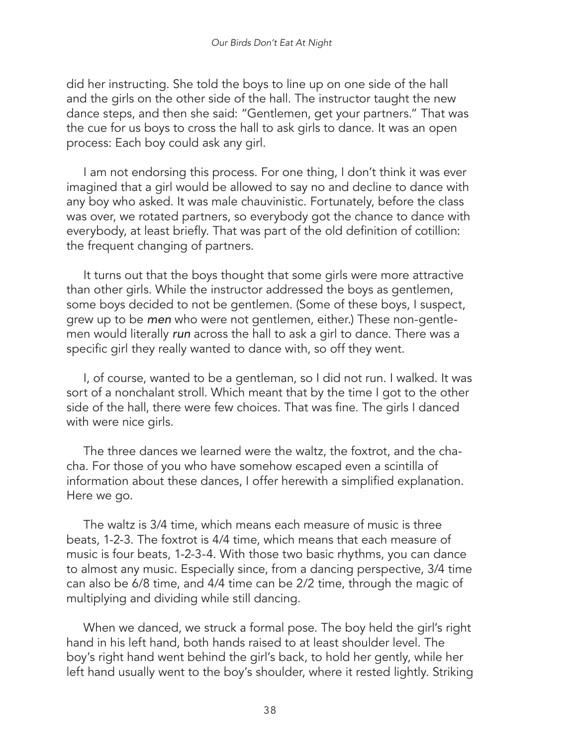did her instructing. She told the boys to line up on one side of the hall and the girls on the other side of the hall. The instructor taught the new dance steps, and then she said: "Gentlemen, get your partners." That was the cue for us boys to cross the hall to ask girls to dance. It was an open process: Each boy could ask any girl.

I am not endorsing this process. For one thing, I don't think it was ever imagined that a girl would be allowed to say no and decline to dance with any boy who asked. It was male chauvinistic. Fortunately, before the class was over, we rotated partners, so everybody got the chance to dance with everybody, at least briefly. That was part of the old definition of cotillion: the frequent changing of partners.

It turns out that the boys thought that some girls were more attractive than other girls. While the instructor addressed the boys as gentlemen, some boys decided to not be gentlemen. (Some of these boys, I suspect, grew up to be ***men*** who were not gentlemen, either.) These non-gentlemen would literally ***run*** across the hall to ask a girl to dance. There was a specific girl they really wanted to dance with, so off they went.

I, of course, wanted to be a gentleman, so I did not run. I walked. It was sort of a nonchalant stroll. Which meant that by the time I got to the other side of the hall, there were few choices. That was fine. The girls I danced with were nice girls.

The three dances we learned were the waltz, the foxtrot, and the cha-cha. For those of you who have somehow escaped even a scintilla of information about these dances, I offer herewith a simplified explanation. Here we go.

The waltz is 3/4 time, which means each measure of music is three beats, 1-2-3. The foxtrot is 4/4 time, which means that each measure of music is four beats, 1-2-3-4. With those two basic rhythms, you can dance to almost any music. Especially since, from a dancing perspective, 3/4 time can also be 6/8 time, and 4/4 time can be 2/2 time, through the magic of multiplying and dividing while still dancing.

When we danced, we struck a formal pose. The boy held the girl's right hand in his left hand, both hands raised to at least shoulder level. The boy's right hand went behind the girl's back, to hold her gently, while her left hand usually went to the boy's shoulder, where it rested lightly. Striking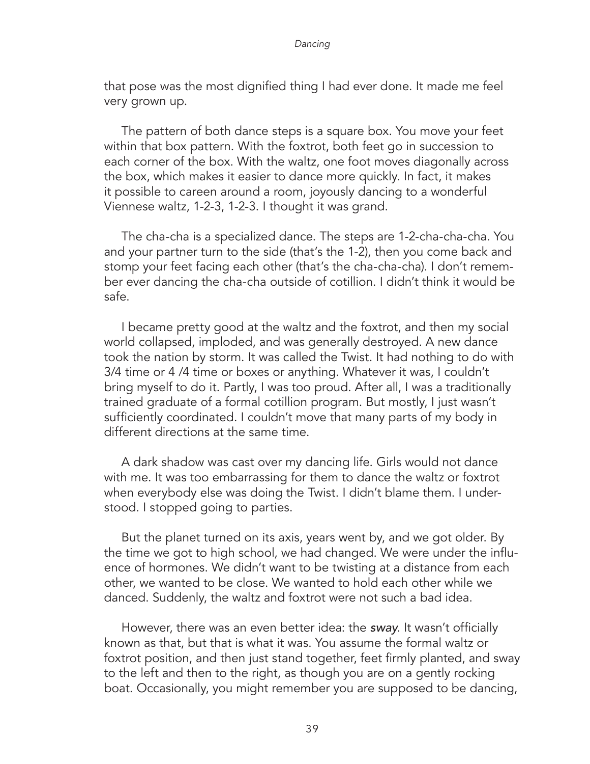that pose was the most dignified thing I had ever done. It made me feel very grown up.

The pattern of both dance steps is a square box. You move your feet within that box pattern. With the foxtrot, both feet go in succession to each corner of the box. With the waltz, one foot moves diagonally across the box, which makes it easier to dance more quickly. In fact, it makes it possible to careen around a room, joyously dancing to a wonderful Viennese waltz, 1-2-3, 1-2-3. I thought it was grand.

The cha-cha is a specialized dance. The steps are 1-2-cha-cha-cha. You and your partner turn to the side (that's the 1-2), then you come back and stomp your feet facing each other (that's the cha-cha-cha). I don't remember ever dancing the cha-cha outside of cotillion. I didn't think it would be safe.

I became pretty good at the waltz and the foxtrot, and then my social world collapsed, imploded, and was generally destroyed. A new dance took the nation by storm. It was called the Twist. It had nothing to do with 3/4 time or 4 /4 time or boxes or anything. Whatever it was, I couldn't bring myself to do it. Partly, I was too proud. After all, I was a traditionally trained graduate of a formal cotillion program. But mostly, I just wasn't sufficiently coordinated. I couldn't move that many parts of my body in different directions at the same time.

A dark shadow was cast over my dancing life. Girls would not dance with me. It was too embarrassing for them to dance the waltz or foxtrot when everybody else was doing the Twist. I didn't blame them. I understood. I stopped going to parties.

But the planet turned on its axis, years went by, and we got older. By the time we got to high school, we had changed. We were under the influence of hormones. We didn't want to be twisting at a distance from each other, we wanted to be close. We wanted to hold each other while we danced. Suddenly, the waltz and foxtrot were not such a bad idea.

However, there was an even better idea: the ***sway***. It wasn't officially known as that, but that is what it was. You assume the formal waltz or foxtrot position, and then just stand together, feet firmly planted, and sway to the left and then to the right, as though you are on a gently rocking boat. Occasionally, you might remember you are supposed to be dancing,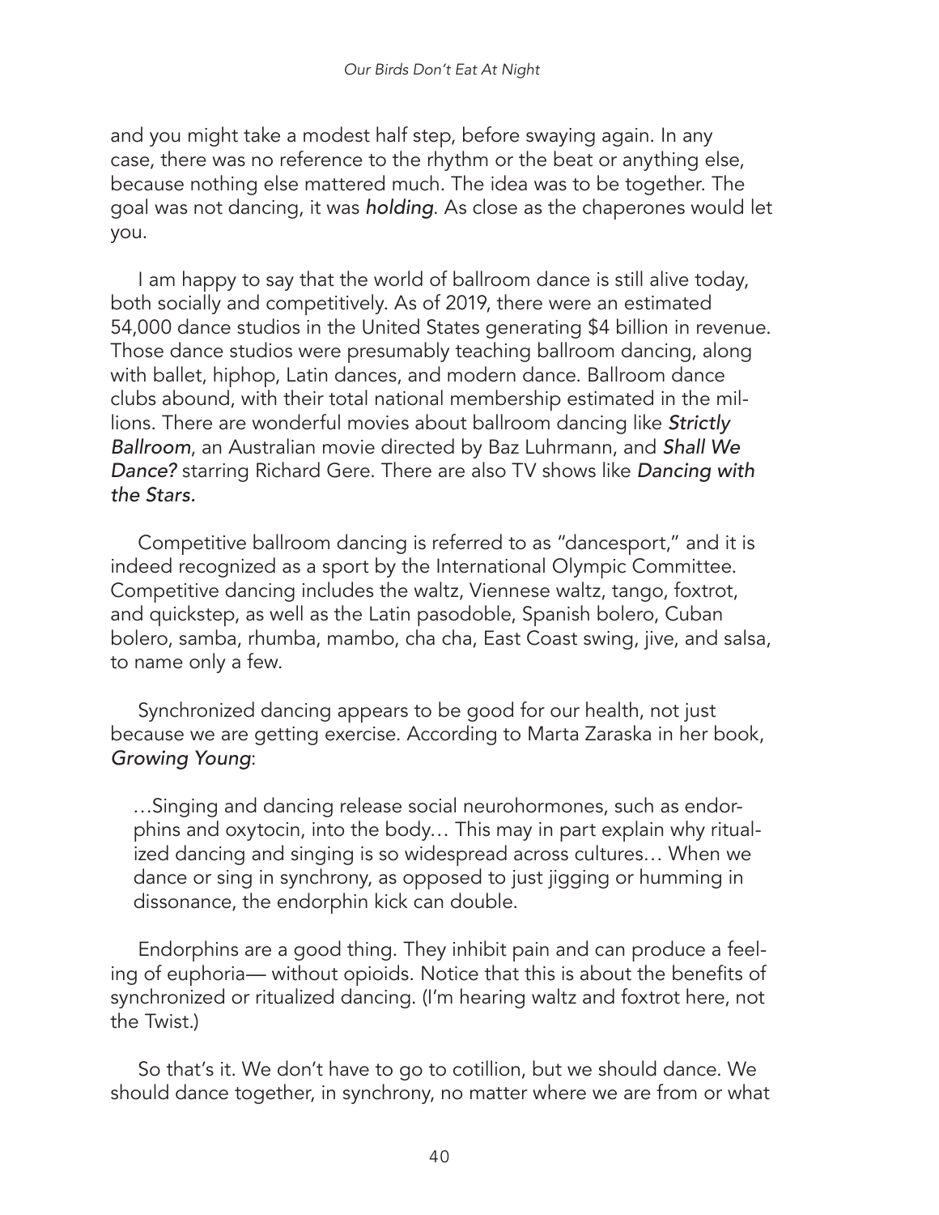and you might take a modest half step, before swaying again. In any case, there was no reference to the rhythm or the beat or anything else, because nothing else mattered much. The idea was to be together. The goal was not dancing, it was ***holding***. As close as the chaperones would let you.

I am happy to say that the world of ballroom dance is still alive today, both socially and competitively. As of 2019, there were an estimated 54,000 dance studios in the United States generating $4 billion in revenue. Those dance studios were presumably teaching ballroom dancing, along with ballet, hiphop, Latin dances, and modern dance. Ballroom dance clubs abound, with their total national membership estimated in the millions. There are wonderful movies about ballroom dancing like *Strictly Ballroom*, an Australian movie directed by Baz Luhrmann, and *Shall We Dance?* starring Richard Gere. There are also TV shows like *Dancing with the Stars.*

Competitive ballroom dancing is referred to as "dancesport," and it is indeed recognized as a sport by the International Olympic Committee. Competitive dancing includes the waltz, Viennese waltz, tango, foxtrot, and quickstep, as well as the Latin pasodoble, Spanish bolero, Cuban bolero, samba, rhumba, mambo, cha cha, East Coast swing, jive, and salsa, to name only a few.

Synchronized dancing appears to be good for our health, not just because we are getting exercise. According to Marta Zaraska in her book, *Growing Young*:

> …Singing and dancing release social neurohormones, such as endorphins and oxytocin, into the body… This may in part explain why ritualized dancing and singing is so widespread across cultures… When we dance or sing in synchrony, as opposed to just jigging or humming in dissonance, the endorphin kick can double.

Endorphins are a good thing. They inhibit pain and can produce a feeling of euphoria— without opioids. Notice that this is about the benefits of synchronized or ritualized dancing. (I'm hearing waltz and foxtrot here, not the Twist.)

So that's it. We don't have to go to cotillion, but we should dance. We should dance together, in synchrony, no matter where we are from or what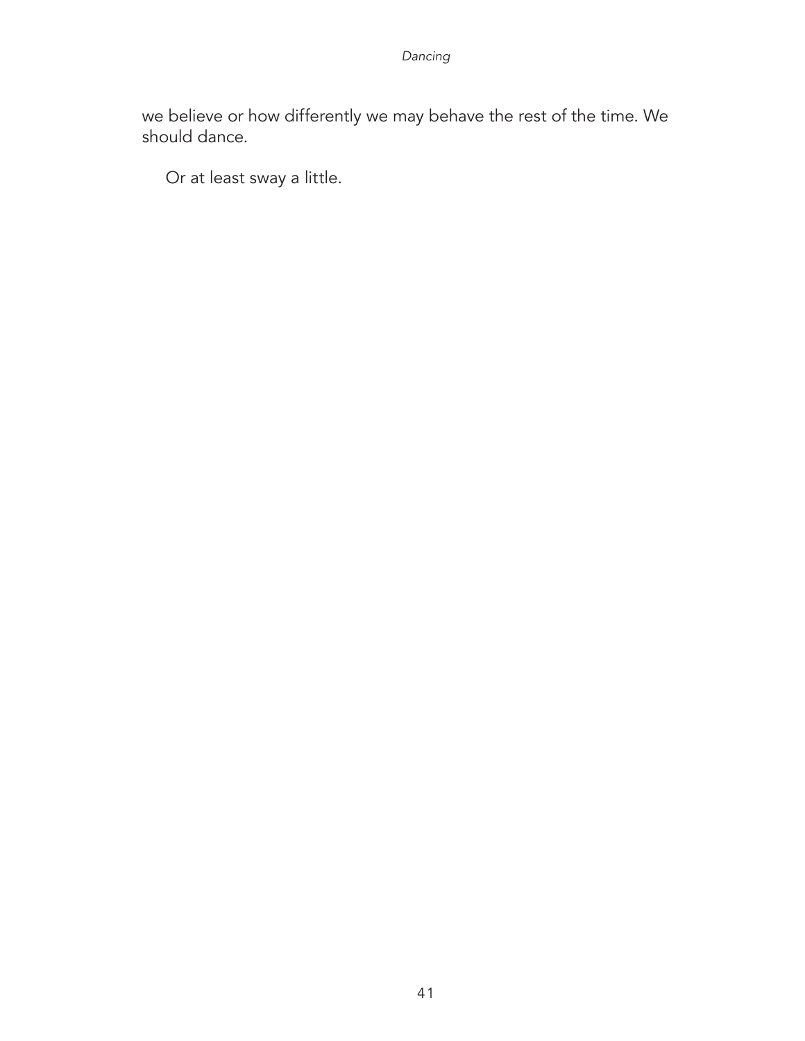we believe or how differently we may behave the rest of the time. We should dance.

Or at least sway a little.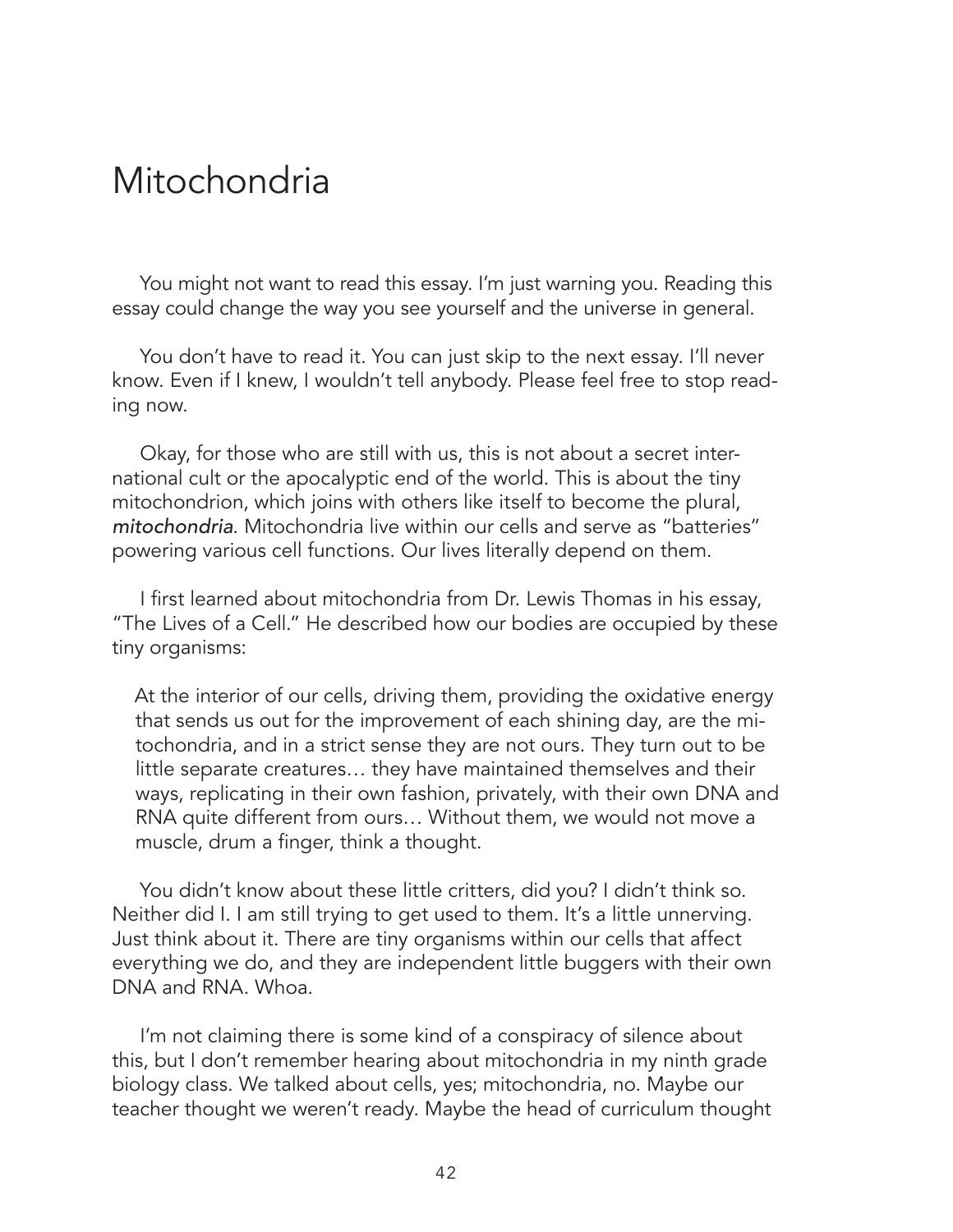# Mitochondria

You might not want to read this essay. I'm just warning you. Reading this essay could change the way you see yourself and the universe in general.

You don't have to read it. You can just skip to the next essay. I'll never know. Even if I knew, I wouldn't tell anybody. Please feel free to stop reading now.

Okay, for those who are still with us, this is not about a secret international cult or the apocalyptic end of the world. This is about the tiny mitochondrion, which joins with others like itself to become the plural, *mitochondria*. Mitochondria live within our cells and serve as "batteries" powering various cell functions. Our lives literally depend on them.

I first learned about mitochondria from Dr. Lewis Thomas in his essay, "The Lives of a Cell." He described how our bodies are occupied by these tiny organisms:

> At the interior of our cells, driving them, providing the oxidative energy that sends us out for the improvement of each shining day, are the mitochondria, and in a strict sense they are not ours. They turn out to be little separate creatures… they have maintained themselves and their ways, replicating in their own fashion, privately, with their own DNA and RNA quite different from ours… Without them, we would not move a muscle, drum a finger, think a thought.

You didn't know about these little critters, did you? I didn't think so. Neither did I. I am still trying to get used to them. It's a little unnerving. Just think about it. There are tiny organisms within our cells that affect everything we do, and they are independent little buggers with their own DNA and RNA. Whoa.

I'm not claiming there is some kind of a conspiracy of silence about this, but I don't remember hearing about mitochondria in my ninth grade biology class. We talked about cells, yes; mitochondria, no. Maybe our teacher thought we weren't ready. Maybe the head of curriculum thought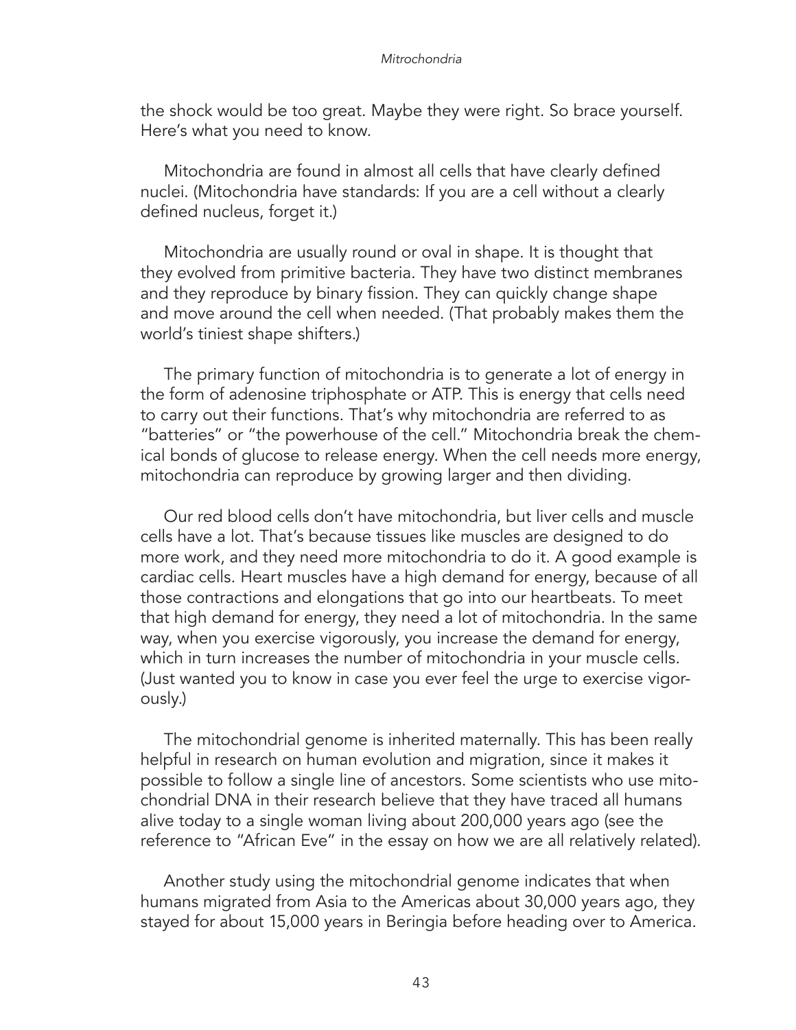the shock would be too great. Maybe they were right. So brace yourself. Here's what you need to know.

Mitochondria are found in almost all cells that have clearly defined nuclei. (Mitochondria have standards: If you are a cell without a clearly defined nucleus, forget it.)

Mitochondria are usually round or oval in shape. It is thought that they evolved from primitive bacteria. They have two distinct membranes and they reproduce by binary fission. They can quickly change shape and move around the cell when needed. (That probably makes them the world's tiniest shape shifters.)

The primary function of mitochondria is to generate a lot of energy in the form of adenosine triphosphate or ATP. This is energy that cells need to carry out their functions. That's why mitochondria are referred to as "batteries" or "the powerhouse of the cell." Mitochondria break the chemical bonds of glucose to release energy. When the cell needs more energy, mitochondria can reproduce by growing larger and then dividing.

Our red blood cells don't have mitochondria, but liver cells and muscle cells have a lot. That's because tissues like muscles are designed to do more work, and they need more mitochondria to do it. A good example is cardiac cells. Heart muscles have a high demand for energy, because of all those contractions and elongations that go into our heartbeats. To meet that high demand for energy, they need a lot of mitochondria. In the same way, when you exercise vigorously, you increase the demand for energy, which in turn increases the number of mitochondria in your muscle cells. (Just wanted you to know in case you ever feel the urge to exercise vigorously.)

The mitochondrial genome is inherited maternally. This has been really helpful in research on human evolution and migration, since it makes it possible to follow a single line of ancestors. Some scientists who use mitochondrial DNA in their research believe that they have traced all humans alive today to a single woman living about 200,000 years ago (see the reference to "African Eve" in the essay on how we are all relatively related).

Another study using the mitochondrial genome indicates that when humans migrated from Asia to the Americas about 30,000 years ago, they stayed for about 15,000 years in Beringia before heading over to America.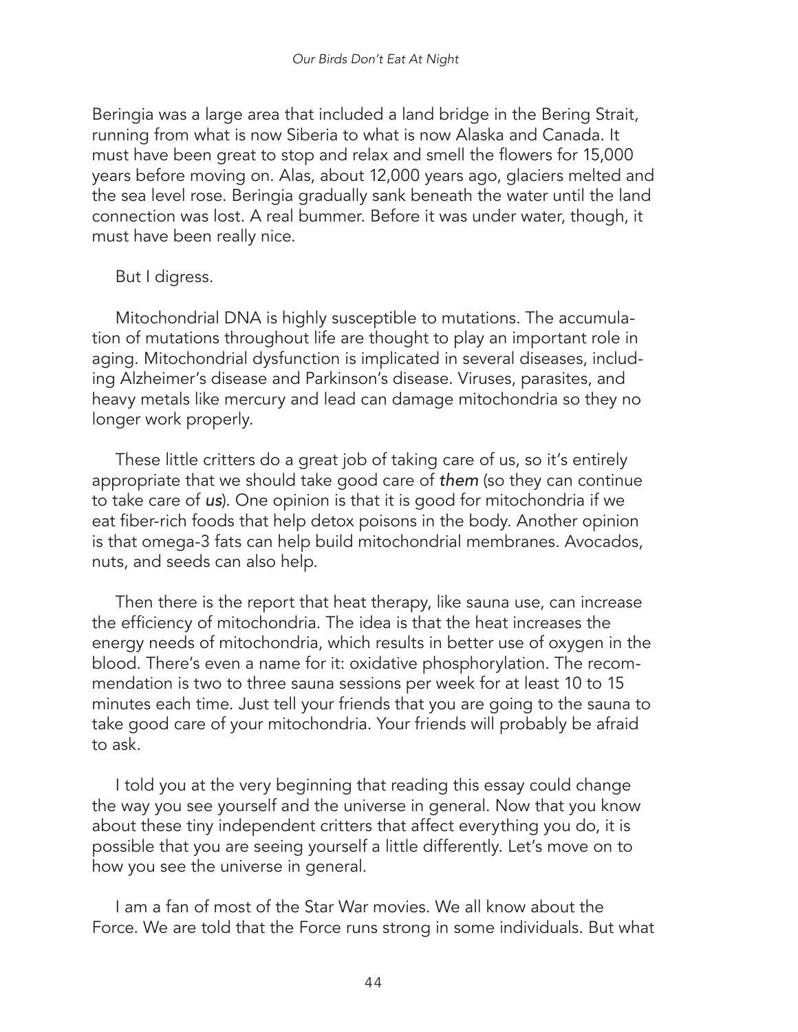Beringia was a large area that included a land bridge in the Bering Strait, running from what is now Siberia to what is now Alaska and Canada. It must have been great to stop and relax and smell the flowers for 15,000 years before moving on. Alas, about 12,000 years ago, glaciers melted and the sea level rose. Beringia gradually sank beneath the water until the land connection was lost. A real bummer. Before it was under water, though, it must have been really nice.

But I digress.

Mitochondrial DNA is highly susceptible to mutations. The accumulation of mutations throughout life are thought to play an important role in aging. Mitochondrial dysfunction is implicated in several diseases, including Alzheimer's disease and Parkinson's disease. Viruses, parasites, and heavy metals like mercury and lead can damage mitochondria so they no longer work properly.

These little critters do a great job of taking care of us, so it's entirely appropriate that we should take good care of ***them*** (so they can continue to take care of ***us***). One opinion is that it is good for mitochondria if we eat fiber-rich foods that help detox poisons in the body. Another opinion is that omega-3 fats can help build mitochondrial membranes. Avocados, nuts, and seeds can also help.

Then there is the report that heat therapy, like sauna use, can increase the efficiency of mitochondria. The idea is that the heat increases the energy needs of mitochondria, which results in better use of oxygen in the blood. There's even a name for it: oxidative phosphorylation. The recommendation is two to three sauna sessions per week for at least 10 to 15 minutes each time. Just tell your friends that you are going to the sauna to take good care of your mitochondria. Your friends will probably be afraid to ask.

I told you at the very beginning that reading this essay could change the way you see yourself and the universe in general. Now that you know about these tiny independent critters that affect everything you do, it is possible that you are seeing yourself a little differently. Let's move on to how you see the universe in general.

I am a fan of most of the Star War movies. We all know about the Force. We are told that the Force runs strong in some individuals. But what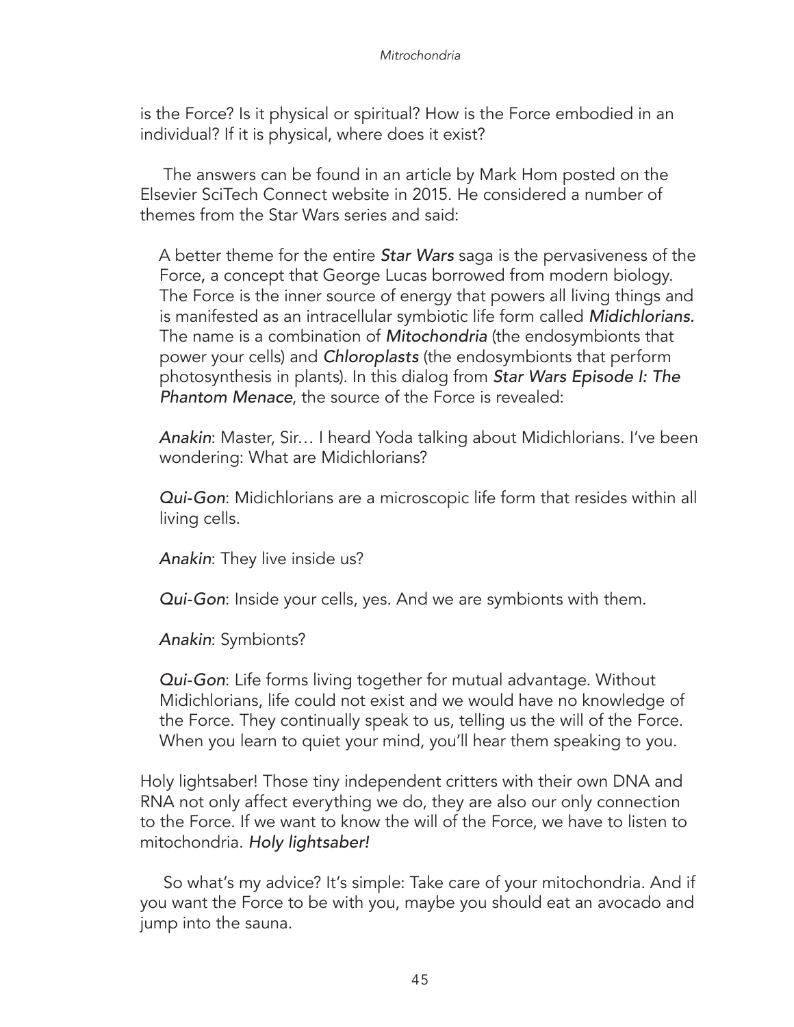is the Force? Is it physical or spiritual? How is the Force embodied in an individual? If it is physical, where does it exist?

The answers can be found in an article by Mark Hom posted on the Elsevier SciTech Connect website in 2015. He considered a number of themes from the Star Wars series and said:

> A better theme for the entire *Star Wars* saga is the pervasiveness of the Force, a concept that George Lucas borrowed from modern biology. The Force is the inner source of energy that powers all living things and is manifested as an intracellular symbiotic life form called ***Midichlorians.*** The name is a combination of ***Mitochondria*** (the endosymbionts that power your cells) and ***Chloroplasts*** (the endosymbionts that perform photosynthesis in plants). In this dialog from *Star Wars Episode I: The Phantom Menace*, the source of the Force is revealed:
>
> *Anakin*: Master, Sir… I heard Yoda talking about Midichlorians. I've been wondering: What are Midichlorians?
>
> *Qui-Gon*: Midichlorians are a microscopic life form that resides within all living cells.
>
> *Anakin*: They live inside us?
>
> *Qui-Gon*: Inside your cells, yes. And we are symbionts with them.
>
> *Anakin*: Symbionts?
>
> *Qui-Gon*: Life forms living together for mutual advantage. Without Midichlorians, life could not exist and we would have no knowledge of the Force. They continually speak to us, telling us the will of the Force. When you learn to quiet your mind, you'll hear them speaking to you.

Holy lightsaber! Those tiny independent critters with their own DNA and RNA not only affect everything we do, they are also our only connection to the Force. If we want to know the will of the Force, we have to listen to mitochondria. *Holy lightsaber!*

So what's my advice? It's simple: Take care of your mitochondria. And if you want the Force to be with you, maybe you should eat an avocado and jump into the sauna.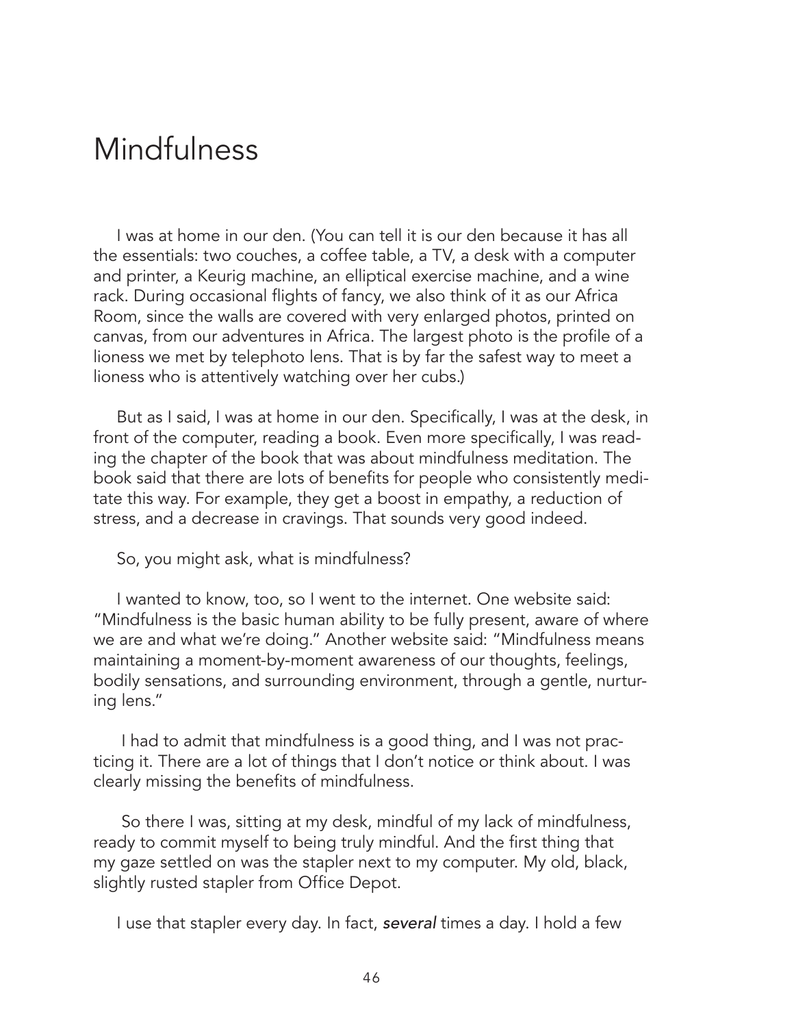# Mindfulness

I was at home in our den. (You can tell it is our den because it has all the essentials: two couches, a coffee table, a TV, a desk with a computer and printer, a Keurig machine, an elliptical exercise machine, and a wine rack. During occasional flights of fancy, we also think of it as our Africa Room, since the walls are covered with very enlarged photos, printed on canvas, from our adventures in Africa. The largest photo is the profile of a lioness we met by telephoto lens. That is by far the safest way to meet a lioness who is attentively watching over her cubs.)

But as I said, I was at home in our den. Specifically, I was at the desk, in front of the computer, reading a book. Even more specifically, I was reading the chapter of the book that was about mindfulness meditation. The book said that there are lots of benefits for people who consistently meditate this way. For example, they get a boost in empathy, a reduction of stress, and a decrease in cravings. That sounds very good indeed.

So, you might ask, what is mindfulness?

I wanted to know, too, so I went to the internet. One website said: "Mindfulness is the basic human ability to be fully present, aware of where we are and what we're doing." Another website said: "Mindfulness means maintaining a moment-by-moment awareness of our thoughts, feelings, bodily sensations, and surrounding environment, through a gentle, nurturing lens."

I had to admit that mindfulness is a good thing, and I was not practicing it. There are a lot of things that I don't notice or think about. I was clearly missing the benefits of mindfulness.

So there I was, sitting at my desk, mindful of my lack of mindfulness, ready to commit myself to being truly mindful. And the first thing that my gaze settled on was the stapler next to my computer. My old, black, slightly rusted stapler from Office Depot.

I use that stapler every day. In fact, ***several*** times a day. I hold a few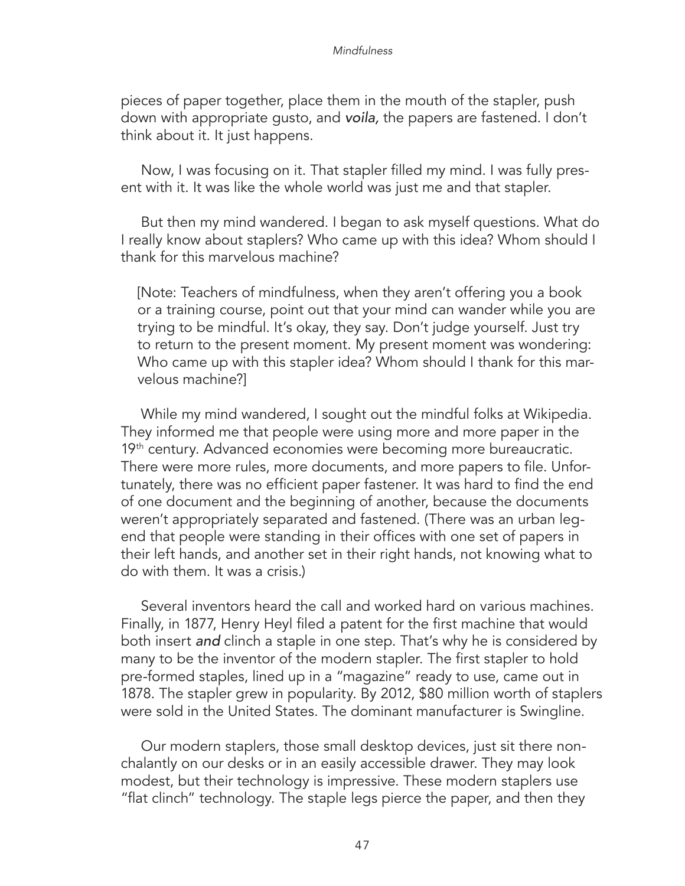pieces of paper together, place them in the mouth of the stapler, push down with appropriate gusto, and ***voila,*** the papers are fastened. I don't think about it. It just happens.

Now, I was focusing on it. That stapler filled my mind. I was fully present with it. It was like the whole world was just me and that stapler.

But then my mind wandered. I began to ask myself questions. What do I really know about staplers? Who came up with this idea? Whom should I thank for this marvelous machine?

> [Note: Teachers of mindfulness, when they aren't offering you a book or a training course, point out that your mind can wander while you are trying to be mindful. It's okay, they say. Don't judge yourself. Just try to return to the present moment. My present moment was wondering: Who came up with this stapler idea? Whom should I thank for this marvelous machine?]

While my mind wandered, I sought out the mindful folks at Wikipedia. They informed me that people were using more and more paper in the 19th century. Advanced economies were becoming more bureaucratic. There were more rules, more documents, and more papers to file. Unfortunately, there was no efficient paper fastener. It was hard to find the end of one document and the beginning of another, because the documents weren't appropriately separated and fastened. (There was an urban legend that people were standing in their offices with one set of papers in their left hands, and another set in their right hands, not knowing what to do with them. It was a crisis.)

Several inventors heard the call and worked hard on various machines. Finally, in 1877, Henry Heyl filed a patent for the first machine that would both insert ***and*** clinch a staple in one step. That's why he is considered by many to be the inventor of the modern stapler. The first stapler to hold pre-formed staples, lined up in a "magazine" ready to use, came out in 1878. The stapler grew in popularity. By 2012, $80 million worth of staplers were sold in the United States. The dominant manufacturer is Swingline.

Our modern staplers, those small desktop devices, just sit there nonchalantly on our desks or in an easily accessible drawer. They may look modest, but their technology is impressive. These modern staplers use "flat clinch" technology. The staple legs pierce the paper, and then they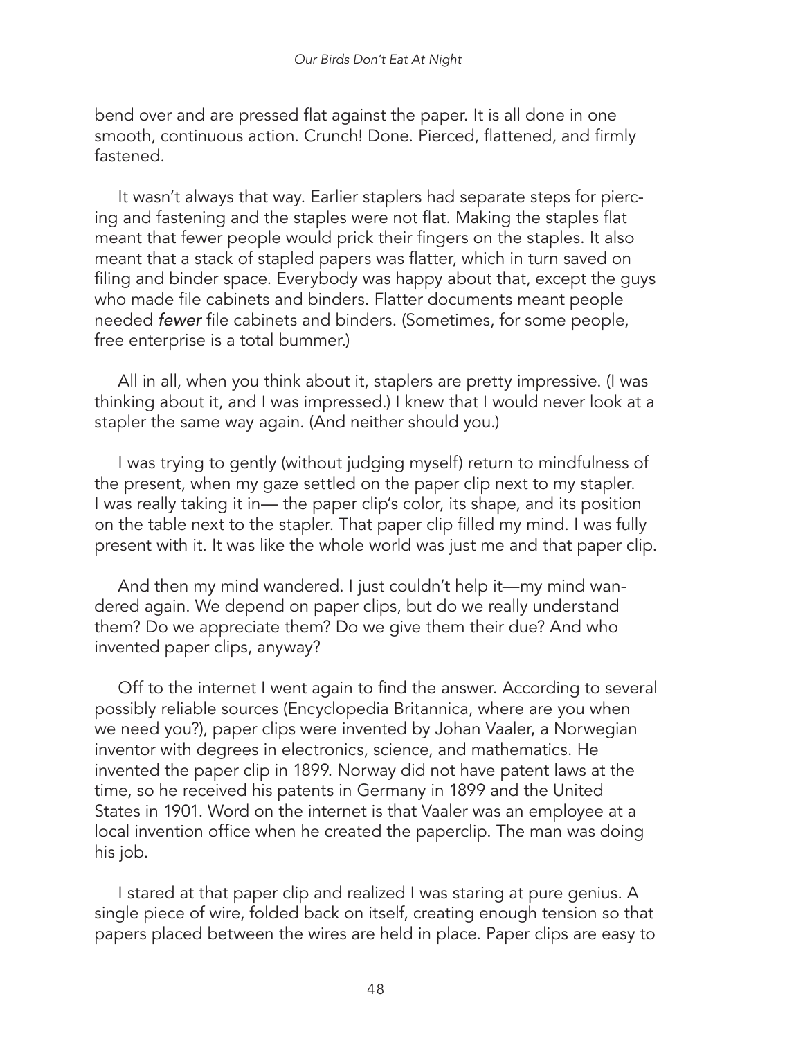bend over and are pressed flat against the paper. It is all done in one smooth, continuous action. Crunch! Done. Pierced, flattened, and firmly fastened.

It wasn't always that way. Earlier staplers had separate steps for piercing and fastening and the staples were not flat. Making the staples flat meant that fewer people would prick their fingers on the staples. It also meant that a stack of stapled papers was flatter, which in turn saved on filing and binder space. Everybody was happy about that, except the guys who made file cabinets and binders. Flatter documents meant people needed ***fewer*** file cabinets and binders. (Sometimes, for some people, free enterprise is a total bummer.)

All in all, when you think about it, staplers are pretty impressive. (I was thinking about it, and I was impressed.) I knew that I would never look at a stapler the same way again. (And neither should you.)

I was trying to gently (without judging myself) return to mindfulness of the present, when my gaze settled on the paper clip next to my stapler. I was really taking it in— the paper clip's color, its shape, and its position on the table next to the stapler. That paper clip filled my mind. I was fully present with it. It was like the whole world was just me and that paper clip.

And then my mind wandered. I just couldn't help it—my mind wandered again. We depend on paper clips, but do we really understand them? Do we appreciate them? Do we give them their due? And who invented paper clips, anyway?

Off to the internet I went again to find the answer. According to several possibly reliable sources (Encyclopedia Britannica, where are you when we need you?), paper clips were invented by Johan Vaaler, a Norwegian inventor with degrees in electronics, science, and mathematics. He invented the paper clip in 1899. Norway did not have patent laws at the time, so he received his patents in Germany in 1899 and the United States in 1901. Word on the internet is that Vaaler was an employee at a local invention office when he created the paperclip. The man was doing his job.

I stared at that paper clip and realized I was staring at pure genius. A single piece of wire, folded back on itself, creating enough tension so that papers placed between the wires are held in place. Paper clips are easy to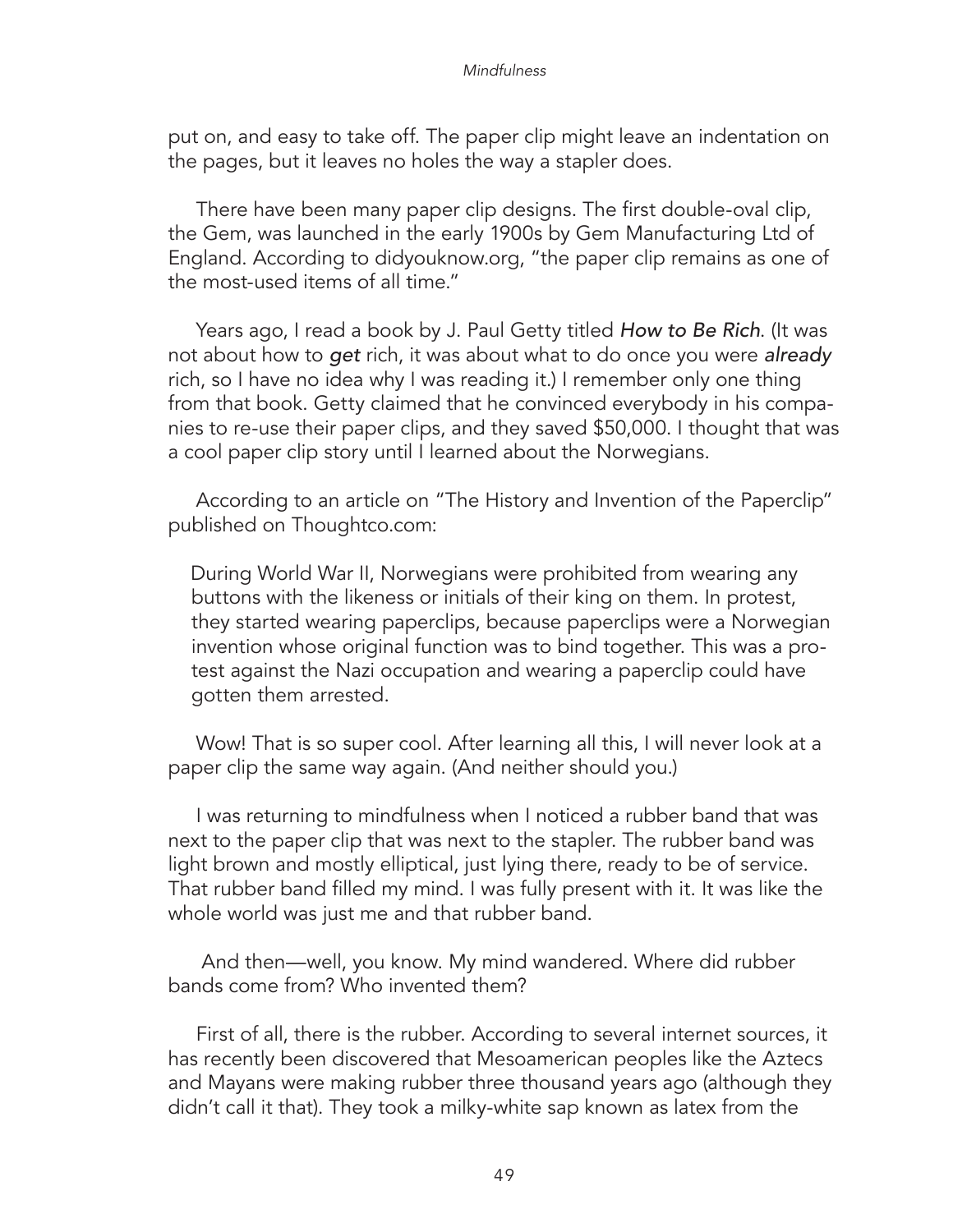put on, and easy to take off. The paper clip might leave an indentation on the pages, but it leaves no holes the way a stapler does.

There have been many paper clip designs. The first double-oval clip, the Gem, was launched in the early 1900s by Gem Manufacturing Ltd of England. According to didyouknow.org, "the paper clip remains as one of the most-used items of all time."

Years ago, I read a book by J. Paul Getty titled *How to Be Rich*. (It was not about how to ***get*** rich, it was about what to do once you were *already* rich, so I have no idea why I was reading it.) I remember only one thing from that book. Getty claimed that he convinced everybody in his companies to re-use their paper clips, and they saved $50,000. I thought that was a cool paper clip story until I learned about the Norwegians.

According to an article on "The History and Invention of the Paperclip" published on Thoughtco.com:

> During World War II, Norwegians were prohibited from wearing any buttons with the likeness or initials of their king on them. In protest, they started wearing paperclips, because paperclips were a Norwegian invention whose original function was to bind together. This was a protest against the Nazi occupation and wearing a paperclip could have gotten them arrested.

Wow! That is so super cool. After learning all this, I will never look at a paper clip the same way again. (And neither should you.)

I was returning to mindfulness when I noticed a rubber band that was next to the paper clip that was next to the stapler. The rubber band was light brown and mostly elliptical, just lying there, ready to be of service. That rubber band filled my mind. I was fully present with it. It was like the whole world was just me and that rubber band.

And then—well, you know. My mind wandered. Where did rubber bands come from? Who invented them?

First of all, there is the rubber. According to several internet sources, it has recently been discovered that Mesoamerican peoples like the Aztecs and Mayans were making rubber three thousand years ago (although they didn't call it that). They took a milky-white sap known as latex from the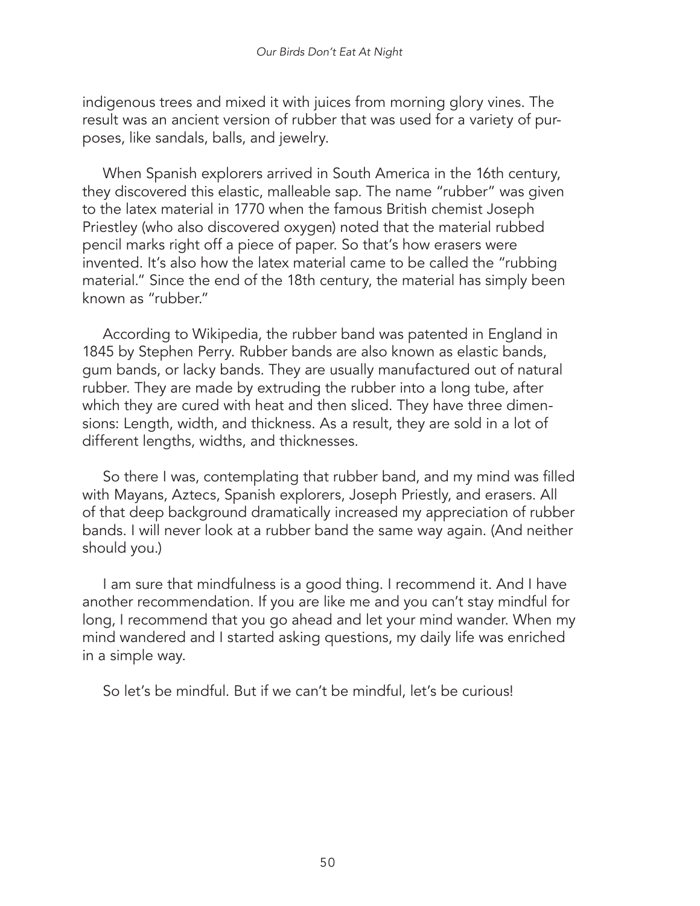indigenous trees and mixed it with juices from morning glory vines. The result was an ancient version of rubber that was used for a variety of purposes, like sandals, balls, and jewelry.

When Spanish explorers arrived in South America in the 16th century, they discovered this elastic, malleable sap. The name "rubber" was given to the latex material in 1770 when the famous British chemist Joseph Priestley (who also discovered oxygen) noted that the material rubbed pencil marks right off a piece of paper. So that's how erasers were invented. It's also how the latex material came to be called the "rubbing material." Since the end of the 18th century, the material has simply been known as "rubber."

According to Wikipedia, the rubber band was patented in England in 1845 by Stephen Perry. Rubber bands are also known as elastic bands, gum bands, or lacky bands. They are usually manufactured out of natural rubber. They are made by extruding the rubber into a long tube, after which they are cured with heat and then sliced. They have three dimensions: Length, width, and thickness. As a result, they are sold in a lot of different lengths, widths, and thicknesses.

So there I was, contemplating that rubber band, and my mind was filled with Mayans, Aztecs, Spanish explorers, Joseph Priestly, and erasers. All of that deep background dramatically increased my appreciation of rubber bands. I will never look at a rubber band the same way again. (And neither should you.)

I am sure that mindfulness is a good thing. I recommend it. And I have another recommendation. If you are like me and you can't stay mindful for long, I recommend that you go ahead and let your mind wander. When my mind wandered and I started asking questions, my daily life was enriched in a simple way.

So let's be mindful. But if we can't be mindful, let's be curious!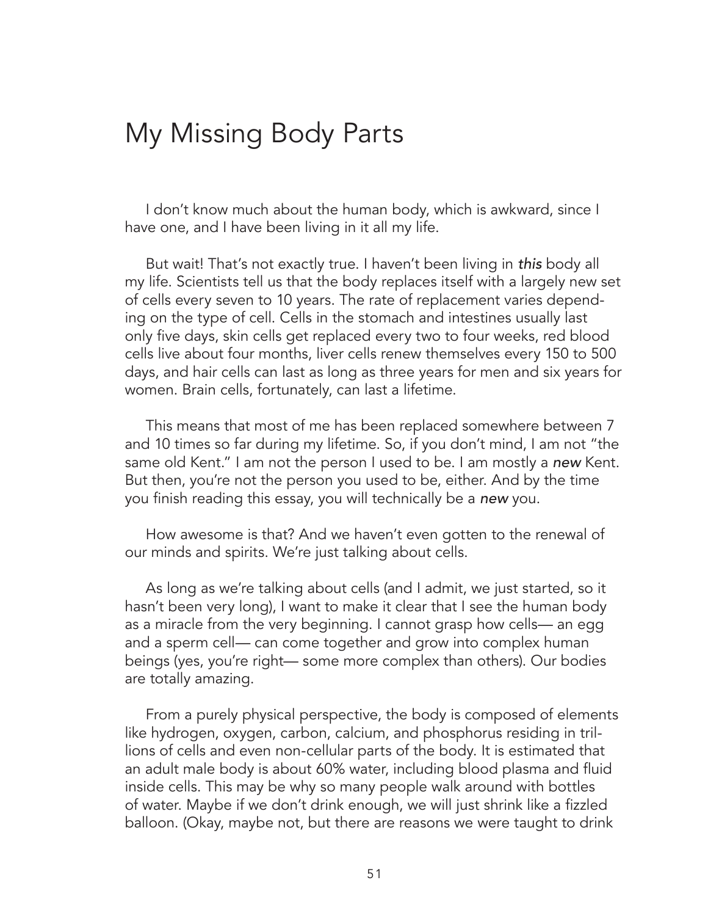# My Missing Body Parts

I don't know much about the human body, which is awkward, since I have one, and I have been living in it all my life.

But wait! That's not exactly true. I haven't been living in *this* body all my life. Scientists tell us that the body replaces itself with a largely new set of cells every seven to 10 years. The rate of replacement varies depending on the type of cell. Cells in the stomach and intestines usually last only five days, skin cells get replaced every two to four weeks, red blood cells live about four months, liver cells renew themselves every 150 to 500 days, and hair cells can last as long as three years for men and six years for women. Brain cells, fortunately, can last a lifetime.

This means that most of me has been replaced somewhere between 7 and 10 times so far during my lifetime. So, if you don't mind, I am not "the same old Kent." I am not the person I used to be. I am mostly a ***new*** Kent. But then, you're not the person you used to be, either. And by the time you finish reading this essay, you will technically be a ***new*** you.

How awesome is that? And we haven't even gotten to the renewal of our minds and spirits. We're just talking about cells.

As long as we're talking about cells (and I admit, we just started, so it hasn't been very long), I want to make it clear that I see the human body as a miracle from the very beginning. I cannot grasp how cells— an egg and a sperm cell— can come together and grow into complex human beings (yes, you're right— some more complex than others). Our bodies are totally amazing.

From a purely physical perspective, the body is composed of elements like hydrogen, oxygen, carbon, calcium, and phosphorus residing in trillions of cells and even non-cellular parts of the body. It is estimated that an adult male body is about 60% water, including blood plasma and fluid inside cells. This may be why so many people walk around with bottles of water. Maybe if we don't drink enough, we will just shrink like a fizzled balloon. (Okay, maybe not, but there are reasons we were taught to drink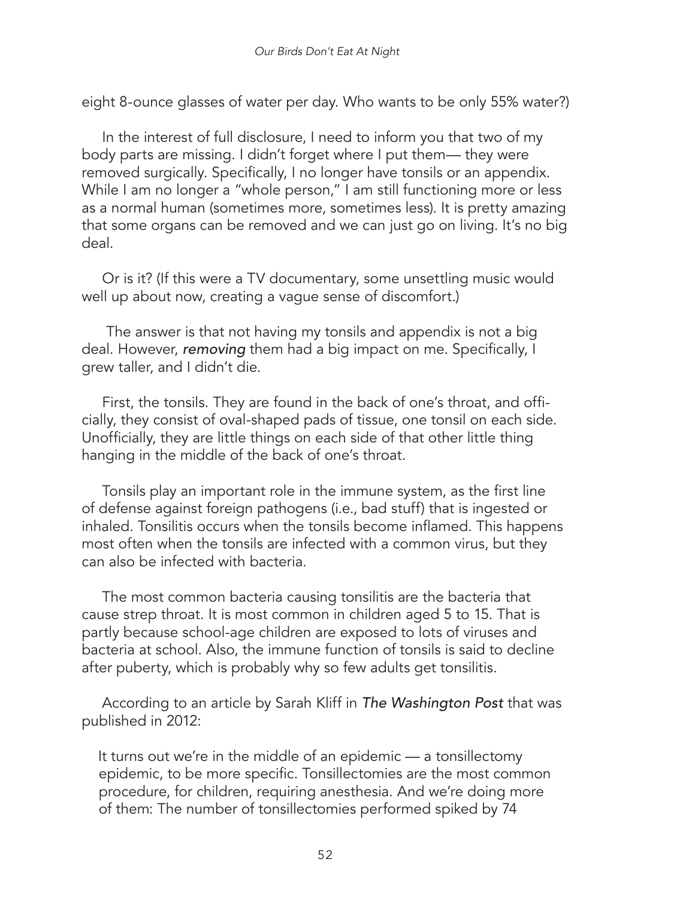eight 8-ounce glasses of water per day. Who wants to be only 55% water?)

In the interest of full disclosure, I need to inform you that two of my body parts are missing. I didn't forget where I put them— they were removed surgically. Specifically, I no longer have tonsils or an appendix. While I am no longer a "whole person," I am still functioning more or less as a normal human (sometimes more, sometimes less). It is pretty amazing that some organs can be removed and we can just go on living. It's no big deal.

Or is it? (If this were a TV documentary, some unsettling music would well up about now, creating a vague sense of discomfort.)

The answer is that not having my tonsils and appendix is not a big deal. However, ***removing*** them had a big impact on me. Specifically, I grew taller, and I didn't die.

First, the tonsils. They are found in the back of one's throat, and officially, they consist of oval-shaped pads of tissue, one tonsil on each side. Unofficially, they are little things on each side of that other little thing hanging in the middle of the back of one's throat.

Tonsils play an important role in the immune system, as the first line of defense against foreign pathogens (i.e., bad stuff) that is ingested or inhaled. Tonsilitis occurs when the tonsils become inflamed. This happens most often when the tonsils are infected with a common virus, but they can also be infected with bacteria.

The most common bacteria causing tonsilitis are the bacteria that cause strep throat. It is most common in children aged 5 to 15. That is partly because school-age children are exposed to lots of viruses and bacteria at school. Also, the immune function of tonsils is said to decline after puberty, which is probably why so few adults get tonsilitis.

According to an article by Sarah Kliff in ***The Washington Post*** that was published in 2012:

> It turns out we're in the middle of an epidemic — a tonsillectomy epidemic, to be more specific. Tonsillectomies are the most common procedure, for children, requiring anesthesia. And we're doing more of them: The number of tonsillectomies performed spiked by 74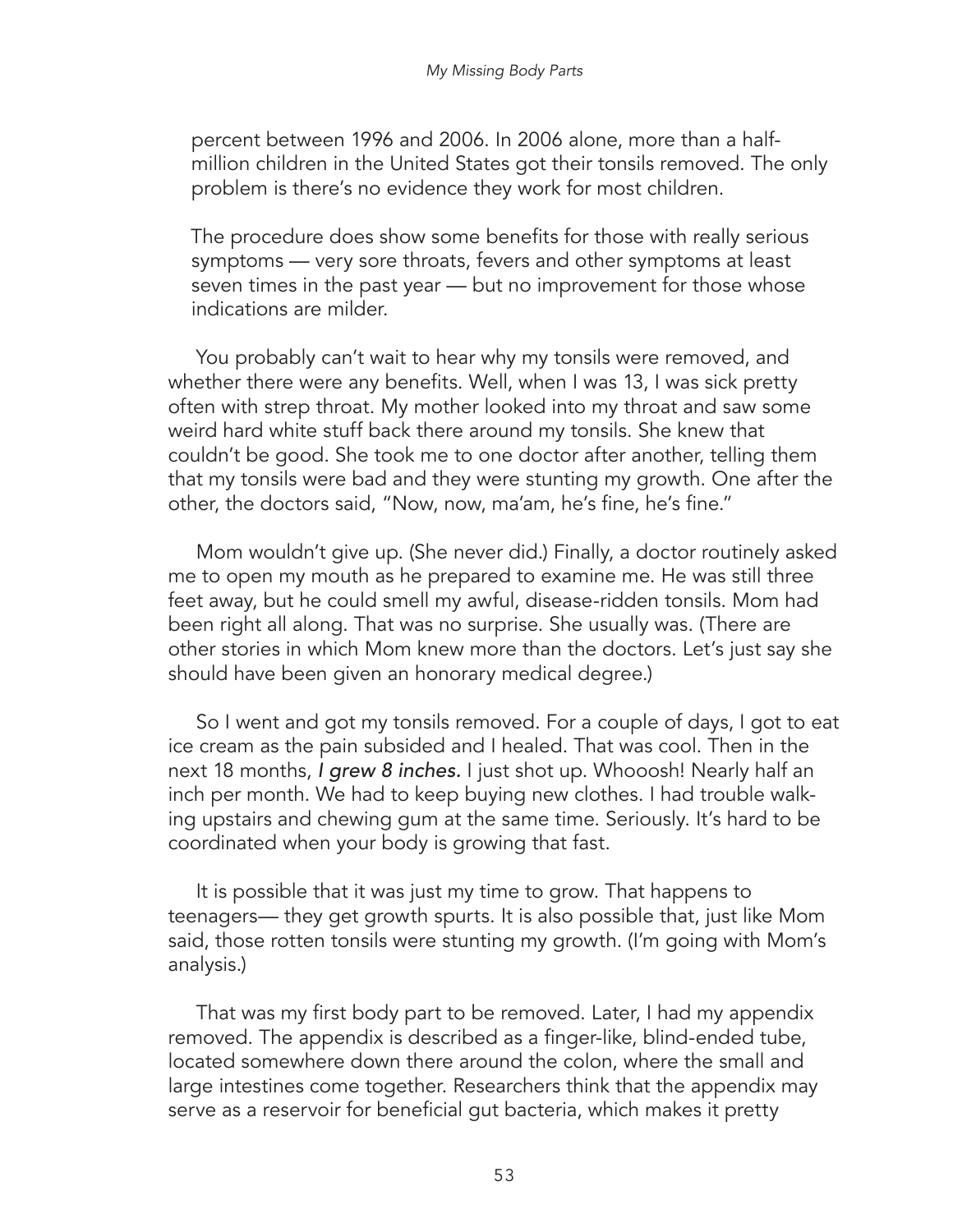percent between 1996 and 2006. In 2006 alone, more than a half-million children in the United States got their tonsils removed. The only problem is there's no evidence they work for most children.

> The procedure does show some benefits for those with really serious symptoms — very sore throats, fevers and other symptoms at least seven times in the past year — but no improvement for those whose indications are milder.

You probably can't wait to hear why my tonsils were removed, and whether there were any benefits. Well, when I was 13, I was sick pretty often with strep throat. My mother looked into my throat and saw some weird hard white stuff back there around my tonsils. She knew that couldn't be good. She took me to one doctor after another, telling them that my tonsils were bad and they were stunting my growth. One after the other, the doctors said, "Now, now, ma'am, he's fine, he's fine."

Mom wouldn't give up. (She never did.) Finally, a doctor routinely asked me to open my mouth as he prepared to examine me. He was still three feet away, but he could smell my awful, disease-ridden tonsils. Mom had been right all along. That was no surprise. She usually was. (There are other stories in which Mom knew more than the doctors. Let's just say she should have been given an honorary medical degree.)

So I went and got my tonsils removed. For a couple of days, I got to eat ice cream as the pain subsided and I healed. That was cool. Then in the next 18 months, ***I grew 8 inches.*** I just shot up. Whooosh! Nearly half an inch per month. We had to keep buying new clothes. I had trouble walking upstairs and chewing gum at the same time. Seriously. It's hard to be coordinated when your body is growing that fast.

It is possible that it was just my time to grow. That happens to teenagers— they get growth spurts. It is also possible that, just like Mom said, those rotten tonsils were stunting my growth. (I'm going with Mom's analysis.)

That was my first body part to be removed. Later, I had my appendix removed. The appendix is described as a finger-like, blind-ended tube, located somewhere down there around the colon, where the small and large intestines come together. Researchers think that the appendix may serve as a reservoir for beneficial gut bacteria, which makes it pretty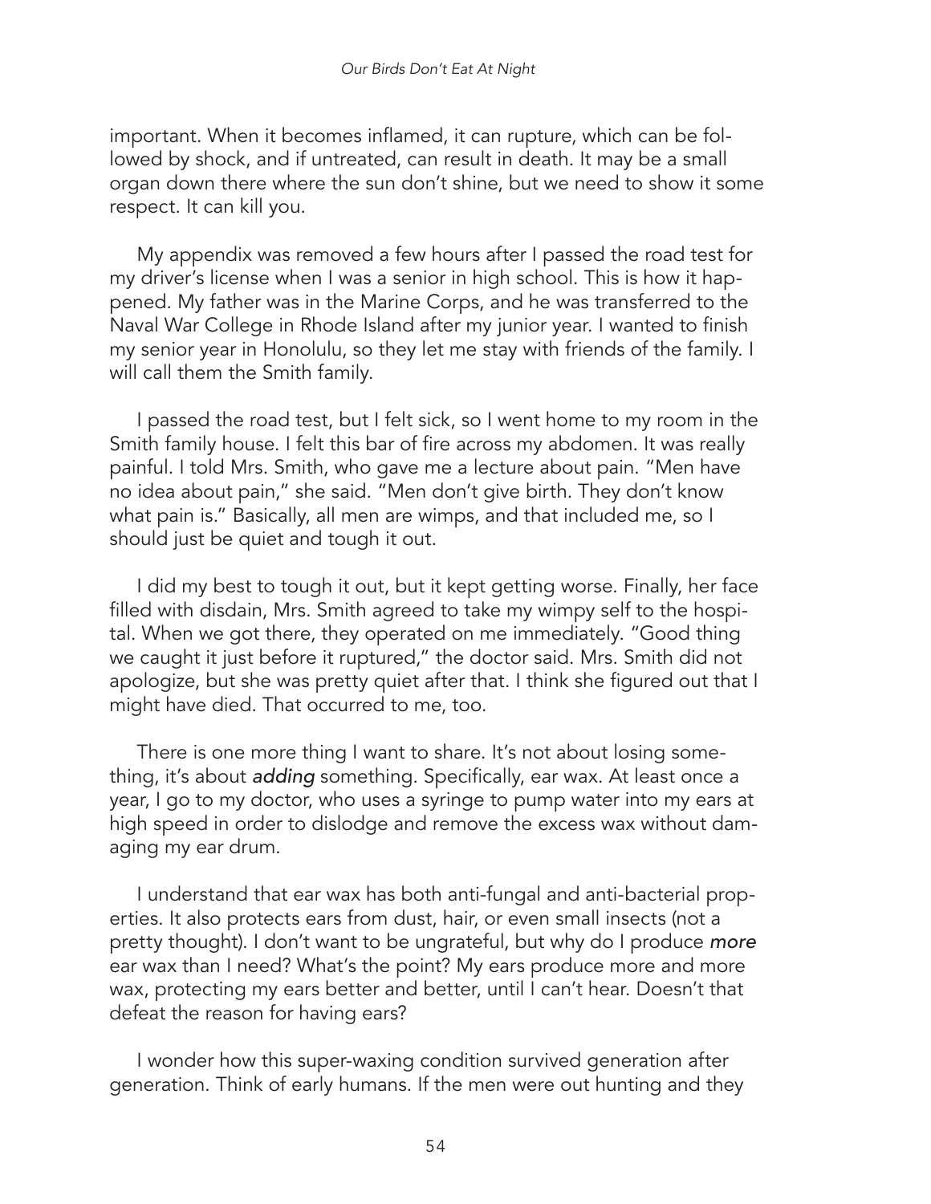important. When it becomes inflamed, it can rupture, which can be followed by shock, and if untreated, can result in death. It may be a small organ down there where the sun don't shine, but we need to show it some respect. It can kill you.

My appendix was removed a few hours after I passed the road test for my driver's license when I was a senior in high school. This is how it happened. My father was in the Marine Corps, and he was transferred to the Naval War College in Rhode Island after my junior year. I wanted to finish my senior year in Honolulu, so they let me stay with friends of the family. I will call them the Smith family.

I passed the road test, but I felt sick, so I went home to my room in the Smith family house. I felt this bar of fire across my abdomen. It was really painful. I told Mrs. Smith, who gave me a lecture about pain. "Men have no idea about pain," she said. "Men don't give birth. They don't know what pain is." Basically, all men are wimps, and that included me, so I should just be quiet and tough it out.

I did my best to tough it out, but it kept getting worse. Finally, her face filled with disdain, Mrs. Smith agreed to take my wimpy self to the hospital. When we got there, they operated on me immediately. "Good thing we caught it just before it ruptured," the doctor said. Mrs. Smith did not apologize, but she was pretty quiet after that. I think she figured out that I might have died. That occurred to me, too.

There is one more thing I want to share. It's not about losing something, it's about ***adding*** something. Specifically, ear wax. At least once a year, I go to my doctor, who uses a syringe to pump water into my ears at high speed in order to dislodge and remove the excess wax without damaging my ear drum.

I understand that ear wax has both anti-fungal and anti-bacterial properties. It also protects ears from dust, hair, or even small insects (not a pretty thought). I don't want to be ungrateful, but why do I produce *more* ear wax than I need? What's the point? My ears produce more and more wax, protecting my ears better and better, until I can't hear. Doesn't that defeat the reason for having ears?

I wonder how this super-waxing condition survived generation after generation. Think of early humans. If the men were out hunting and they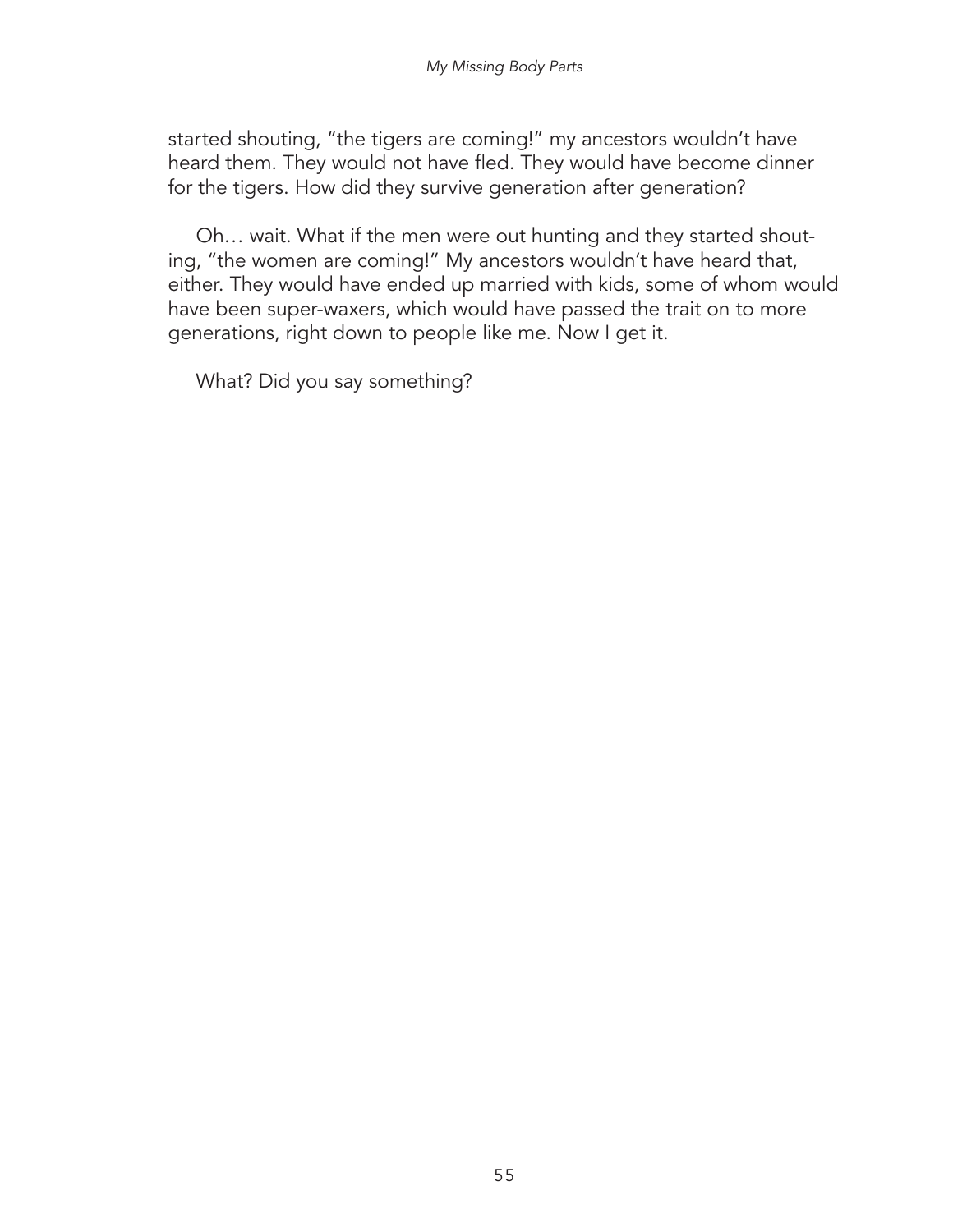started shouting, "the tigers are coming!" my ancestors wouldn't have heard them. They would not have fled. They would have become dinner for the tigers. How did they survive generation after generation?

Oh… wait. What if the men were out hunting and they started shouting, "the women are coming!" My ancestors wouldn't have heard that, either. They would have ended up married with kids, some of whom would have been super-waxers, which would have passed the trait on to more generations, right down to people like me. Now I get it.

What? Did you say something?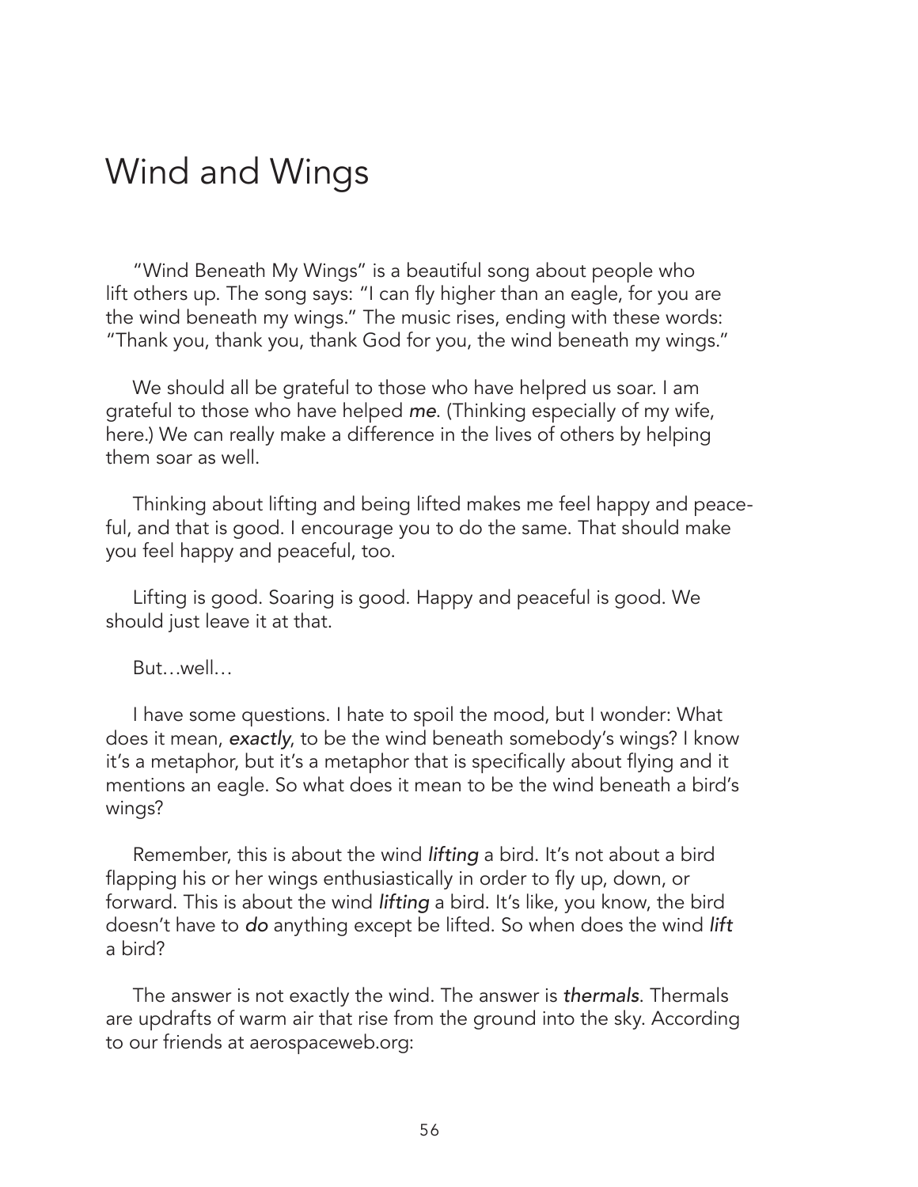# Wind and Wings

"Wind Beneath My Wings" is a beautiful song about people who lift others up. The song says: "I can fly higher than an eagle, for you are the wind beneath my wings." The music rises, ending with these words: "Thank you, thank you, thank God for you, the wind beneath my wings."

We should all be grateful to those who have helpred us soar. I am grateful to those who have helped *me*. (Thinking especially of my wife, here.) We can really make a difference in the lives of others by helping them soar as well.

Thinking about lifting and being lifted makes me feel happy and peaceful, and that is good. I encourage you to do the same. That should make you feel happy and peaceful, too.

Lifting is good. Soaring is good. Happy and peaceful is good. We should just leave it at that.

But…well…

I have some questions. I hate to spoil the mood, but I wonder: What does it mean, *exactly*, to be the wind beneath somebody's wings? I know it's a metaphor, but it's a metaphor that is specifically about flying and it mentions an eagle. So what does it mean to be the wind beneath a bird's wings?

Remember, this is about the wind *lifting* a bird. It's not about a bird flapping his or her wings enthusiastically in order to fly up, down, or forward. This is about the wind *lifting* a bird. It's like, you know, the bird doesn't have to ***do*** anything except be lifted. So when does the wind *lift* a bird?

The answer is not exactly the wind. The answer is *thermals*. Thermals are updrafts of warm air that rise from the ground into the sky. According to our friends at aerospaceweb.org: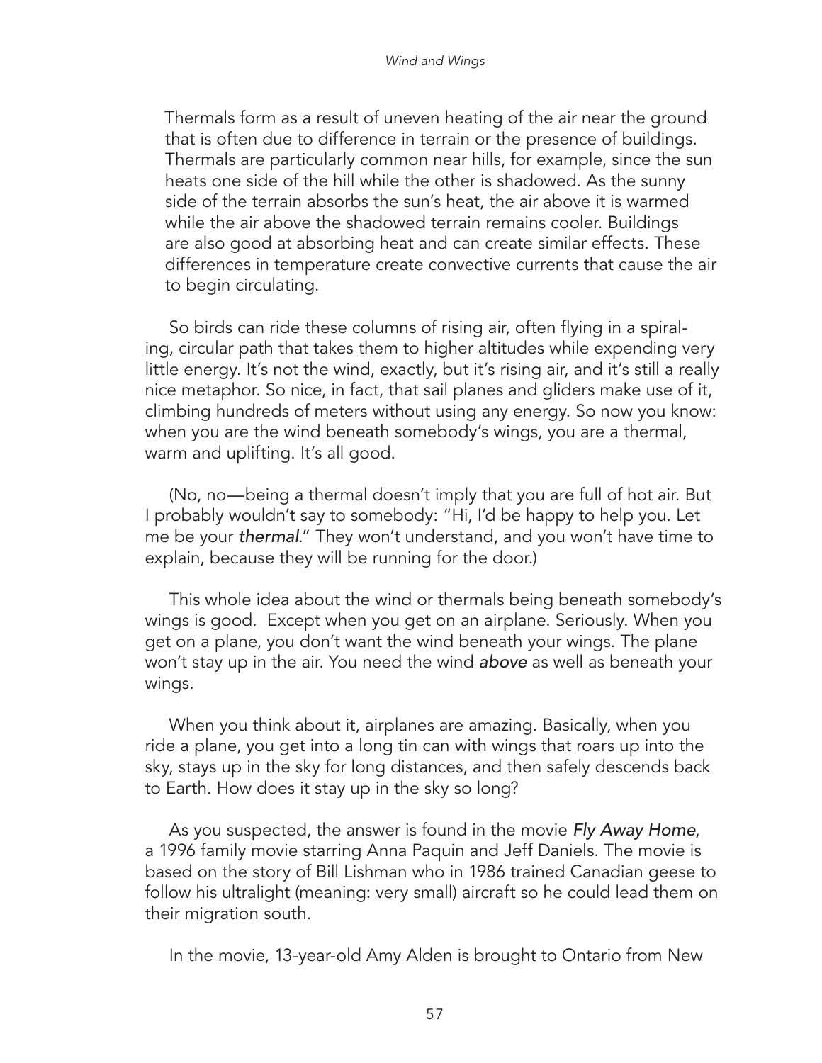Thermals form as a result of uneven heating of the air near the ground that is often due to difference in terrain or the presence of buildings. Thermals are particularly common near hills, for example, since the sun heats one side of the hill while the other is shadowed. As the sunny side of the terrain absorbs the sun's heat, the air above it is warmed while the air above the shadowed terrain remains cooler. Buildings are also good at absorbing heat and can create similar effects. These differences in temperature create convective currents that cause the air to begin circulating.

So birds can ride these columns of rising air, often flying in a spiraling, circular path that takes them to higher altitudes while expending very little energy. It's not the wind, exactly, but it's rising air, and it's still a really nice metaphor. So nice, in fact, that sail planes and gliders make use of it, climbing hundreds of meters without using any energy. So now you know: when you are the wind beneath somebody's wings, you are a thermal, warm and uplifting. It's all good.

(No, no—being a thermal doesn't imply that you are full of hot air. But I probably wouldn't say to somebody: "Hi, I'd be happy to help you. Let me be your *thermal*." They won't understand, and you won't have time to explain, because they will be running for the door.)

This whole idea about the wind or thermals being beneath somebody's wings is good. Except when you get on an airplane. Seriously. When you get on a plane, you don't want the wind beneath your wings. The plane won't stay up in the air. You need the wind *above* as well as beneath your wings.

When you think about it, airplanes are amazing. Basically, when you ride a plane, you get into a long tin can with wings that roars up into the sky, stays up in the sky for long distances, and then safely descends back to Earth. How does it stay up in the sky so long?

As you suspected, the answer is found in the movie *Fly Away Home*, a 1996 family movie starring Anna Paquin and Jeff Daniels. The movie is based on the story of Bill Lishman who in 1986 trained Canadian geese to follow his ultralight (meaning: very small) aircraft so he could lead them on their migration south.

In the movie, 13-year-old Amy Alden is brought to Ontario from New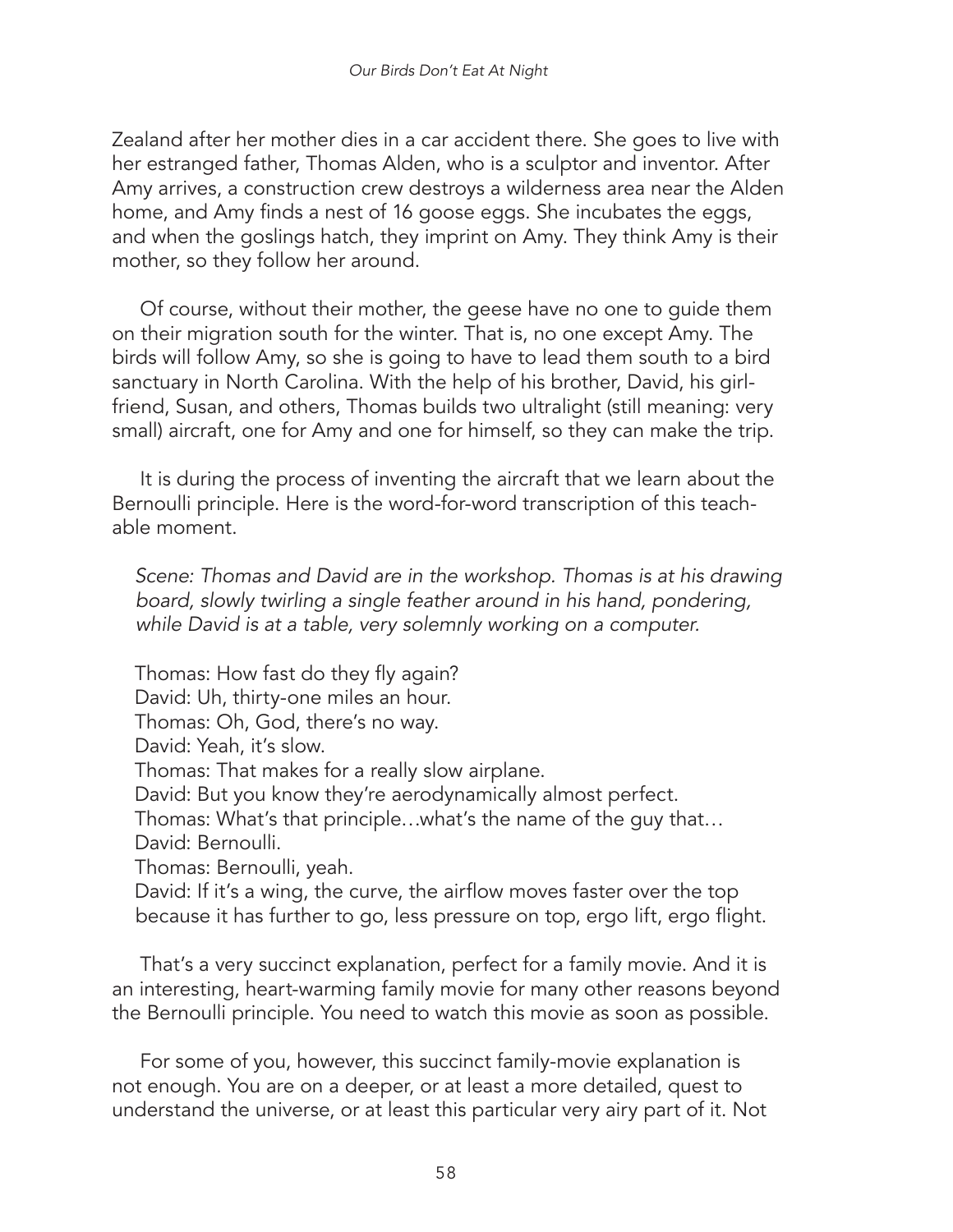Zealand after her mother dies in a car accident there. She goes to live with her estranged father, Thomas Alden, who is a sculptor and inventor. After Amy arrives, a construction crew destroys a wilderness area near the Alden home, and Amy finds a nest of 16 goose eggs. She incubates the eggs, and when the goslings hatch, they imprint on Amy. They think Amy is their mother, so they follow her around.

Of course, without their mother, the geese have no one to guide them on their migration south for the winter. That is, no one except Amy. The birds will follow Amy, so she is going to have to lead them south to a bird sanctuary in North Carolina. With the help of his brother, David, his girlfriend, Susan, and others, Thomas builds two ultralight (still meaning: very small) aircraft, one for Amy and one for himself, so they can make the trip.

It is during the process of inventing the aircraft that we learn about the Bernoulli principle. Here is the word-for-word transcription of this teachable moment.

*Scene: Thomas and David are in the workshop. Thomas is at his drawing board, slowly twirling a single feather around in his hand, pondering, while David is at a table, very solemnly working on a computer.*

Thomas: How fast do they fly again?
David: Uh, thirty-one miles an hour.
Thomas: Oh, God, there's no way.
David: Yeah, it's slow.
Thomas: That makes for a really slow airplane.
David: But you know they're aerodynamically almost perfect.
Thomas: What's that principle…what's the name of the guy that…
David: Bernoulli.
Thomas: Bernoulli, yeah.
David: If it's a wing, the curve, the airflow moves faster over the top because it has further to go, less pressure on top, ergo lift, ergo flight.

That's a very succinct explanation, perfect for a family movie. And it is an interesting, heart-warming family movie for many other reasons beyond the Bernoulli principle. You need to watch this movie as soon as possible.

For some of you, however, this succinct family-movie explanation is not enough. You are on a deeper, or at least a more detailed, quest to understand the universe, or at least this particular very airy part of it. Not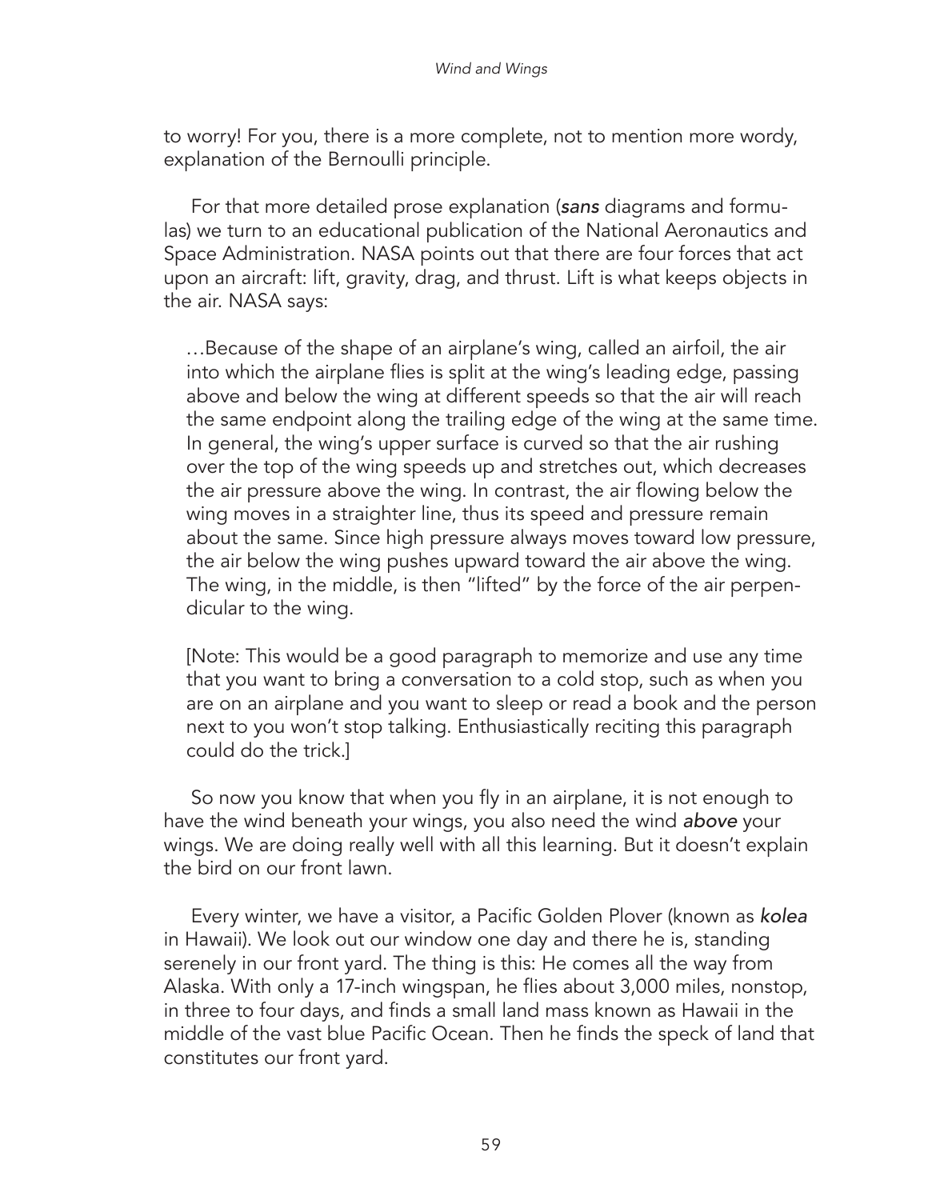to worry! For you, there is a more complete, not to mention more wordy, explanation of the Bernoulli principle.

For that more detailed prose explanation (*sans* diagrams and formulas) we turn to an educational publication of the National Aeronautics and Space Administration. NASA points out that there are four forces that act upon an aircraft: lift, gravity, drag, and thrust. Lift is what keeps objects in the air. NASA says:

> …Because of the shape of an airplane's wing, called an airfoil, the air into which the airplane flies is split at the wing's leading edge, passing above and below the wing at different speeds so that the air will reach the same endpoint along the trailing edge of the wing at the same time. In general, the wing's upper surface is curved so that the air rushing over the top of the wing speeds up and stretches out, which decreases the air pressure above the wing. In contrast, the air flowing below the wing moves in a straighter line, thus its speed and pressure remain about the same. Since high pressure always moves toward low pressure, the air below the wing pushes upward toward the air above the wing. The wing, in the middle, is then "lifted" by the force of the air perpendicular to the wing.
>
> [Note: This would be a good paragraph to memorize and use any time that you want to bring a conversation to a cold stop, such as when you are on an airplane and you want to sleep or read a book and the person next to you won't stop talking. Enthusiastically reciting this paragraph could do the trick.]

So now you know that when you fly in an airplane, it is not enough to have the wind beneath your wings, you also need the wind *above* your wings. We are doing really well with all this learning. But it doesn't explain the bird on our front lawn.

Every winter, we have a visitor, a Pacific Golden Plover (known as *kolea* in Hawaii). We look out our window one day and there he is, standing serenely in our front yard. The thing is this: He comes all the way from Alaska. With only a 17-inch wingspan, he flies about 3,000 miles, nonstop, in three to four days, and finds a small land mass known as Hawaii in the middle of the vast blue Pacific Ocean. Then he finds the speck of land that constitutes our front yard.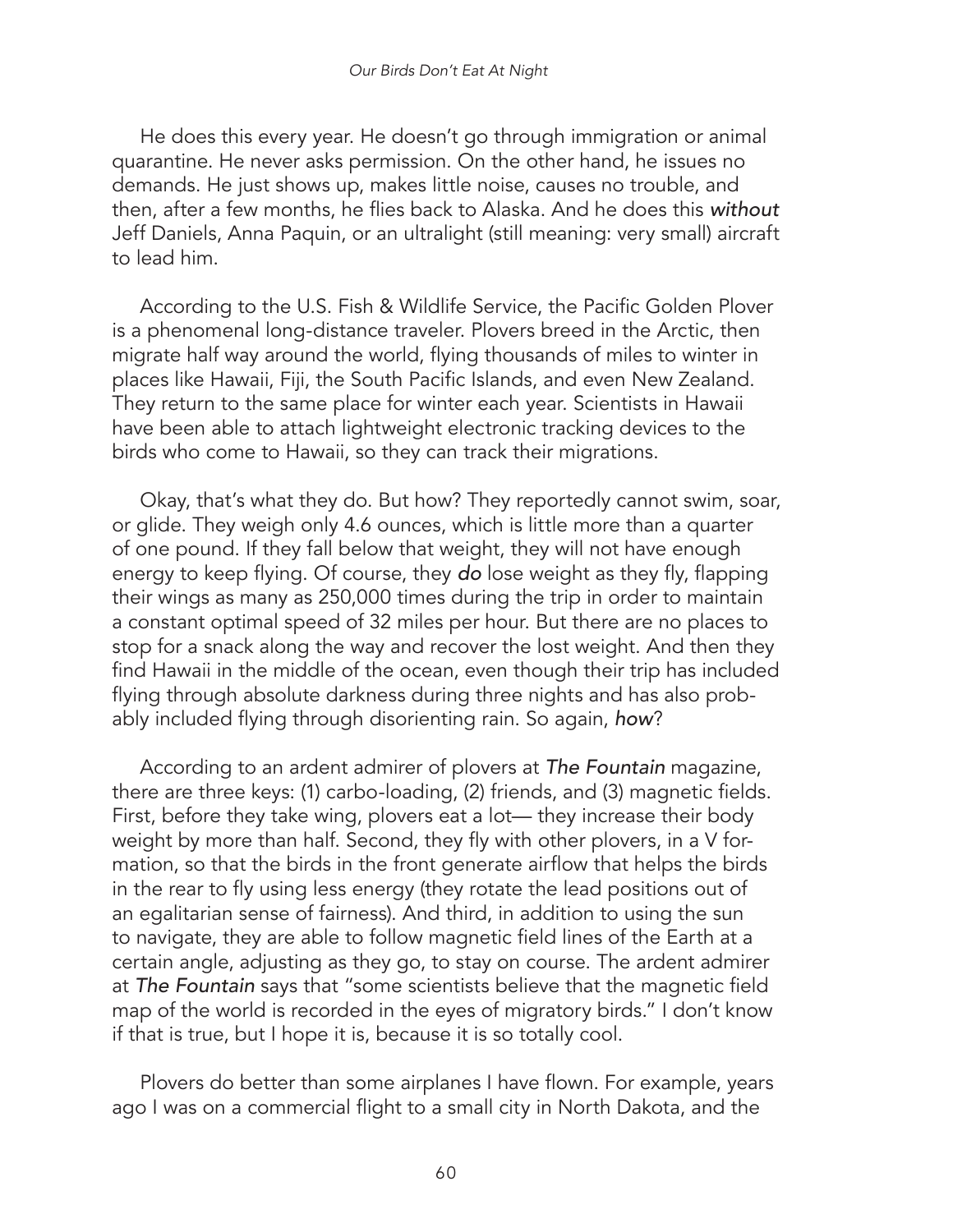He does this every year. He doesn't go through immigration or animal quarantine. He never asks permission. On the other hand, he issues no demands. He just shows up, makes little noise, causes no trouble, and then, after a few months, he flies back to Alaska. And he does this *without* Jeff Daniels, Anna Paquin, or an ultralight (still meaning: very small) aircraft to lead him.

According to the U.S. Fish & Wildlife Service, the Pacific Golden Plover is a phenomenal long-distance traveler. Plovers breed in the Arctic, then migrate half way around the world, flying thousands of miles to winter in places like Hawaii, Fiji, the South Pacific Islands, and even New Zealand. They return to the same place for winter each year. Scientists in Hawaii have been able to attach lightweight electronic tracking devices to the birds who come to Hawaii, so they can track their migrations.

Okay, that's what they do. But how? They reportedly cannot swim, soar, or glide. They weigh only 4.6 ounces, which is little more than a quarter of one pound. If they fall below that weight, they will not have enough energy to keep flying. Of course, they *do* lose weight as they fly, flapping their wings as many as 250,000 times during the trip in order to maintain a constant optimal speed of 32 miles per hour. But there are no places to stop for a snack along the way and recover the lost weight. And then they find Hawaii in the middle of the ocean, even though their trip has included flying through absolute darkness during three nights and has also probably included flying through disorienting rain. So again, *how*?

According to an ardent admirer of plovers at *The Fountain* magazine, there are three keys: (1) carbo-loading, (2) friends, and (3) magnetic fields. First, before they take wing, plovers eat a lot— they increase their body weight by more than half. Second, they fly with other plovers, in a V formation, so that the birds in the front generate airflow that helps the birds in the rear to fly using less energy (they rotate the lead positions out of an egalitarian sense of fairness). And third, in addition to using the sun to navigate, they are able to follow magnetic field lines of the Earth at a certain angle, adjusting as they go, to stay on course. The ardent admirer at *The Fountain* says that "some scientists believe that the magnetic field map of the world is recorded in the eyes of migratory birds." I don't know if that is true, but I hope it is, because it is so totally cool.

Plovers do better than some airplanes I have flown. For example, years ago I was on a commercial flight to a small city in North Dakota, and the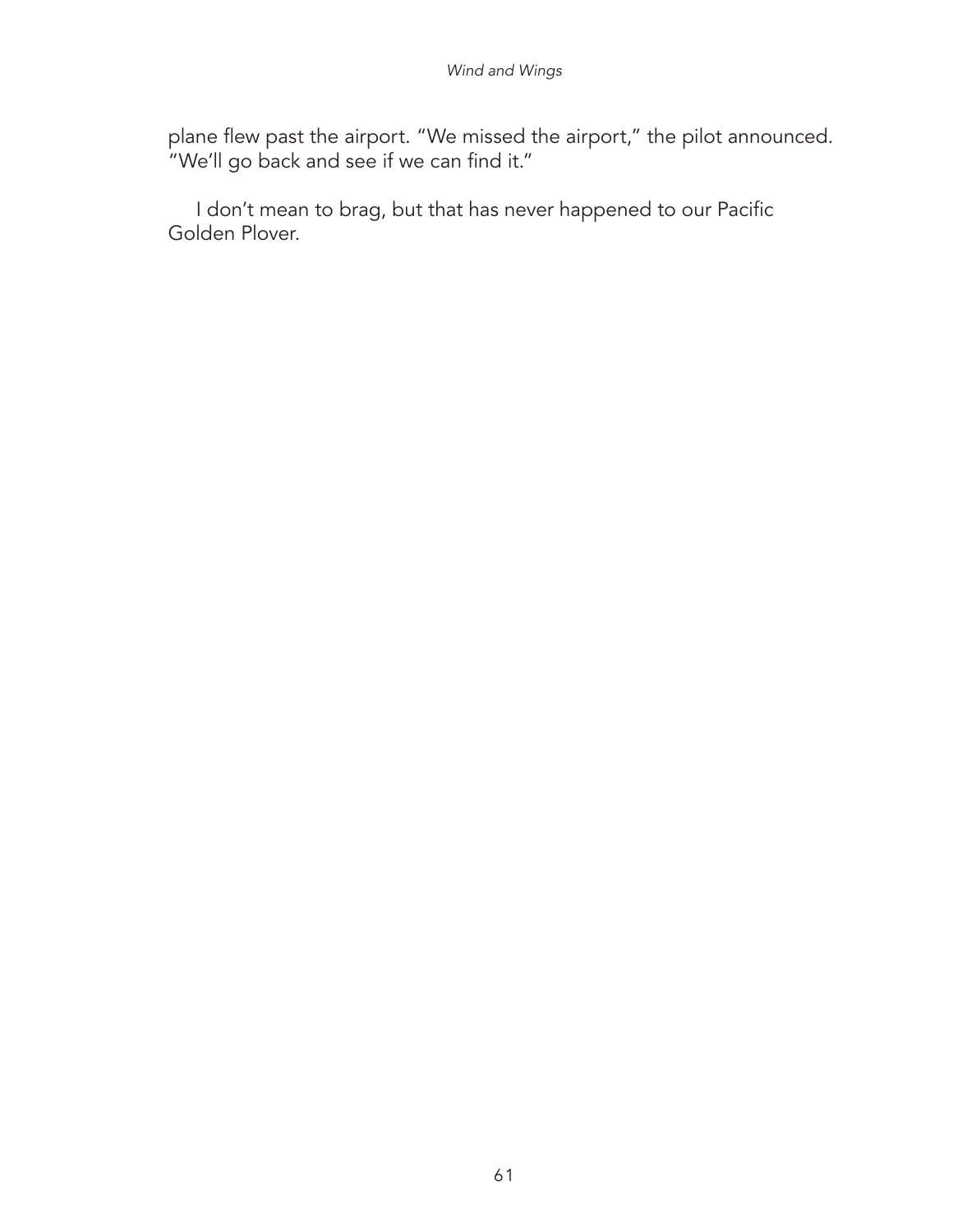plane flew past the airport. "We missed the airport," the pilot announced. "We'll go back and see if we can find it."

I don't mean to brag, but that has never happened to our Pacific Golden Plover.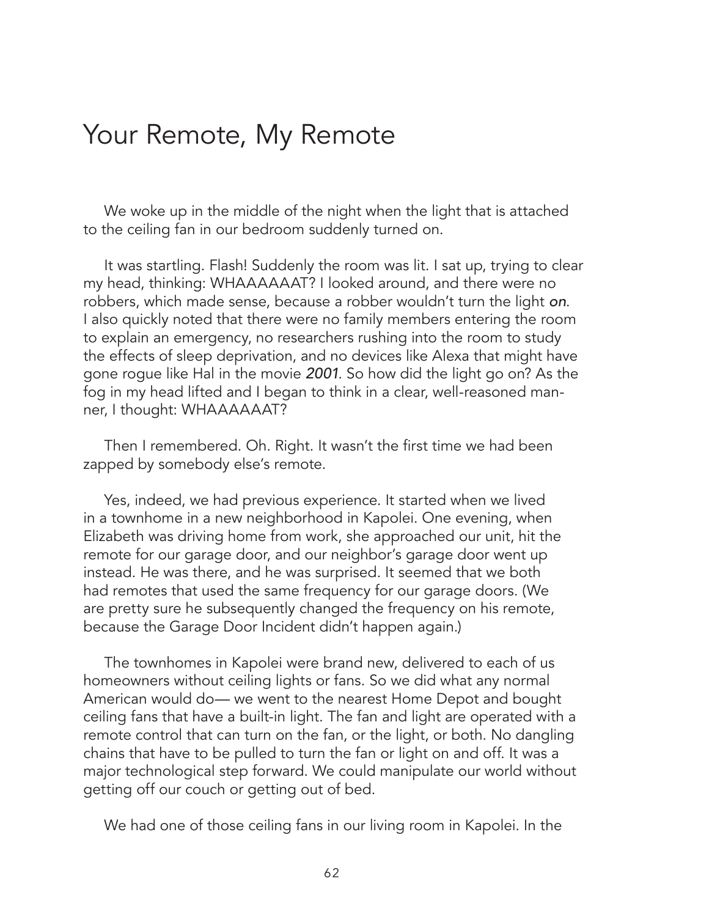# Your Remote, My Remote

We woke up in the middle of the night when the light that is attached to the ceiling fan in our bedroom suddenly turned on.

It was startling. Flash! Suddenly the room was lit. I sat up, trying to clear my head, thinking: WHAAAAAAT? I looked around, and there were no robbers, which made sense, because a robber wouldn't turn the light ***on***. I also quickly noted that there were no family members entering the room to explain an emergency, no researchers rushing into the room to study the effects of sleep deprivation, and no devices like Alexa that might have gone rogue like Hal in the movie ***2001***. So how did the light go on? As the fog in my head lifted and I began to think in a clear, well-reasoned manner, I thought: WHAAAAAAT?

Then I remembered. Oh. Right. It wasn't the first time we had been zapped by somebody else's remote.

Yes, indeed, we had previous experience. It started when we lived in a townhome in a new neighborhood in Kapolei. One evening, when Elizabeth was driving home from work, she approached our unit, hit the remote for our garage door, and our neighbor's garage door went up instead. He was there, and he was surprised. It seemed that we both had remotes that used the same frequency for our garage doors. (We are pretty sure he subsequently changed the frequency on his remote, because the Garage Door Incident didn't happen again.)

The townhomes in Kapolei were brand new, delivered to each of us homeowners without ceiling lights or fans. So we did what any normal American would do— we went to the nearest Home Depot and bought ceiling fans that have a built-in light. The fan and light are operated with a remote control that can turn on the fan, or the light, or both. No dangling chains that have to be pulled to turn the fan or light on and off. It was a major technological step forward. We could manipulate our world without getting off our couch or getting out of bed.

We had one of those ceiling fans in our living room in Kapolei. In the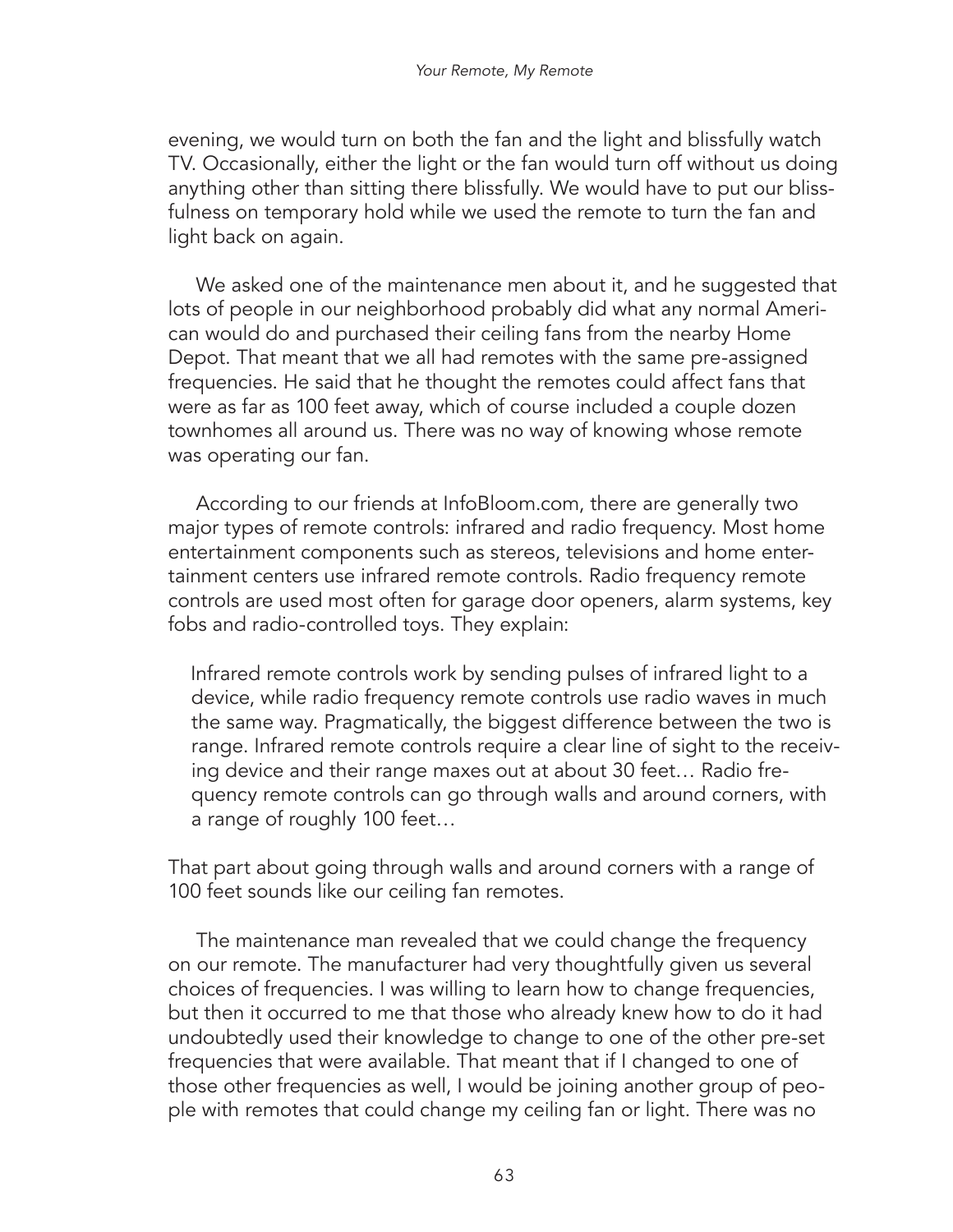evening, we would turn on both the fan and the light and blissfully watch TV. Occasionally, either the light or the fan would turn off without us doing anything other than sitting there blissfully. We would have to put our blissfulness on temporary hold while we used the remote to turn the fan and light back on again.

We asked one of the maintenance men about it, and he suggested that lots of people in our neighborhood probably did what any normal American would do and purchased their ceiling fans from the nearby Home Depot. That meant that we all had remotes with the same pre-assigned frequencies. He said that he thought the remotes could affect fans that were as far as 100 feet away, which of course included a couple dozen townhomes all around us. There was no way of knowing whose remote was operating our fan.

According to our friends at InfoBloom.com, there are generally two major types of remote controls: infrared and radio frequency. Most home entertainment components such as stereos, televisions and home entertainment centers use infrared remote controls. Radio frequency remote controls are used most often for garage door openers, alarm systems, key fobs and radio-controlled toys. They explain:

> Infrared remote controls work by sending pulses of infrared light to a device, while radio frequency remote controls use radio waves in much the same way. Pragmatically, the biggest difference between the two is range. Infrared remote controls require a clear line of sight to the receiving device and their range maxes out at about 30 feet… Radio frequency remote controls can go through walls and around corners, with a range of roughly 100 feet…

That part about going through walls and around corners with a range of 100 feet sounds like our ceiling fan remotes.

The maintenance man revealed that we could change the frequency on our remote. The manufacturer had very thoughtfully given us several choices of frequencies. I was willing to learn how to change frequencies, but then it occurred to me that those who already knew how to do it had undoubtedly used their knowledge to change to one of the other pre-set frequencies that were available. That meant that if I changed to one of those other frequencies as well, I would be joining another group of people with remotes that could change my ceiling fan or light. There was no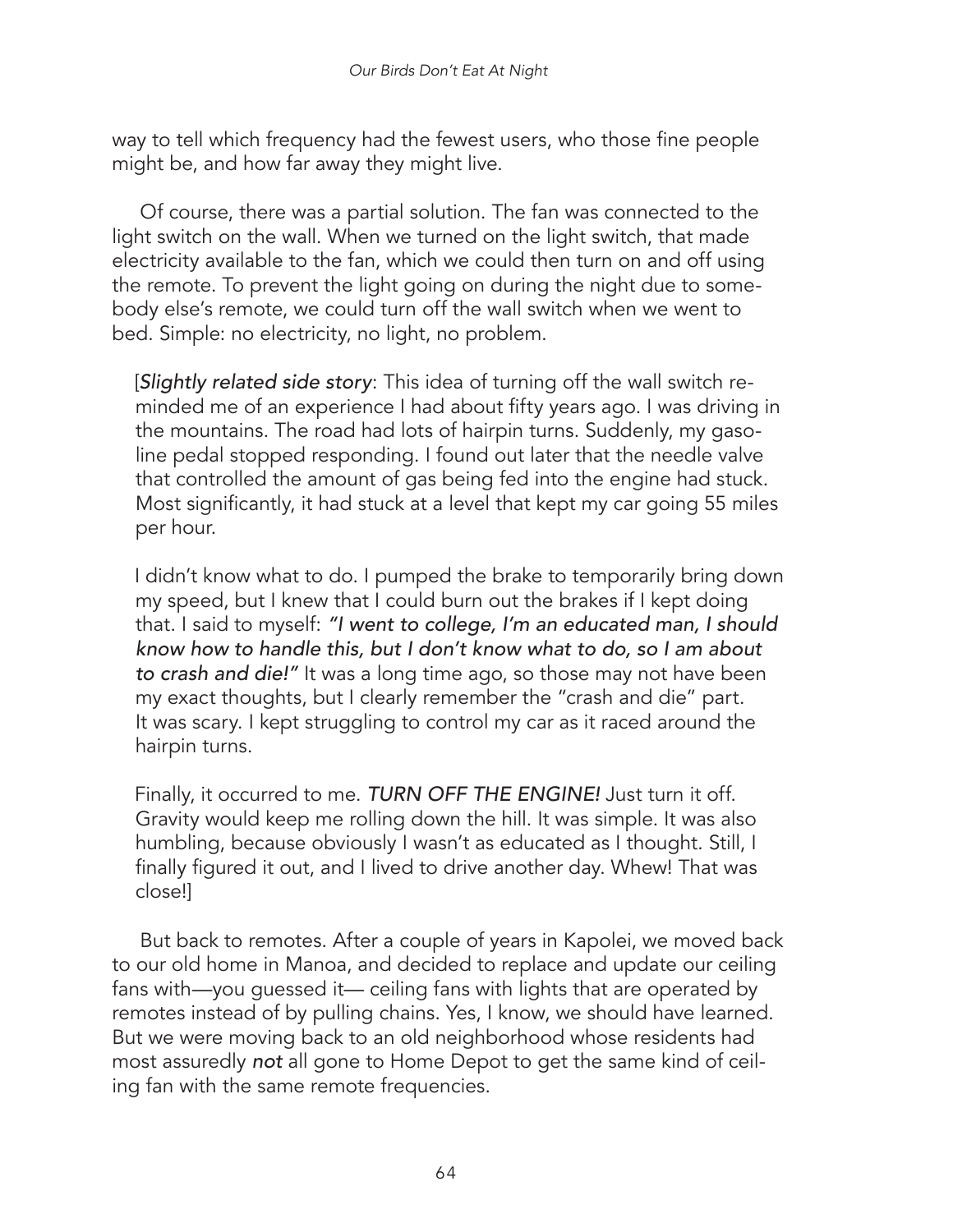way to tell which frequency had the fewest users, who those fine people might be, and how far away they might live.

Of course, there was a partial solution. The fan was connected to the light switch on the wall. When we turned on the light switch, that made electricity available to the fan, which we could then turn on and off using the remote. To prevent the light going on during the night due to somebody else's remote, we could turn off the wall switch when we went to bed. Simple: no electricity, no light, no problem.

[*Slightly related side story*: This idea of turning off the wall switch reminded me of an experience I had about fifty years ago. I was driving in the mountains. The road had lots of hairpin turns. Suddenly, my gasoline pedal stopped responding. I found out later that the needle valve that controlled the amount of gas being fed into the engine had stuck. Most significantly, it had stuck at a level that kept my car going 55 miles per hour.

I didn't know what to do. I pumped the brake to temporarily bring down my speed, but I knew that I could burn out the brakes if I kept doing that. I said to myself: *"I went to college, I'm an educated man, I should know how to handle this, but I don't know what to do, so I am about to crash and die!"* It was a long time ago, so those may not have been my exact thoughts, but I clearly remember the "crash and die" part. It was scary. I kept struggling to control my car as it raced around the hairpin turns.

Finally, it occurred to me. *TURN OFF THE ENGINE!* Just turn it off. Gravity would keep me rolling down the hill. It was simple. It was also humbling, because obviously I wasn't as educated as I thought. Still, I finally figured it out, and I lived to drive another day. Whew! That was close!]

But back to remotes. After a couple of years in Kapolei, we moved back to our old home in Manoa, and decided to replace and update our ceiling fans with—you guessed it— ceiling fans with lights that are operated by remotes instead of by pulling chains. Yes, I know, we should have learned. But we were moving back to an old neighborhood whose residents had most assuredly *not* all gone to Home Depot to get the same kind of ceiling fan with the same remote frequencies.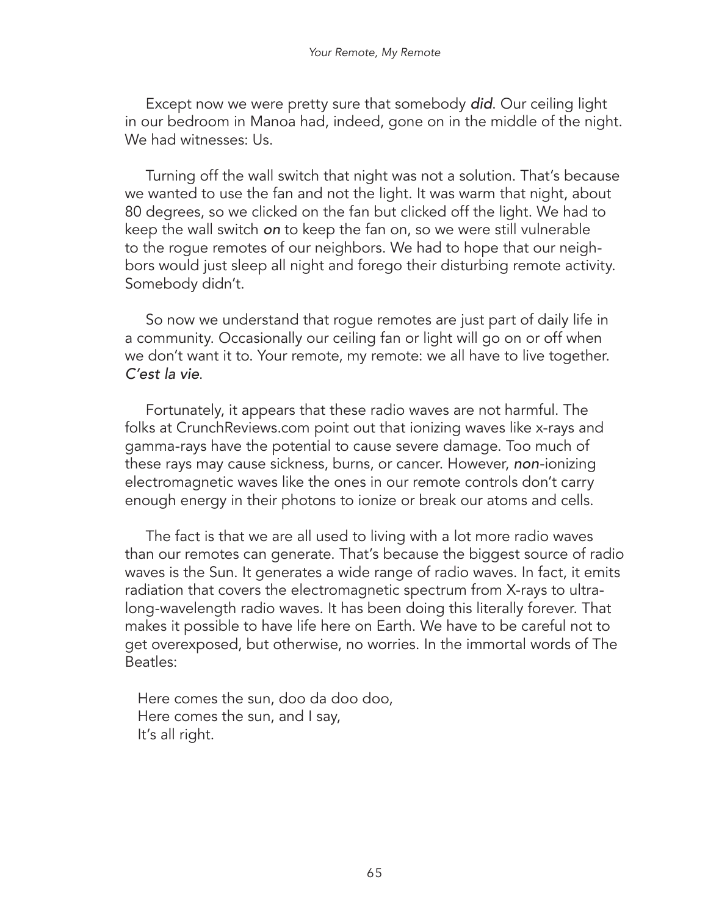Except now we were pretty sure that somebody ***did***. Our ceiling light in our bedroom in Manoa had, indeed, gone on in the middle of the night. We had witnesses: Us.

Turning off the wall switch that night was not a solution. That's because we wanted to use the fan and not the light. It was warm that night, about 80 degrees, so we clicked on the fan but clicked off the light. We had to keep the wall switch ***on*** to keep the fan on, so we were still vulnerable to the rogue remotes of our neighbors. We had to hope that our neighbors would just sleep all night and forego their disturbing remote activity. Somebody didn't.

So now we understand that rogue remotes are just part of daily life in a community. Occasionally our ceiling fan or light will go on or off when we don't want it to. Your remote, my remote: we all have to live together. *C'est la vie*.

Fortunately, it appears that these radio waves are not harmful. The folks at CrunchReviews.com point out that ionizing waves like x-rays and gamma-rays have the potential to cause severe damage. Too much of these rays may cause sickness, burns, or cancer. However, ***non***-ionizing electromagnetic waves like the ones in our remote controls don't carry enough energy in their photons to ionize or break our atoms and cells.

The fact is that we are all used to living with a lot more radio waves than our remotes can generate. That's because the biggest source of radio waves is the Sun. It generates a wide range of radio waves. In fact, it emits radiation that covers the electromagnetic spectrum from X-rays to ultra-long-wavelength radio waves. It has been doing this literally forever. That makes it possible to have life here on Earth. We have to be careful not to get overexposed, but otherwise, no worries. In the immortal words of The Beatles:

Here comes the sun, doo da doo doo,
Here comes the sun, and I say,
It's all right.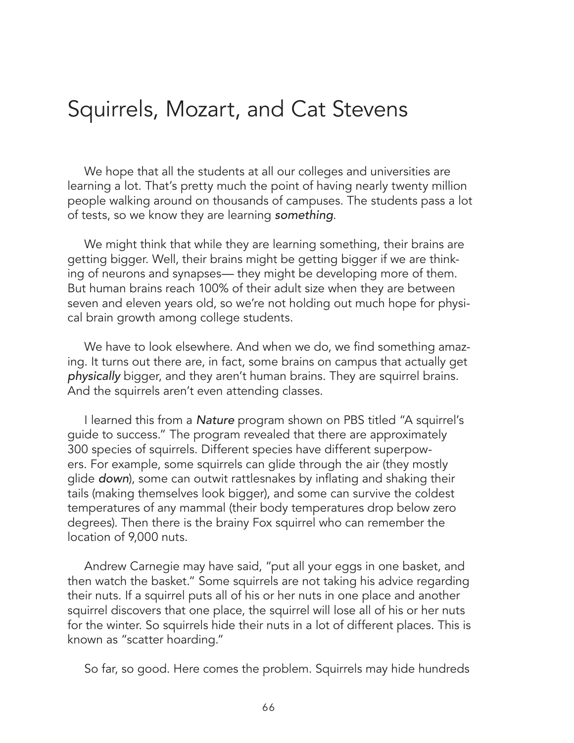# Squirrels, Mozart, and Cat Stevens

We hope that all the students at all our colleges and universities are learning a lot. That's pretty much the point of having nearly twenty million people walking around on thousands of campuses. The students pass a lot of tests, so we know they are learning *something*.

We might think that while they are learning something, their brains are getting bigger. Well, their brains might be getting bigger if we are thinking of neurons and synapses— they might be developing more of them. But human brains reach 100% of their adult size when they are between seven and eleven years old, so we're not holding out much hope for physical brain growth among college students.

We have to look elsewhere. And when we do, we find something amazing. It turns out there are, in fact, some brains on campus that actually get *physically* bigger, and they aren't human brains. They are squirrel brains. And the squirrels aren't even attending classes.

I learned this from a *Nature* program shown on PBS titled "A squirrel's guide to success." The program revealed that there are approximately 300 species of squirrels. Different species have different superpowers. For example, some squirrels can glide through the air (they mostly glide *down*), some can outwit rattlesnakes by inflating and shaking their tails (making themselves look bigger), and some can survive the coldest temperatures of any mammal (their body temperatures drop below zero degrees). Then there is the brainy Fox squirrel who can remember the location of 9,000 nuts.

Andrew Carnegie may have said, "put all your eggs in one basket, and then watch the basket." Some squirrels are not taking his advice regarding their nuts. If a squirrel puts all of his or her nuts in one place and another squirrel discovers that one place, the squirrel will lose all of his or her nuts for the winter. So squirrels hide their nuts in a lot of different places. This is known as "scatter hoarding."

So far, so good. Here comes the problem. Squirrels may hide hundreds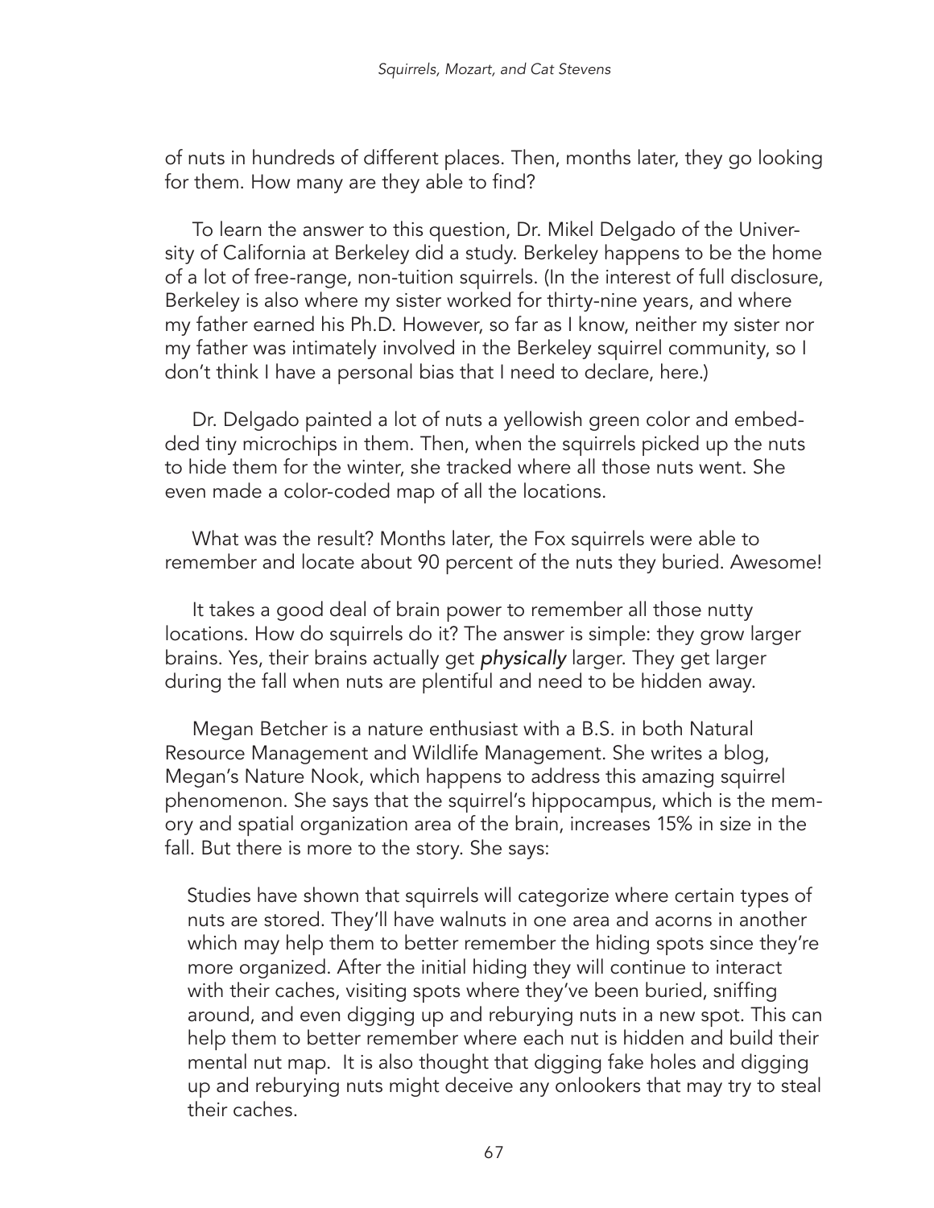of nuts in hundreds of different places. Then, months later, they go looking for them. How many are they able to find?

To learn the answer to this question, Dr. Mikel Delgado of the University of California at Berkeley did a study. Berkeley happens to be the home of a lot of free-range, non-tuition squirrels. (In the interest of full disclosure, Berkeley is also where my sister worked for thirty-nine years, and where my father earned his Ph.D. However, so far as I know, neither my sister nor my father was intimately involved in the Berkeley squirrel community, so I don't think I have a personal bias that I need to declare, here.)

Dr. Delgado painted a lot of nuts a yellowish green color and embedded tiny microchips in them. Then, when the squirrels picked up the nuts to hide them for the winter, she tracked where all those nuts went. She even made a color-coded map of all the locations.

What was the result? Months later, the Fox squirrels were able to remember and locate about 90 percent of the nuts they buried. Awesome!

It takes a good deal of brain power to remember all those nutty locations. How do squirrels do it? The answer is simple: they grow larger brains. Yes, their brains actually get *physically* larger. They get larger during the fall when nuts are plentiful and need to be hidden away.

Megan Betcher is a nature enthusiast with a B.S. in both Natural Resource Management and Wildlife Management. She writes a blog, Megan's Nature Nook, which happens to address this amazing squirrel phenomenon. She says that the squirrel's hippocampus, which is the memory and spatial organization area of the brain, increases 15% in size in the fall. But there is more to the story. She says:

> Studies have shown that squirrels will categorize where certain types of nuts are stored. They'll have walnuts in one area and acorns in another which may help them to better remember the hiding spots since they're more organized. After the initial hiding they will continue to interact with their caches, visiting spots where they've been buried, sniffing around, and even digging up and reburying nuts in a new spot. This can help them to better remember where each nut is hidden and build their mental nut map. It is also thought that digging fake holes and digging up and reburying nuts might deceive any onlookers that may try to steal their caches.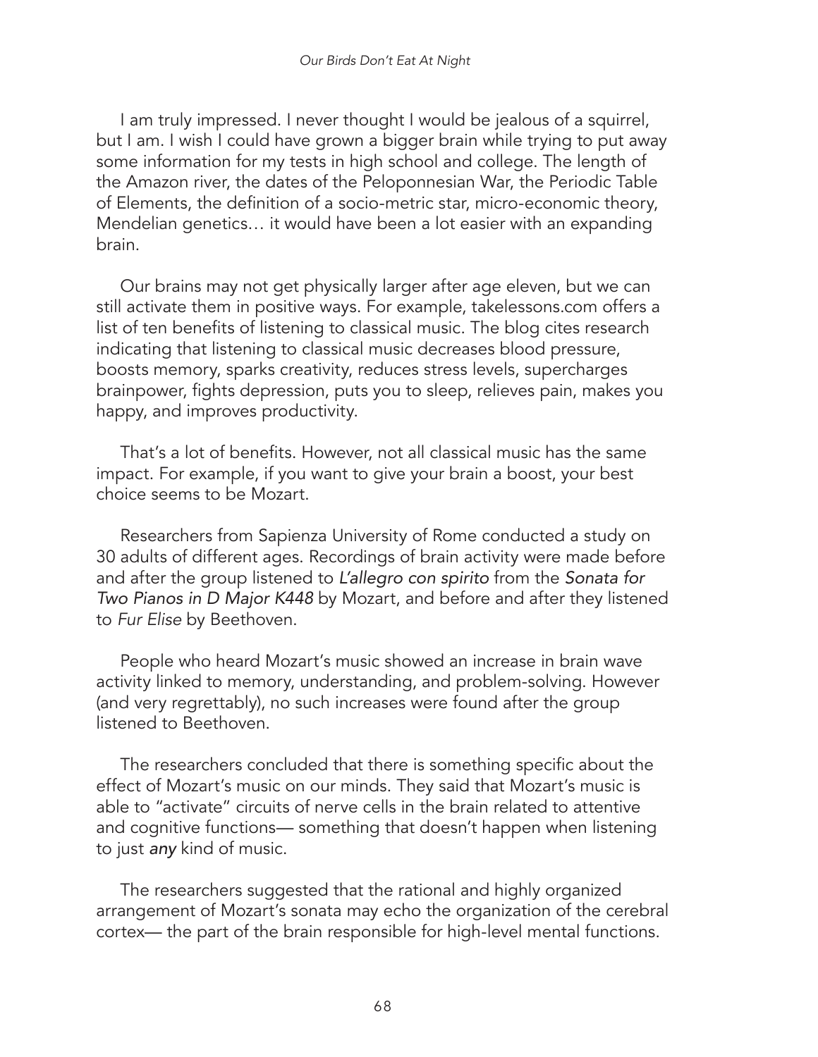I am truly impressed. I never thought I would be jealous of a squirrel, but I am. I wish I could have grown a bigger brain while trying to put away some information for my tests in high school and college. The length of the Amazon river, the dates of the Peloponnesian War, the Periodic Table of Elements, the definition of a socio-metric star, micro-economic theory, Mendelian genetics… it would have been a lot easier with an expanding brain.

Our brains may not get physically larger after age eleven, but we can still activate them in positive ways. For example, takelessons.com offers a list of ten benefits of listening to classical music. The blog cites research indicating that listening to classical music decreases blood pressure, boosts memory, sparks creativity, reduces stress levels, supercharges brainpower, fights depression, puts you to sleep, relieves pain, makes you happy, and improves productivity.

That's a lot of benefits. However, not all classical music has the same impact. For example, if you want to give your brain a boost, your best choice seems to be Mozart.

Researchers from Sapienza University of Rome conducted a study on 30 adults of different ages. Recordings of brain activity were made before and after the group listened to *L'allegro con spirito* from the *Sonata for Two Pianos in D Major K448* by Mozart, and before and after they listened to *Fur Elise* by Beethoven.

People who heard Mozart's music showed an increase in brain wave activity linked to memory, understanding, and problem-solving. However (and very regrettably), no such increases were found after the group listened to Beethoven.

The researchers concluded that there is something specific about the effect of Mozart's music on our minds. They said that Mozart's music is able to "activate" circuits of nerve cells in the brain related to attentive and cognitive functions— something that doesn't happen when listening to just *any* kind of music.

The researchers suggested that the rational and highly organized arrangement of Mozart's sonata may echo the organization of the cerebral cortex— the part of the brain responsible for high-level mental functions.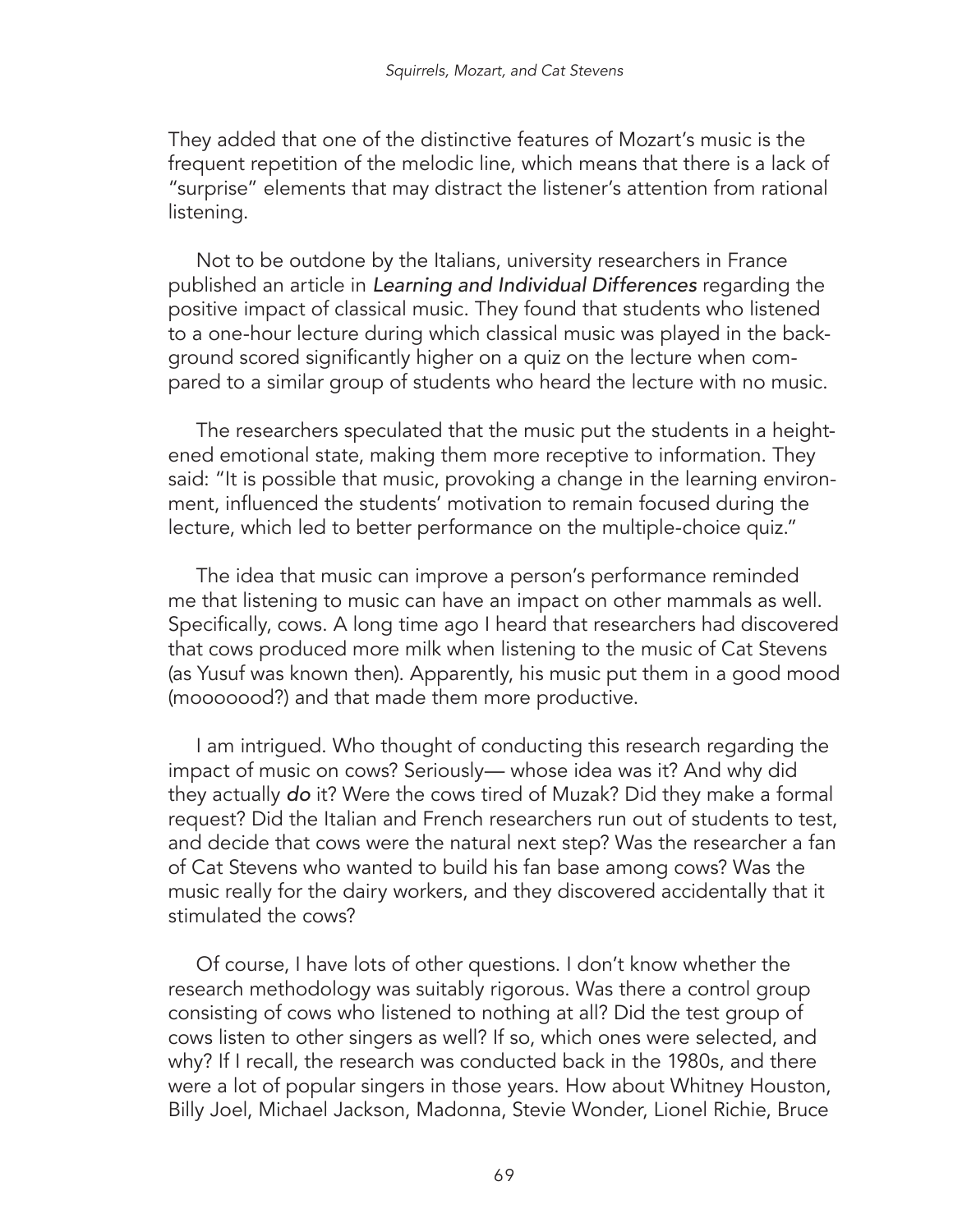They added that one of the distinctive features of Mozart's music is the frequent repetition of the melodic line, which means that there is a lack of "surprise" elements that may distract the listener's attention from rational listening.

Not to be outdone by the Italians, university researchers in France published an article in *Learning and Individual Differences* regarding the positive impact of classical music. They found that students who listened to a one-hour lecture during which classical music was played in the background scored significantly higher on a quiz on the lecture when compared to a similar group of students who heard the lecture with no music.

The researchers speculated that the music put the students in a heightened emotional state, making them more receptive to information. They said: "It is possible that music, provoking a change in the learning environment, influenced the students' motivation to remain focused during the lecture, which led to better performance on the multiple-choice quiz."

The idea that music can improve a person's performance reminded me that listening to music can have an impact on other mammals as well. Specifically, cows. A long time ago I heard that researchers had discovered that cows produced more milk when listening to the music of Cat Stevens (as Yusuf was known then). Apparently, his music put them in a good mood (mooooood?) and that made them more productive.

I am intrigued. Who thought of conducting this research regarding the impact of music on cows? Seriously— whose idea was it? And why did they actually ***do*** it? Were the cows tired of Muzak? Did they make a formal request? Did the Italian and French researchers run out of students to test, and decide that cows were the natural next step? Was the researcher a fan of Cat Stevens who wanted to build his fan base among cows? Was the music really for the dairy workers, and they discovered accidentally that it stimulated the cows?

Of course, I have lots of other questions. I don't know whether the research methodology was suitably rigorous. Was there a control group consisting of cows who listened to nothing at all? Did the test group of cows listen to other singers as well? If so, which ones were selected, and why? If I recall, the research was conducted back in the 1980s, and there were a lot of popular singers in those years. How about Whitney Houston, Billy Joel, Michael Jackson, Madonna, Stevie Wonder, Lionel Richie, Bruce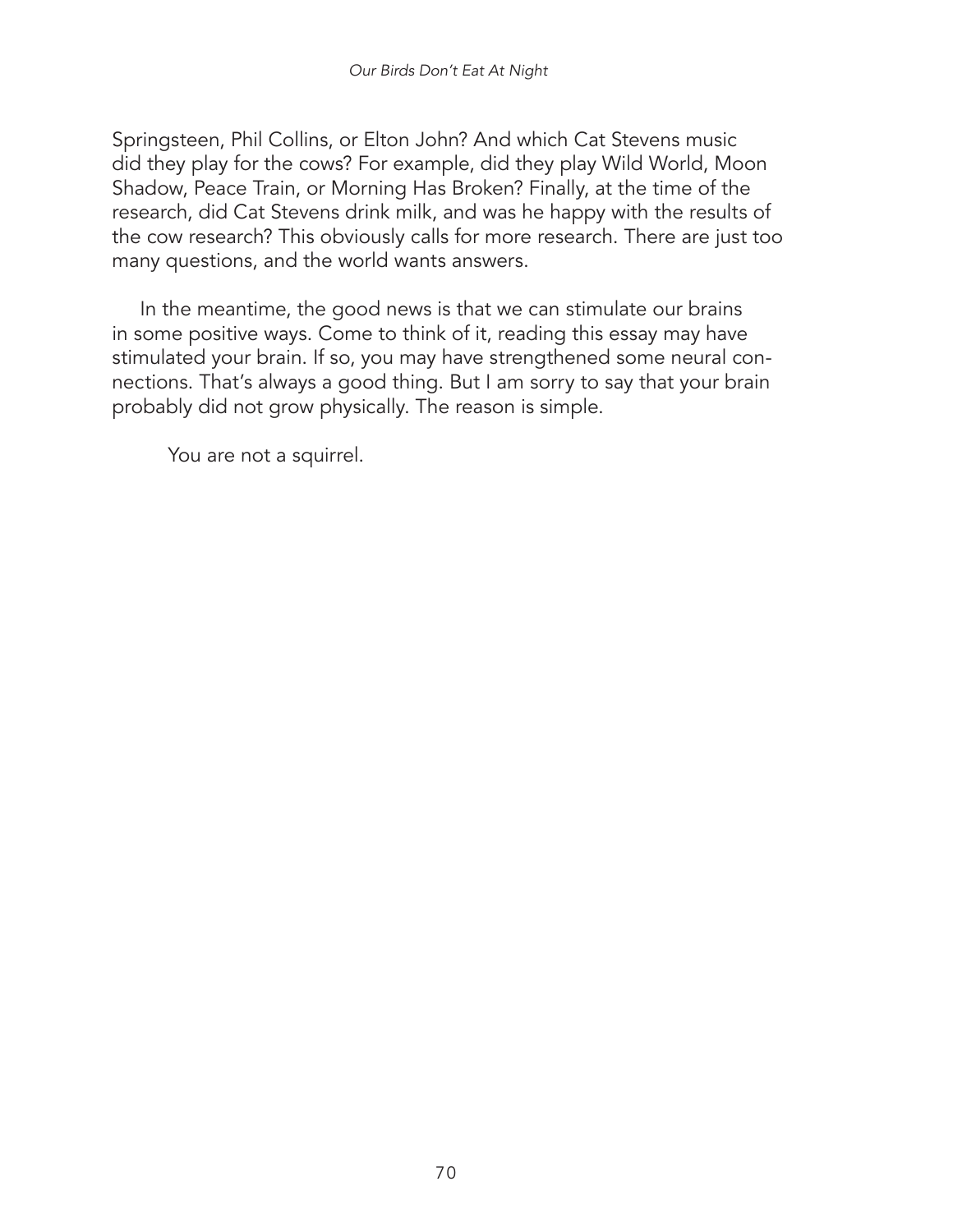Springsteen, Phil Collins, or Elton John? And which Cat Stevens music did they play for the cows? For example, did they play Wild World, Moon Shadow, Peace Train, or Morning Has Broken? Finally, at the time of the research, did Cat Stevens drink milk, and was he happy with the results of the cow research? This obviously calls for more research. There are just too many questions, and the world wants answers.

In the meantime, the good news is that we can stimulate our brains in some positive ways. Come to think of it, reading this essay may have stimulated your brain. If so, you may have strengthened some neural connections. That's always a good thing. But I am sorry to say that your brain probably did not grow physically. The reason is simple.

You are not a squirrel.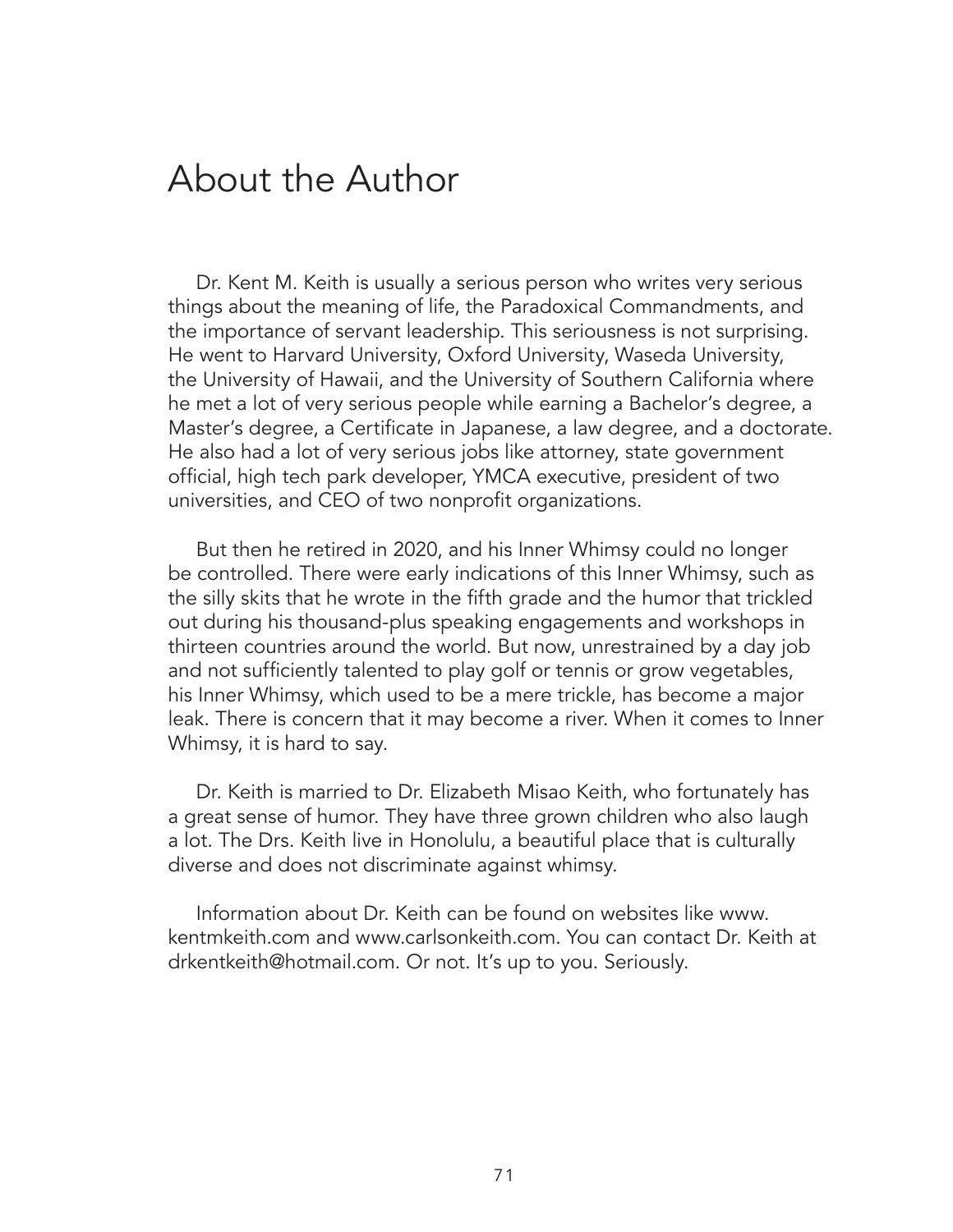# About the Author

Dr. Kent M. Keith is usually a serious person who writes very serious things about the meaning of life, the Paradoxical Commandments, and the importance of servant leadership. This seriousness is not surprising. He went to Harvard University, Oxford University, Waseda University, the University of Hawaii, and the University of Southern California where he met a lot of very serious people while earning a Bachelor's degree, a Master's degree, a Certificate in Japanese, a law degree, and a doctorate. He also had a lot of very serious jobs like attorney, state government official, high tech park developer, YMCA executive, president of two universities, and CEO of two nonprofit organizations.

But then he retired in 2020, and his Inner Whimsy could no longer be controlled. There were early indications of this Inner Whimsy, such as the silly skits that he wrote in the fifth grade and the humor that trickled out during his thousand-plus speaking engagements and workshops in thirteen countries around the world. But now, unrestrained by a day job and not sufficiently talented to play golf or tennis or grow vegetables, his Inner Whimsy, which used to be a mere trickle, has become a major leak. There is concern that it may become a river. When it comes to Inner Whimsy, it is hard to say.

Dr. Keith is married to Dr. Elizabeth Misao Keith, who fortunately has a great sense of humor. They have three grown children who also laugh a lot. The Drs. Keith live in Honolulu, a beautiful place that is culturally diverse and does not discriminate against whimsy.

Information about Dr. Keith can be found on websites like www.kentmkeith.com and www.carlsonkeith.com. You can contact Dr. Keith at drkentkeith@hotmail.com. Or not. It's up to you. Seriously.